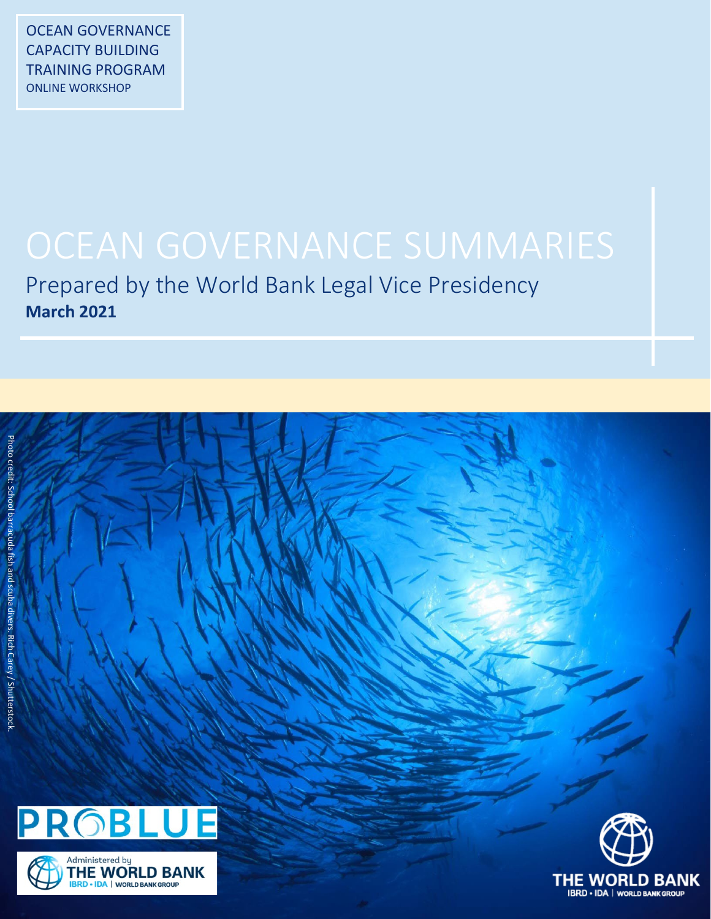OCEAN GOVERNANCE CAPACITY BUILDING TRAINING PROGRAM
ONLINE WORKSHOP

# OCEAN GOVERNANCE SUMMARIES

## Prepared by the World Bank Legal Vice Presidency

**March 2021**

Photo credit: School barracuda fish and scuba divers. Rich Carey / Shutterstock.

PROBLUE

Administered by THE WORLD BANK IBRD • IDA | WORLD BANK GROUP

THE WORLD BANK IBRD • IDA | WORLD BANK GROUP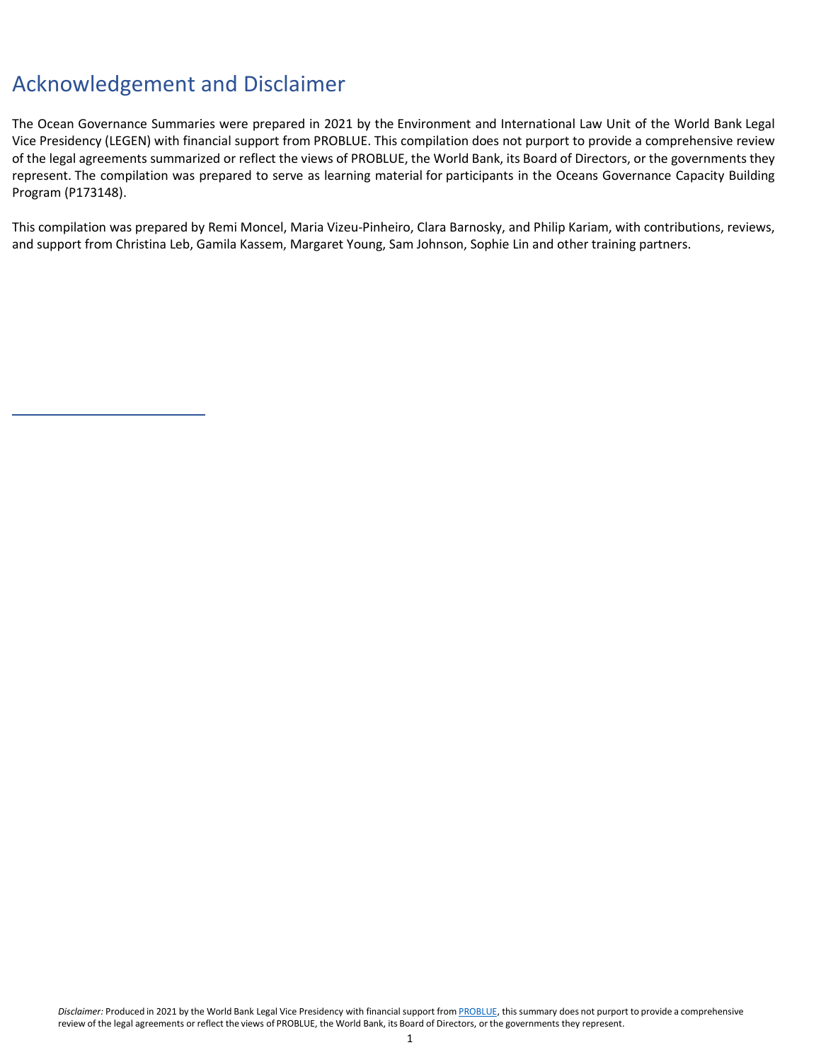# Acknowledgement and Disclaimer

The Ocean Governance Summaries were prepared in 2021 by the Environment and International Law Unit of the World Bank Legal Vice Presidency (LEGEN) with financial support from PROBLUE. This compilation does not purport to provide a comprehensive review of the legal agreements summarized or reflect the views of PROBLUE, the World Bank, its Board of Directors, or the governments they represent. The compilation was prepared to serve as learning material for participants in the Oceans Governance Capacity Building Program (P173148).

This compilation was prepared by Remi Moncel, Maria Vizeu-Pinheiro, Clara Barnosky, and Philip Kariam, with contributions, reviews, and support from Christina Leb, Gamila Kassem, Margaret Young, Sam Johnson, Sophie Lin and other training partners.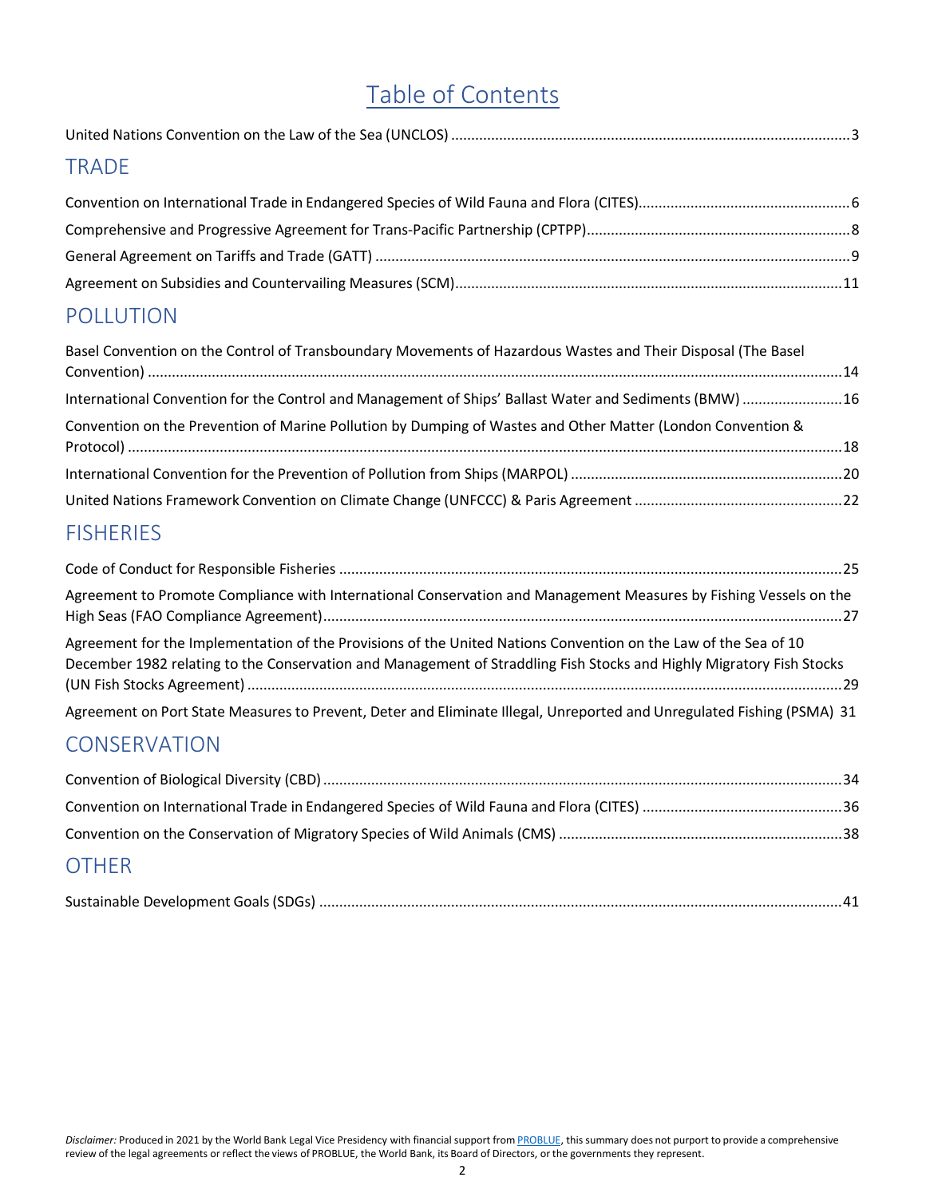# Table of Contents

United Nations Convention on the Law of the Sea (UNCLOS) ... 3

## TRADE

Convention on International Trade in Endangered Species of Wild Fauna and Flora (CITES) ... 6

Comprehensive and Progressive Agreement for Trans-Pacific Partnership (CPTPP) ... 8

General Agreement on Tariffs and Trade (GATT) ... 9

Agreement on Subsidies and Countervailing Measures (SCM) ... 11

## POLLUTION

Basel Convention on the Control of Transboundary Movements of Hazardous Wastes and Their Disposal (The Basel Convention) ... 14

International Convention for the Control and Management of Ships' Ballast Water and Sediments (BMW) ... 16

Convention on the Prevention of Marine Pollution by Dumping of Wastes and Other Matter (London Convention & Protocol) ... 18

International Convention for the Prevention of Pollution from Ships (MARPOL) ... 20

United Nations Framework Convention on Climate Change (UNFCCC) & Paris Agreement ... 22

## FISHERIES

Code of Conduct for Responsible Fisheries ... 25

Agreement to Promote Compliance with International Conservation and Management Measures by Fishing Vessels on the High Seas (FAO Compliance Agreement) ... 27

Agreement for the Implementation of the Provisions of the United Nations Convention on the Law of the Sea of 10 December 1982 relating to the Conservation and Management of Straddling Fish Stocks and Highly Migratory Fish Stocks (UN Fish Stocks Agreement) ... 29

Agreement on Port State Measures to Prevent, Deter and Eliminate Illegal, Unreported and Unregulated Fishing (PSMA) 31

## CONSERVATION

Convention of Biological Diversity (CBD) ... 34

Convention on International Trade in Endangered Species of Wild Fauna and Flora (CITES) ... 36

Convention on the Conservation of Migratory Species of Wild Animals (CMS) ... 38

## OTHER

Sustainable Development Goals (SDGs) ... 41

*Disclaimer:* Produced in 2021 by the World Bank Legal Vice Presidency with financial support from PROBLUE, this summary does not purport to provide a comprehensive review of the legal agreements or reflect the views of PROBLUE, the World Bank, its Board of Directors, or the governments they represent.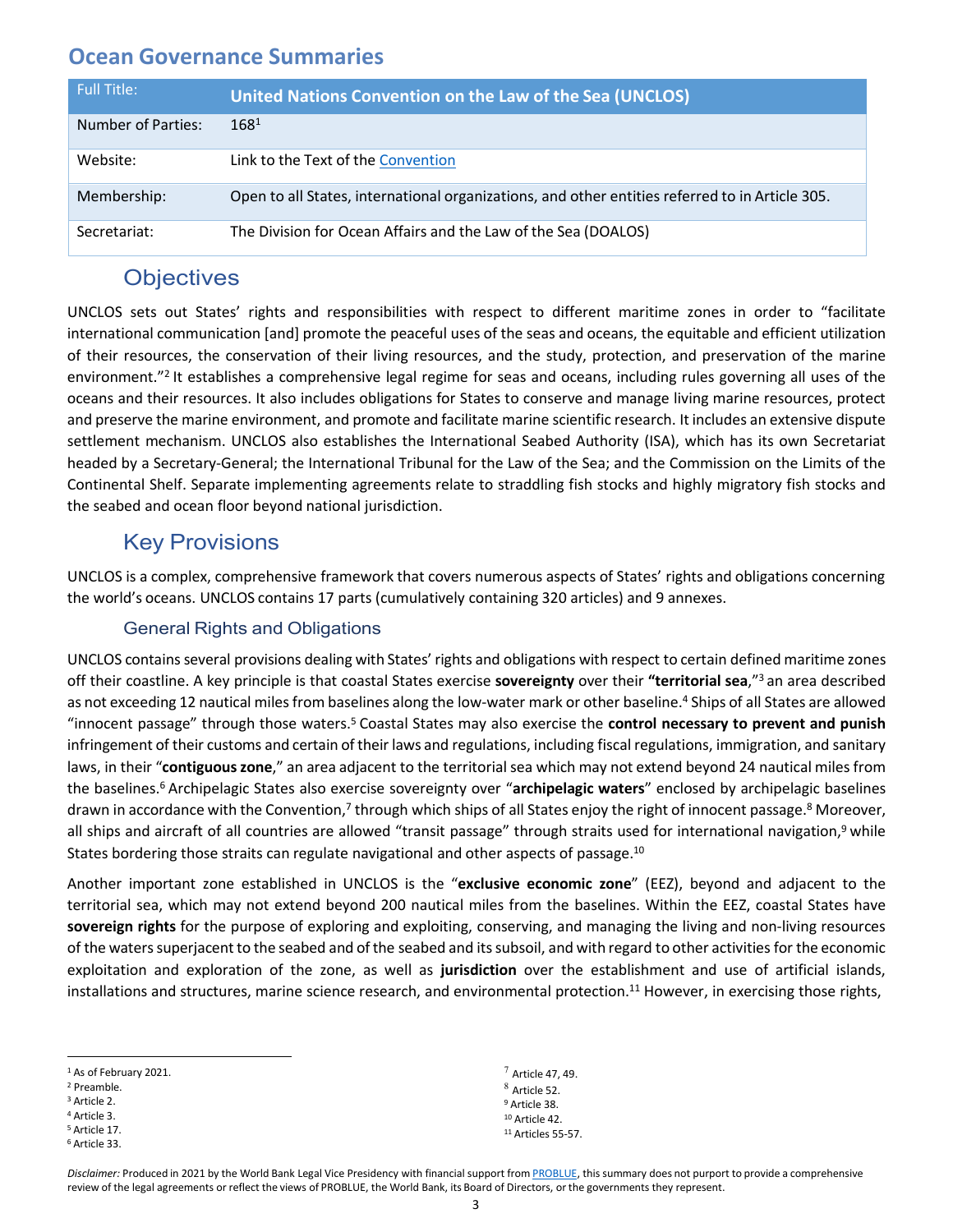## Ocean Governance Summaries

| Full Title: | United Nations Convention on the Law of the Sea (UNCLOS) |
|---|---|
| Number of Parties: | 168[1] |
| Website: | Link to the Text of the [Convention]() |
| Membership: | Open to all States, international organizations, and other entities referred to in Article 305. |
| Secretariat: | The Division for Ocean Affairs and the Law of the Sea (DOALOS) |

## Objectives

UNCLOS sets out States' rights and responsibilities with respect to different maritime zones in order to "facilitate international communication [and] promote the peaceful uses of the seas and oceans, the equitable and efficient utilization of their resources, the conservation of their living resources, and the study, protection, and preservation of the marine environment."[2] It establishes a comprehensive legal regime for seas and oceans, including rules governing all uses of the oceans and their resources. It also includes obligations for States to conserve and manage living marine resources, protect and preserve the marine environment, and promote and facilitate marine scientific research. It includes an extensive dispute settlement mechanism. UNCLOS also establishes the International Seabed Authority (ISA), which has its own Secretariat headed by a Secretary-General; the International Tribunal for the Law of the Sea; and the Commission on the Limits of the Continental Shelf. Separate implementing agreements relate to straddling fish stocks and highly migratory fish stocks and the seabed and ocean floor beyond national jurisdiction.

## Key Provisions

UNCLOS is a complex, comprehensive framework that covers numerous aspects of States' rights and obligations concerning the world's oceans. UNCLOS contains 17 parts (cumulatively containing 320 articles) and 9 annexes.

### General Rights and Obligations

UNCLOS contains several provisions dealing with States' rights and obligations with respect to certain defined maritime zones off their coastline. A key principle is that coastal States exercise **sovereignty** over their **"territorial sea**,"[3] an area described as not exceeding 12 nautical miles from baselines along the low-water mark or other baseline.[4] Ships of all States are allowed "innocent passage" through those waters.[5] Coastal States may also exercise the **control necessary to prevent and punish** infringement of their customs and certain of their laws and regulations, including fiscal regulations, immigration, and sanitary laws, in their "**contiguous zone**," an area adjacent to the territorial sea which may not extend beyond 24 nautical miles from the baselines.[6] Archipelagic States also exercise sovereignty over "**archipelagic waters**" enclosed by archipelagic baselines drawn in accordance with the Convention,[7] through which ships of all States enjoy the right of innocent passage.[8] Moreover, all ships and aircraft of all countries are allowed "transit passage" through straits used for international navigation,[9] while States bordering those straits can regulate navigational and other aspects of passage.[10]

Another important zone established in UNCLOS is the "**exclusive economic zone**" (EEZ), beyond and adjacent to the territorial sea, which may not extend beyond 200 nautical miles from the baselines. Within the EEZ, coastal States have **sovereign rights** for the purpose of exploring and exploiting, conserving, and managing the living and non-living resources of the waters superjacent to the seabed and of the seabed and its subsoil, and with regard to other activities for the economic exploitation and exploration of the zone, as well as **jurisdiction** over the establishment and use of artificial islands, installations and structures, marine science research, and environmental protection.[11] However, in exercising those rights,

---

[1] As of February 2021.
[2] Preamble.
[3] Article 2.
[4] Article 3.
[5] Article 17.
[6] Article 33.
[7] Article 47, 49.
[8] Article 52.
[9] Article 38.
[10] Article 42.
[11] Articles 55-57.

*Disclaimer:* Produced in 2021 by the World Bank Legal Vice Presidency with financial support from PROBLUE, this summary does not purport to provide a comprehensive review of the legal agreements or reflect the views of PROBLUE, the World Bank, its Board of Directors, or the governments they represent.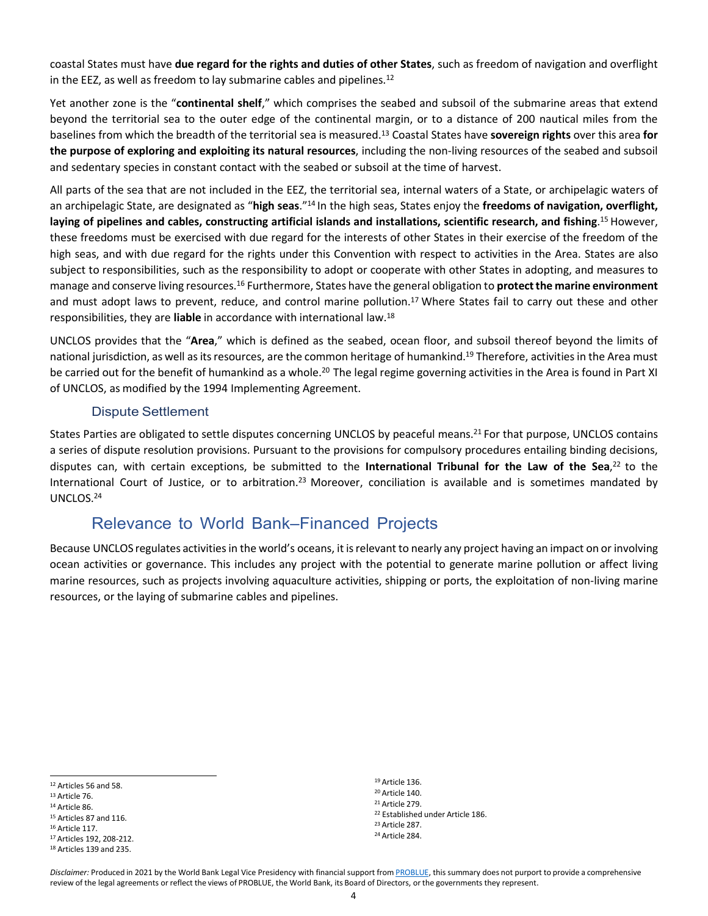coastal States must have **due regard for the rights and duties of other States**, such as freedom of navigation and overflight in the EEZ, as well as freedom to lay submarine cables and pipelines.[12]

Yet another zone is the "**continental shelf**," which comprises the seabed and subsoil of the submarine areas that extend beyond the territorial sea to the outer edge of the continental margin, or to a distance of 200 nautical miles from the baselines from which the breadth of the territorial sea is measured.[13] Coastal States have **sovereign rights** over this area **for the purpose of exploring and exploiting its natural resources**, including the non-living resources of the seabed and subsoil and sedentary species in constant contact with the seabed or subsoil at the time of harvest.

All parts of the sea that are not included in the EEZ, the territorial sea, internal waters of a State, or archipelagic waters of an archipelagic State, are designated as "**high seas**."[14] In the high seas, States enjoy the **freedoms of navigation, overflight, laying of pipelines and cables, constructing artificial islands and installations, scientific research, and fishing**.[15] However, these freedoms must be exercised with due regard for the interests of other States in their exercise of the freedom of the high seas, and with due regard for the rights under this Convention with respect to activities in the Area. States are also subject to responsibilities, such as the responsibility to adopt or cooperate with other States in adopting, and measures to manage and conserve living resources.[16] Furthermore, States have the general obligation to **protect the marine environment** and must adopt laws to prevent, reduce, and control marine pollution.[17] Where States fail to carry out these and other responsibilities, they are **liable** in accordance with international law.[18]

UNCLOS provides that the "**Area**," which is defined as the seabed, ocean floor, and subsoil thereof beyond the limits of national jurisdiction, as well as its resources, are the common heritage of humankind.[19] Therefore, activities in the Area must be carried out for the benefit of humankind as a whole.[20] The legal regime governing activities in the Area is found in Part XI of UNCLOS, as modified by the 1994 Implementing Agreement.

### Dispute Settlement

States Parties are obligated to settle disputes concerning UNCLOS by peaceful means.[21] For that purpose, UNCLOS contains a series of dispute resolution provisions. Pursuant to the provisions for compulsory procedures entailing binding decisions, disputes can, with certain exceptions, be submitted to the **International Tribunal for the Law of the Sea**,[22] to the International Court of Justice, or to arbitration.[23] Moreover, conciliation is available and is sometimes mandated by UNCLOS.[24]

## Relevance to World Bank–Financed Projects

Because UNCLOS regulates activities in the world's oceans, it is relevant to nearly any project having an impact on or involving ocean activities or governance. This includes any project with the potential to generate marine pollution or affect living marine resources, such as projects involving aquaculture activities, shipping or ports, the exploitation of non-living marine resources, or the laying of submarine cables and pipelines.

---

[12] Articles 56 and 58.
[13] Article 76.
[14] Article 86.
[15] Articles 87 and 116.
[16] Article 117.
[17] Articles 192, 208-212.
[18] Articles 139 and 235.
[19] Article 136.
[20] Article 140.
[21] Article 279.
[22] Established under Article 186.
[23] Article 287.
[24] Article 284.

*Disclaimer:* Produced in 2021 by the World Bank Legal Vice Presidency with financial support from PROBLUE, this summary does not purport to provide a comprehensive review of the legal agreements or reflect the views of PROBLUE, the World Bank, its Board of Directors, or the governments they represent.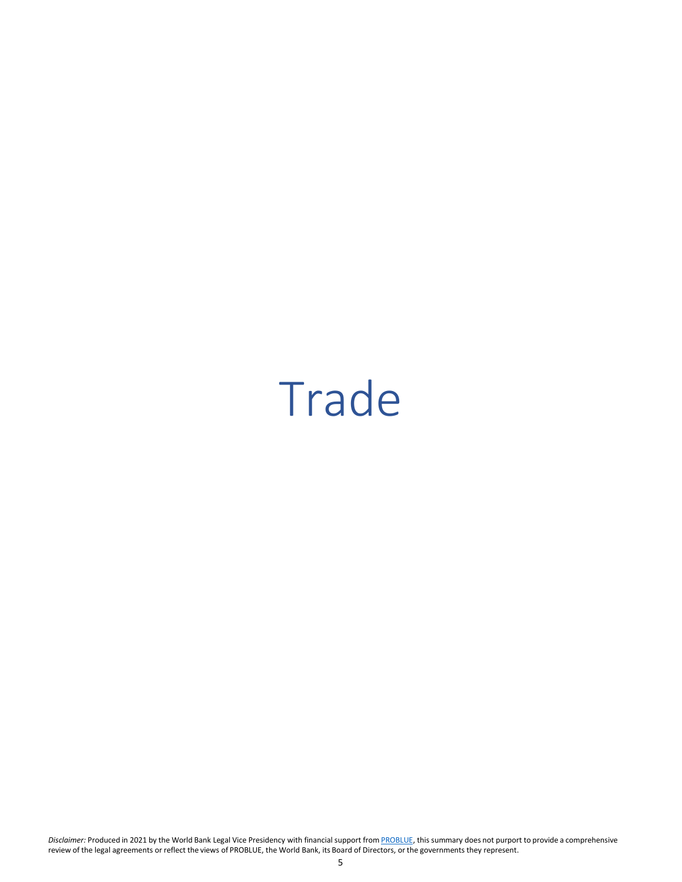# Trade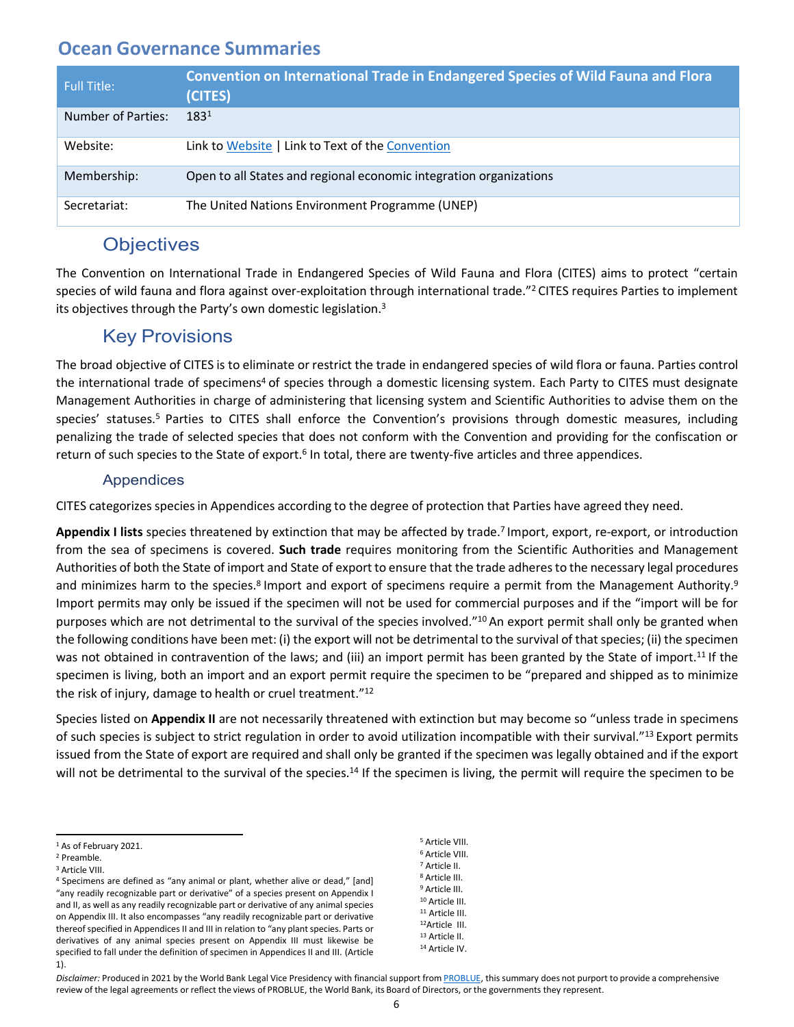## Ocean Governance Summaries

| Full Title: | Convention on International Trade in Endangered Species of Wild Fauna and Flora (CITES) |
|---|---|
| Number of Parties: | 183[1] |
| Website: | Link to Website \| Link to Text of the Convention |
| Membership: | Open to all States and regional economic integration organizations |
| Secretariat: | The United Nations Environment Programme (UNEP) |

### Objectives

The Convention on International Trade in Endangered Species of Wild Fauna and Flora (CITES) aims to protect "certain species of wild fauna and flora against over-exploitation through international trade."[2] CITES requires Parties to implement its objectives through the Party's own domestic legislation.[3]

### Key Provisions

The broad objective of CITES is to eliminate or restrict the trade in endangered species of wild flora or fauna. Parties control the international trade of specimens[4] of species through a domestic licensing system. Each Party to CITES must designate Management Authorities in charge of administering that licensing system and Scientific Authorities to advise them on the species' statuses.[5] Parties to CITES shall enforce the Convention's provisions through domestic measures, including penalizing the trade of selected species that does not conform with the Convention and providing for the confiscation or return of such species to the State of export.[6] In total, there are twenty-five articles and three appendices.

#### Appendices

CITES categorizes species in Appendices according to the degree of protection that Parties have agreed they need.

**Appendix I lists** species threatened by extinction that may be affected by trade.[7] Import, export, re-export, or introduction from the sea of specimens is covered. **Such trade** requires monitoring from the Scientific Authorities and Management Authorities of both the State of import and State of export to ensure that the trade adheres to the necessary legal procedures and minimizes harm to the species.[8] Import and export of specimens require a permit from the Management Authority.[9] Import permits may only be issued if the specimen will not be used for commercial purposes and if the "import will be for purposes which are not detrimental to the survival of the species involved."[10] An export permit shall only be granted when the following conditions have been met: (i) the export will not be detrimental to the survival of that species; (ii) the specimen was not obtained in contravention of the laws; and (iii) an import permit has been granted by the State of import.[11] If the specimen is living, both an import and an export permit require the specimen to be "prepared and shipped as to minimize the risk of injury, damage to health or cruel treatment."[12]

Species listed on **Appendix II** are not necessarily threatened with extinction but may become so "unless trade in specimens of such species is subject to strict regulation in order to avoid utilization incompatible with their survival."[13] Export permits issued from the State of export are required and shall only be granted if the specimen was legally obtained and if the export will not be detrimental to the survival of the species.[14] If the specimen is living, the permit will require the specimen to be

---

[1] As of February 2021.
[2] Preamble.
[3] Article VIII.
[4] Specimens are defined as "any animal or plant, whether alive or dead," [and] "any readily recognizable part or derivative" of a species present on Appendix I and II, as well as any readily recognizable part or derivative of any animal species on Appendix III. It also encompasses "any readily recognizable part or derivative thereof specified in Appendices II and III in relation to "any plant species. Parts or derivatives of any animal species present on Appendix III must likewise be specified to fall under the definition of specimen in Appendices II and III. (Article 1).
[5] Article VIII.
[6] Article VIII.
[7] Article II.
[8] Article III.
[9] Article III.
[10] Article III.
[11] Article III.
[12] Article III.
[13] Article II.
[14] Article IV.

*Disclaimer:* Produced in 2021 by the World Bank Legal Vice Presidency with financial support from PROBLUE, this summary does not purport to provide a comprehensive review of the legal agreements or reflect the views of PROBLUE, the World Bank, its Board of Directors, or the governments they represent.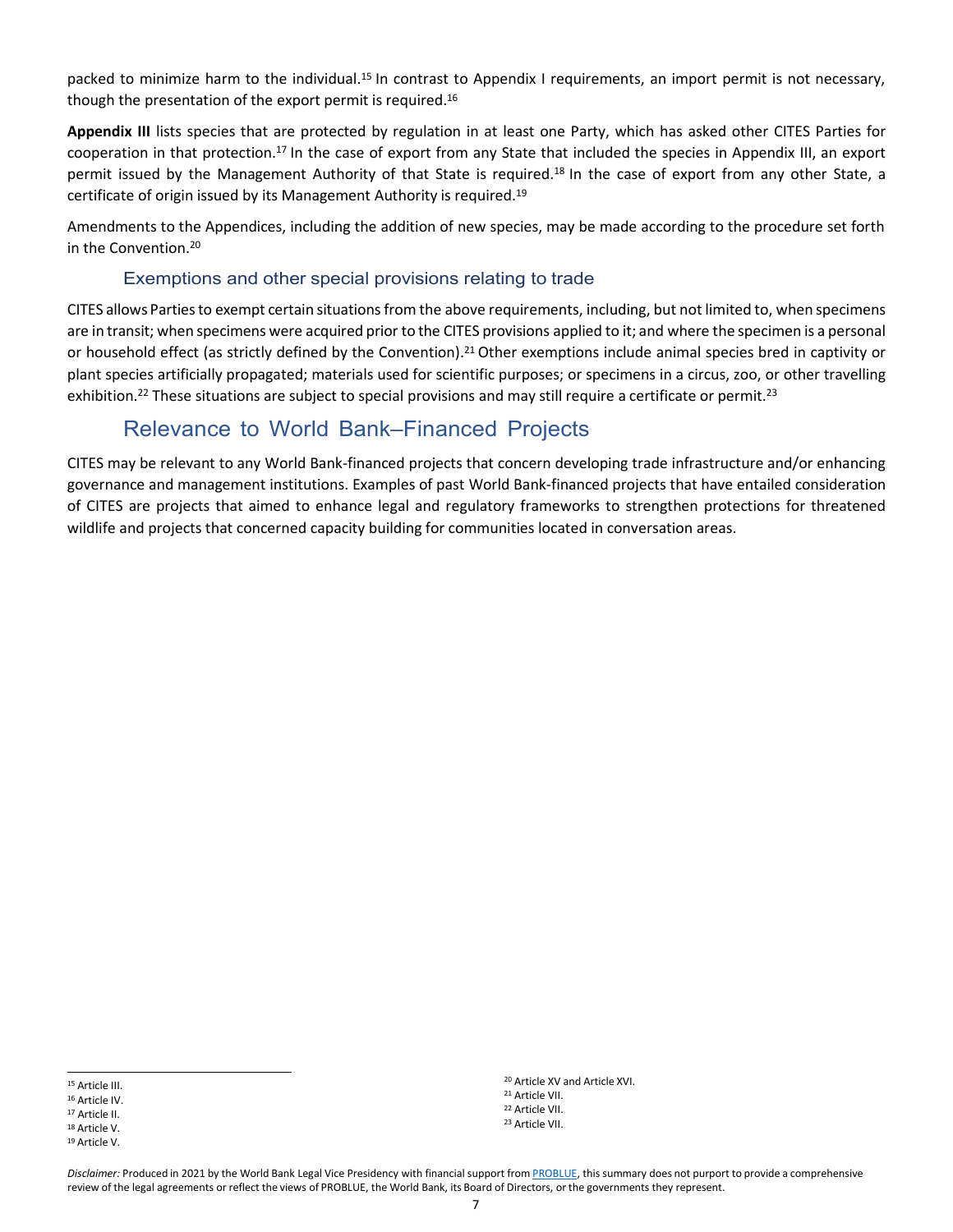packed to minimize harm to the individual.[15] In contrast to Appendix I requirements, an import permit is not necessary, though the presentation of the export permit is required.[16]

**Appendix III** lists species that are protected by regulation in at least one Party, which has asked other CITES Parties for cooperation in that protection.[17] In the case of export from any State that included the species in Appendix III, an export permit issued by the Management Authority of that State is required.[18] In the case of export from any other State, a certificate of origin issued by its Management Authority is required.[19]

Amendments to the Appendices, including the addition of new species, may be made according to the procedure set forth in the Convention.[20]

### Exemptions and other special provisions relating to trade

CITES allows Parties to exempt certain situations from the above requirements, including, but not limited to, when specimens are in transit; when specimens were acquired prior to the CITES provisions applied to it; and where the specimen is a personal or household effect (as strictly defined by the Convention).[21] Other exemptions include animal species bred in captivity or plant species artificially propagated; materials used for scientific purposes; or specimens in a circus, zoo, or other travelling exhibition.[22] These situations are subject to special provisions and may still require a certificate or permit.[23]

## Relevance to World Bank–Financed Projects

CITES may be relevant to any World Bank-financed projects that concern developing trade infrastructure and/or enhancing governance and management institutions. Examples of past World Bank-financed projects that have entailed consideration of CITES are projects that aimed to enhance legal and regulatory frameworks to strengthen protections for threatened wildlife and projects that concerned capacity building for communities located in conversation areas.

---

[15] Article III.
[16] Article IV.
[17] Article II.
[18] Article V.
[19] Article V.
[20] Article XV and Article XVI.
[21] Article VII.
[22] Article VII.
[23] Article VII.

*Disclaimer:* Produced in 2021 by the World Bank Legal Vice Presidency with financial support from PROBLUE, this summary does not purport to provide a comprehensive review of the legal agreements or reflect the views of PROBLUE, the World Bank, its Board of Directors, or the governments they represent.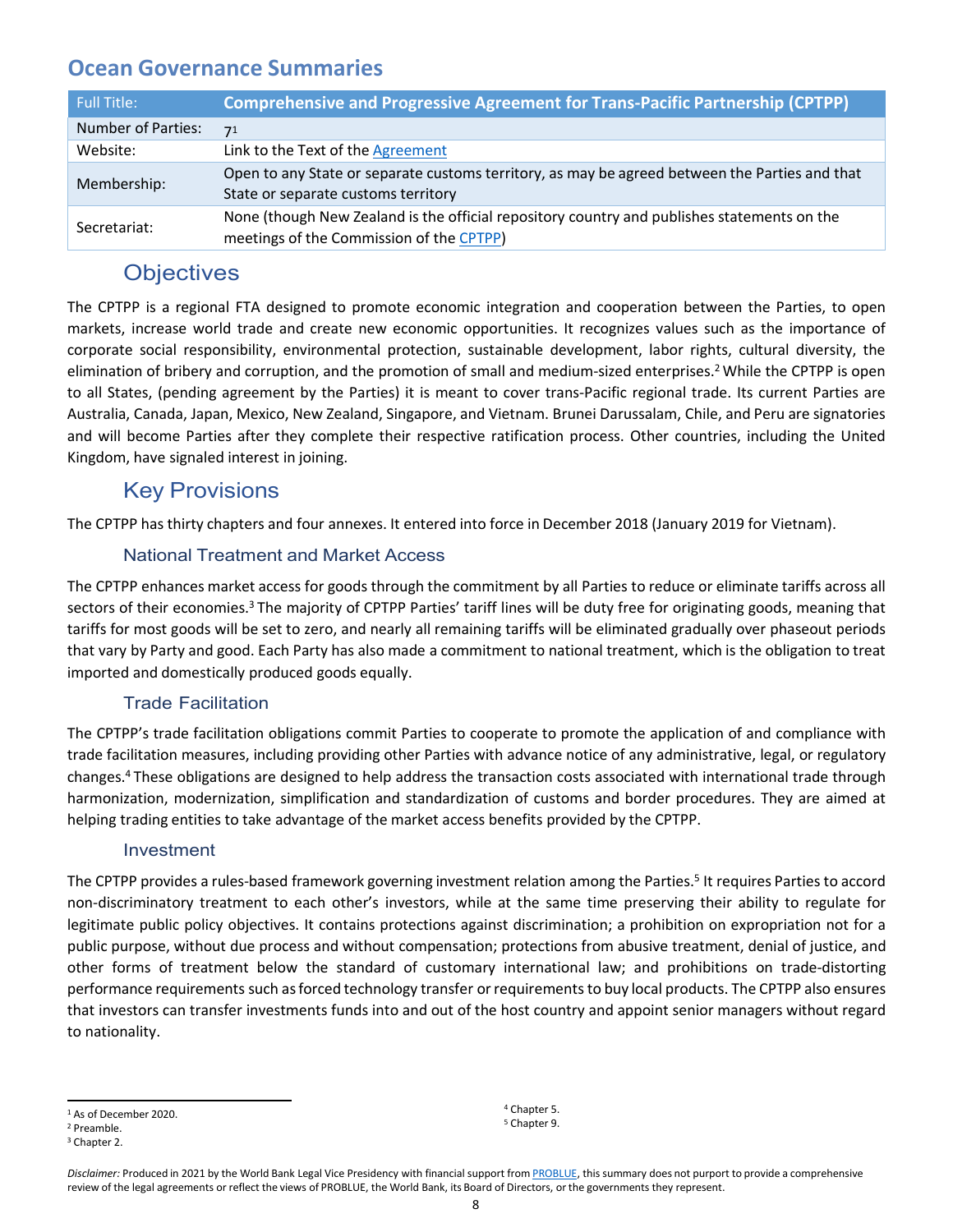## Ocean Governance Summaries

| Full Title: | **Comprehensive and Progressive Agreement for Trans-Pacific Partnership (CPTPP)** |
|---|---|
| Number of Parties: | 7[1] |
| Website: | Link to the Text of the Agreement |
| Membership: | Open to any State or separate customs territory, as may be agreed between the Parties and that State or separate customs territory |
| Secretariat: | None (though New Zealand is the official repository country and publishes statements on the meetings of the Commission of the CPTPP) |

### Objectives

The CPTPP is a regional FTA designed to promote economic integration and cooperation between the Parties, to open markets, increase world trade and create new economic opportunities. It recognizes values such as the importance of corporate social responsibility, environmental protection, sustainable development, labor rights, cultural diversity, the elimination of bribery and corruption, and the promotion of small and medium-sized enterprises.[2] While the CPTPP is open to all States, (pending agreement by the Parties) it is meant to cover trans-Pacific regional trade. Its current Parties are Australia, Canada, Japan, Mexico, New Zealand, Singapore, and Vietnam. Brunei Darussalam, Chile, and Peru are signatories and will become Parties after they complete their respective ratification process. Other countries, including the United Kingdom, have signaled interest in joining.

### Key Provisions

The CPTPP has thirty chapters and four annexes. It entered into force in December 2018 (January 2019 for Vietnam).

#### National Treatment and Market Access

The CPTPP enhances market access for goods through the commitment by all Parties to reduce or eliminate tariffs across all sectors of their economies.[3] The majority of CPTPP Parties' tariff lines will be duty free for originating goods, meaning that tariffs for most goods will be set to zero, and nearly all remaining tariffs will be eliminated gradually over phaseout periods that vary by Party and good. Each Party has also made a commitment to national treatment, which is the obligation to treat imported and domestically produced goods equally.

#### Trade Facilitation

The CPTPP's trade facilitation obligations commit Parties to cooperate to promote the application of and compliance with trade facilitation measures, including providing other Parties with advance notice of any administrative, legal, or regulatory changes.[4] These obligations are designed to help address the transaction costs associated with international trade through harmonization, modernization, simplification and standardization of customs and border procedures. They are aimed at helping trading entities to take advantage of the market access benefits provided by the CPTPP.

#### Investment

The CPTPP provides a rules-based framework governing investment relation among the Parties.[5] It requires Parties to accord non-discriminatory treatment to each other's investors, while at the same time preserving their ability to regulate for legitimate public policy objectives. It contains protections against discrimination; a prohibition on expropriation not for a public purpose, without due process and without compensation; protections from abusive treatment, denial of justice, and other forms of treatment below the standard of customary international law; and prohibitions on trade-distorting performance requirements such as forced technology transfer or requirements to buy local products. The CPTPP also ensures that investors can transfer investments funds into and out of the host country and appoint senior managers without regard to nationality.

---

[1] As of December 2020.
[2] Preamble.
[3] Chapter 2.
[4] Chapter 5.
[5] Chapter 9.

*Disclaimer:* Produced in 2021 by the World Bank Legal Vice Presidency with financial support from PROBLUE, this summary does not purport to provide a comprehensive review of the legal agreements or reflect the views of PROBLUE, the World Bank, its Board of Directors, or the governments they represent.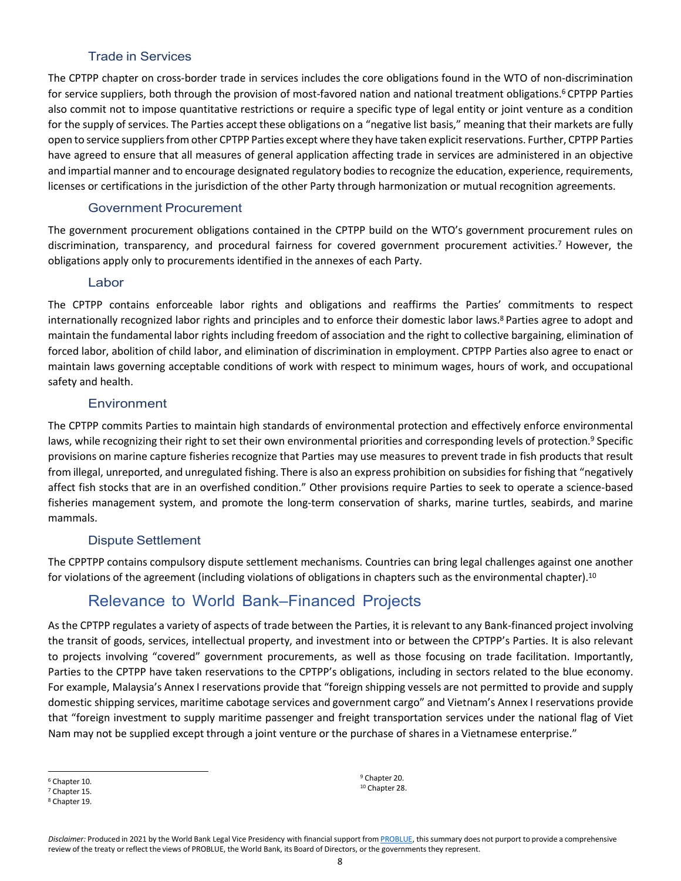### Trade in Services

The CPTPP chapter on cross-border trade in services includes the core obligations found in the WTO of non-discrimination for service suppliers, both through the provision of most-favored nation and national treatment obligations.[6] CPTPP Parties also commit not to impose quantitative restrictions or require a specific type of legal entity or joint venture as a condition for the supply of services. The Parties accept these obligations on a "negative list basis," meaning that their markets are fully open to service suppliers from other CPTPP Parties except where they have taken explicit reservations. Further, CPTPP Parties have agreed to ensure that all measures of general application affecting trade in services are administered in an objective and impartial manner and to encourage designated regulatory bodies to recognize the education, experience, requirements, licenses or certifications in the jurisdiction of the other Party through harmonization or mutual recognition agreements.

### Government Procurement

The government procurement obligations contained in the CPTPP build on the WTO's government procurement rules on discrimination, transparency, and procedural fairness for covered government procurement activities.[7] However, the obligations apply only to procurements identified in the annexes of each Party.

### Labor

The CPTPP contains enforceable labor rights and obligations and reaffirms the Parties' commitments to respect internationally recognized labor rights and principles and to enforce their domestic labor laws.[8] Parties agree to adopt and maintain the fundamental labor rights including freedom of association and the right to collective bargaining, elimination of forced labor, abolition of child labor, and elimination of discrimination in employment. CPTPP Parties also agree to enact or maintain laws governing acceptable conditions of work with respect to minimum wages, hours of work, and occupational safety and health.

### Environment

The CPTPP commits Parties to maintain high standards of environmental protection and effectively enforce environmental laws, while recognizing their right to set their own environmental priorities and corresponding levels of protection.[9] Specific provisions on marine capture fisheries recognize that Parties may use measures to prevent trade in fish products that result from illegal, unreported, and unregulated fishing. There is also an express prohibition on subsidies for fishing that "negatively affect fish stocks that are in an overfished condition." Other provisions require Parties to seek to operate a science-based fisheries management system, and promote the long-term conservation of sharks, marine turtles, seabirds, and marine mammals.

### Dispute Settlement

The CPPTPP contains compulsory dispute settlement mechanisms. Countries can bring legal challenges against one another for violations of the agreement (including violations of obligations in chapters such as the environmental chapter).[10]

## Relevance to World Bank–Financed Projects

As the CPTPP regulates a variety of aspects of trade between the Parties, it is relevant to any Bank-financed project involving the transit of goods, services, intellectual property, and investment into or between the CPTPP's Parties. It is also relevant to projects involving "covered" government procurements, as well as those focusing on trade facilitation. Importantly, Parties to the CPTPP have taken reservations to the CPTPP's obligations, including in sectors related to the blue economy. For example, Malaysia's Annex I reservations provide that "foreign shipping vessels are not permitted to provide and supply domestic shipping services, maritime cabotage services and government cargo" and Vietnam's Annex I reservations provide that "foreign investment to supply maritime passenger and freight transportation services under the national flag of Viet Nam may not be supplied except through a joint venture or the purchase of shares in a Vietnamese enterprise."

---

[6] Chapter 10.
[7] Chapter 15.
[8] Chapter 19.
[9] Chapter 20.
[10] Chapter 28.

*Disclaimer:* Produced in 2021 by the World Bank Legal Vice Presidency with financial support from PROBLUE, this summary does not purport to provide a comprehensive review of the treaty or reflect the views of PROBLUE, the World Bank, its Board of Directors, or the governments they represent.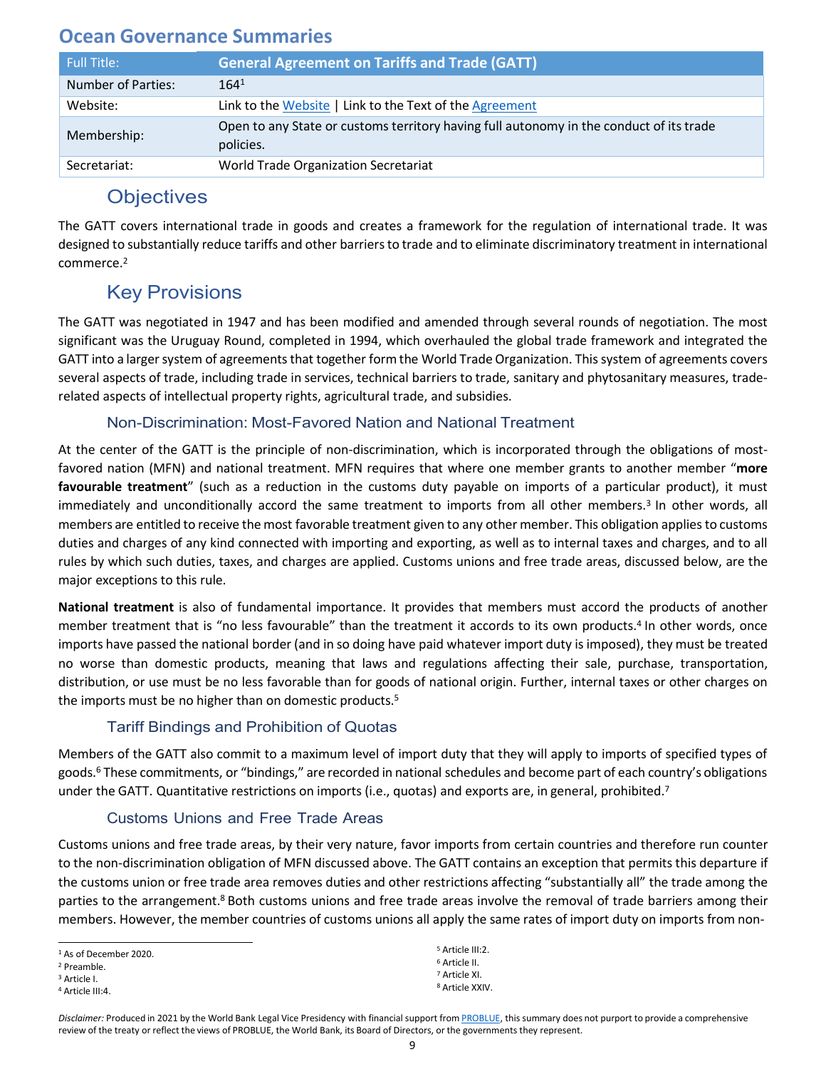## Ocean Governance Summaries

| Full Title: | **General Agreement on Tariffs and Trade (GATT)** |
|---|---|
| Number of Parties: | 164[1] |
| Website: | Link to the Website \| Link to the Text of the Agreement |
| Membership: | Open to any State or customs territory having full autonomy in the conduct of its trade policies. |
| Secretariat: | World Trade Organization Secretariat |

### Objectives

The GATT covers international trade in goods and creates a framework for the regulation of international trade. It was designed to substantially reduce tariffs and other barriers to trade and to eliminate discriminatory treatment in international commerce.[2]

### Key Provisions

The GATT was negotiated in 1947 and has been modified and amended through several rounds of negotiation. The most significant was the Uruguay Round, completed in 1994, which overhauled the global trade framework and integrated the GATT into a larger system of agreements that together form the World Trade Organization. This system of agreements covers several aspects of trade, including trade in services, technical barriers to trade, sanitary and phytosanitary measures, trade-related aspects of intellectual property rights, agricultural trade, and subsidies.

#### Non-Discrimination: Most-Favored Nation and National Treatment

At the center of the GATT is the principle of non-discrimination, which is incorporated through the obligations of most-favored nation (MFN) and national treatment. MFN requires that where one member grants to another member "**more favourable treatment**" (such as a reduction in the customs duty payable on imports of a particular product), it must immediately and unconditionally accord the same treatment to imports from all other members.[3] In other words, all members are entitled to receive the most favorable treatment given to any other member. This obligation applies to customs duties and charges of any kind connected with importing and exporting, as well as to internal taxes and charges, and to all rules by which such duties, taxes, and charges are applied. Customs unions and free trade areas, discussed below, are the major exceptions to this rule.

**National treatment** is also of fundamental importance. It provides that members must accord the products of another member treatment that is "no less favourable" than the treatment it accords to its own products.[4] In other words, once imports have passed the national border (and in so doing have paid whatever import duty is imposed), they must be treated no worse than domestic products, meaning that laws and regulations affecting their sale, purchase, transportation, distribution, or use must be no less favorable than for goods of national origin. Further, internal taxes or other charges on the imports must be no higher than on domestic products.[5]

#### Tariff Bindings and Prohibition of Quotas

Members of the GATT also commit to a maximum level of import duty that they will apply to imports of specified types of goods.[6] These commitments, or "bindings," are recorded in national schedules and become part of each country's obligations under the GATT. Quantitative restrictions on imports (i.e., quotas) and exports are, in general, prohibited.[7]

#### Customs Unions and Free Trade Areas

Customs unions and free trade areas, by their very nature, favor imports from certain countries and therefore run counter to the non-discrimination obligation of MFN discussed above. The GATT contains an exception that permits this departure if the customs union or free trade area removes duties and other restrictions affecting "substantially all" the trade among the parties to the arrangement.[8] Both customs unions and free trade areas involve the removal of trade barriers among their members. However, the member countries of customs unions all apply the same rates of import duty on imports from non-

---

[1] As of December 2020.
[2] Preamble.
[3] Article I.
[4] Article III:4.
[5] Article III:2.
[6] Article II.
[7] Article XI.
[8] Article XXIV.

*Disclaimer:* Produced in 2021 by the World Bank Legal Vice Presidency with financial support from PROBLUE, this summary does not purport to provide a comprehensive review of the treaty or reflect the views of PROBLUE, the World Bank, its Board of Directors, or the governments they represent.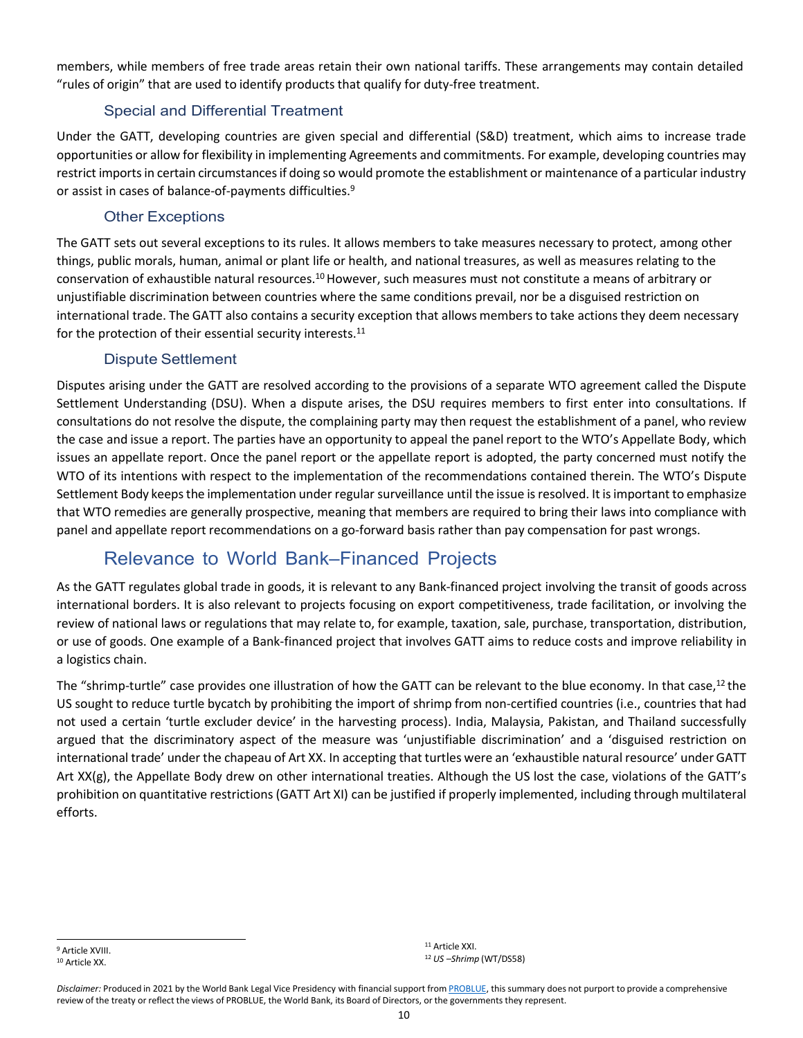members, while members of free trade areas retain their own national tariffs. These arrangements may contain detailed "rules of origin" that are used to identify products that qualify for duty-free treatment.

### Special and Differential Treatment

Under the GATT, developing countries are given special and differential (S&D) treatment, which aims to increase trade opportunities or allow for flexibility in implementing Agreements and commitments. For example, developing countries may restrict imports in certain circumstances if doing so would promote the establishment or maintenance of a particular industry or assist in cases of balance-of-payments difficulties.[9]

### Other Exceptions

The GATT sets out several exceptions to its rules. It allows members to take measures necessary to protect, among other things, public morals, human, animal or plant life or health, and national treasures, as well as measures relating to the conservation of exhaustible natural resources.[10] However, such measures must not constitute a means of arbitrary or unjustifiable discrimination between countries where the same conditions prevail, nor be a disguised restriction on international trade. The GATT also contains a security exception that allows members to take actions they deem necessary for the protection of their essential security interests.[11]

### Dispute Settlement

Disputes arising under the GATT are resolved according to the provisions of a separate WTO agreement called the Dispute Settlement Understanding (DSU). When a dispute arises, the DSU requires members to first enter into consultations. If consultations do not resolve the dispute, the complaining party may then request the establishment of a panel, who review the case and issue a report. The parties have an opportunity to appeal the panel report to the WTO's Appellate Body, which issues an appellate report. Once the panel report or the appellate report is adopted, the party concerned must notify the WTO of its intentions with respect to the implementation of the recommendations contained therein. The WTO's Dispute Settlement Body keeps the implementation under regular surveillance until the issue is resolved. It is important to emphasize that WTO remedies are generally prospective, meaning that members are required to bring their laws into compliance with panel and appellate report recommendations on a go-forward basis rather than pay compensation for past wrongs.

## Relevance to World Bank–Financed Projects

As the GATT regulates global trade in goods, it is relevant to any Bank-financed project involving the transit of goods across international borders. It is also relevant to projects focusing on export competitiveness, trade facilitation, or involving the review of national laws or regulations that may relate to, for example, taxation, sale, purchase, transportation, distribution, or use of goods. One example of a Bank-financed project that involves GATT aims to reduce costs and improve reliability in a logistics chain.

The "shrimp-turtle" case provides one illustration of how the GATT can be relevant to the blue economy. In that case,[12] the US sought to reduce turtle bycatch by prohibiting the import of shrimp from non-certified countries (i.e., countries that had not used a certain 'turtle excluder device' in the harvesting process). India, Malaysia, Pakistan, and Thailand successfully argued that the discriminatory aspect of the measure was 'unjustifiable discrimination' and a 'disguised restriction on international trade' under the chapeau of Art XX. In accepting that turtles were an 'exhaustible natural resource' under GATT Art XX(g), the Appellate Body drew on other international treaties. Although the US lost the case, violations of the GATT's prohibition on quantitative restrictions (GATT Art XI) can be justified if properly implemented, including through multilateral efforts.

---

[9] Article XVIII.

[10] Article XX.

[11] Article XXI.

[12] *US –Shrimp* (WT/DS58)

*Disclaimer:* Produced in 2021 by the World Bank Legal Vice Presidency with financial support from PROBLUE, this summary does not purport to provide a comprehensive review of the treaty or reflect the views of PROBLUE, the World Bank, its Board of Directors, or the governments they represent.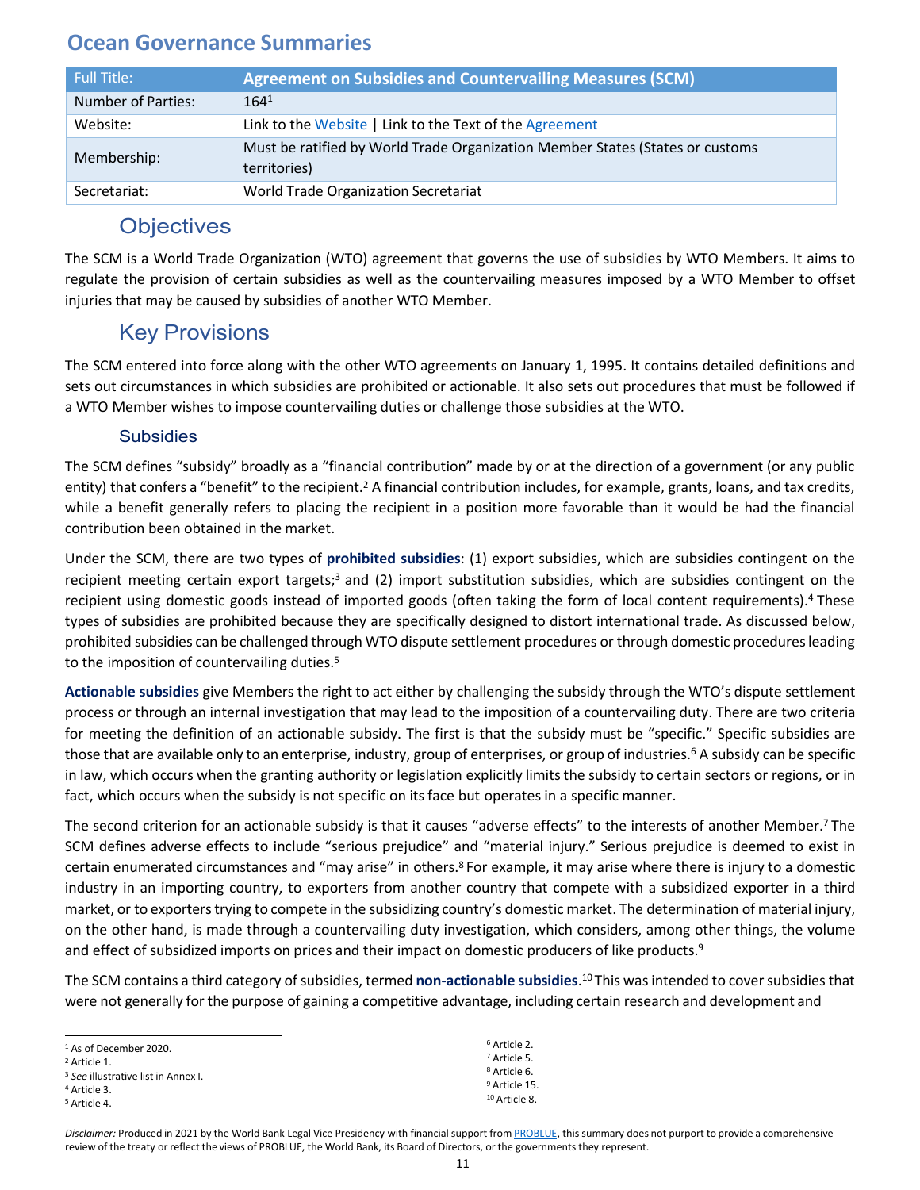# Ocean Governance Summaries

| Full Title: | Agreement on Subsidies and Countervailing Measures (SCM) |
|---|---|
| Number of Parties: | 164[1] |
| Website: | Link to the Website \| Link to the Text of the Agreement |
| Membership: | Must be ratified by World Trade Organization Member States (States or customs territories) |
| Secretariat: | World Trade Organization Secretariat |

## Objectives

The SCM is a World Trade Organization (WTO) agreement that governs the use of subsidies by WTO Members. It aims to regulate the provision of certain subsidies as well as the countervailing measures imposed by a WTO Member to offset injuries that may be caused by subsidies of another WTO Member.

## Key Provisions

The SCM entered into force along with the other WTO agreements on January 1, 1995. It contains detailed definitions and sets out circumstances in which subsidies are prohibited or actionable. It also sets out procedures that must be followed if a WTO Member wishes to impose countervailing duties or challenge those subsidies at the WTO.

### Subsidies

The SCM defines "subsidy" broadly as a "financial contribution" made by or at the direction of a government (or any public entity) that confers a "benefit" to the recipient.[2] A financial contribution includes, for example, grants, loans, and tax credits, while a benefit generally refers to placing the recipient in a position more favorable than it would be had the financial contribution been obtained in the market.

Under the SCM, there are two types of **prohibited subsidies**: (1) export subsidies, which are subsidies contingent on the recipient meeting certain export targets;[3] and (2) import substitution subsidies, which are subsidies contingent on the recipient using domestic goods instead of imported goods (often taking the form of local content requirements).[4] These types of subsidies are prohibited because they are specifically designed to distort international trade. As discussed below, prohibited subsidies can be challenged through WTO dispute settlement procedures or through domestic procedures leading to the imposition of countervailing duties.[5]

**Actionable subsidies** give Members the right to act either by challenging the subsidy through the WTO's dispute settlement process or through an internal investigation that may lead to the imposition of a countervailing duty. There are two criteria for meeting the definition of an actionable subsidy. The first is that the subsidy must be "specific." Specific subsidies are those that are available only to an enterprise, industry, group of enterprises, or group of industries.[6] A subsidy can be specific in law, which occurs when the granting authority or legislation explicitly limits the subsidy to certain sectors or regions, or in fact, which occurs when the subsidy is not specific on its face but operates in a specific manner.

The second criterion for an actionable subsidy is that it causes "adverse effects" to the interests of another Member.[7] The SCM defines adverse effects to include "serious prejudice" and "material injury." Serious prejudice is deemed to exist in certain enumerated circumstances and "may arise" in others.[8] For example, it may arise where there is injury to a domestic industry in an importing country, to exporters from another country that compete with a subsidized exporter in a third market, or to exporters trying to compete in the subsidizing country's domestic market. The determination of material injury, on the other hand, is made through a countervailing duty investigation, which considers, among other things, the volume and effect of subsidized imports on prices and their impact on domestic producers of like products.[9]

The SCM contains a third category of subsidies, termed **non-actionable subsidies**.[10] This was intended to cover subsidies that were not generally for the purpose of gaining a competitive advantage, including certain research and development and

---

[1] As of December 2020.
[2] Article 1.
[3] *See* illustrative list in Annex I.
[4] Article 3.
[5] Article 4.
[6] Article 2.
[7] Article 5.
[8] Article 6.
[9] Article 15.
[10] Article 8.

*Disclaimer:* Produced in 2021 by the World Bank Legal Vice Presidency with financial support from PROBLUE, this summary does not purport to provide a comprehensive review of the treaty or reflect the views of PROBLUE, the World Bank, its Board of Directors, or the governments they represent.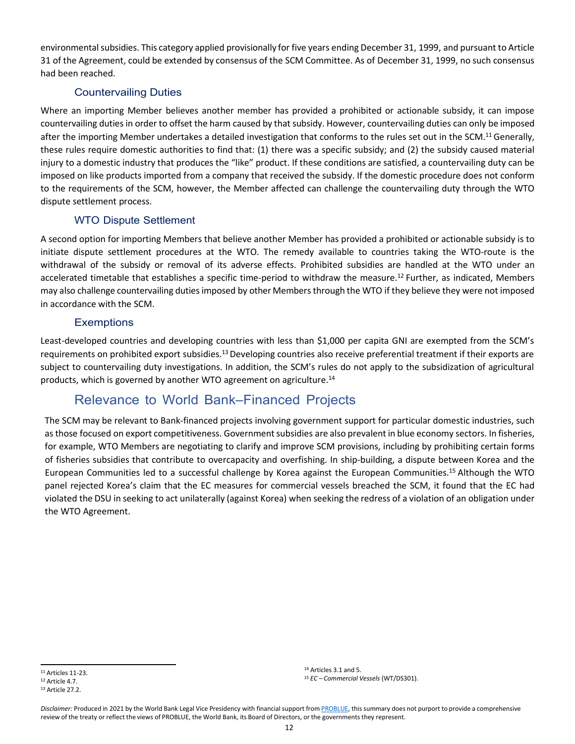environmental subsidies. This category applied provisionally for five years ending December 31, 1999, and pursuant to Article 31 of the Agreement, could be extended by consensus of the SCM Committee. As of December 31, 1999, no such consensus had been reached.

### Countervailing Duties

Where an importing Member believes another member has provided a prohibited or actionable subsidy, it can impose countervailing duties in order to offset the harm caused by that subsidy. However, countervailing duties can only be imposed after the importing Member undertakes a detailed investigation that conforms to the rules set out in the SCM.[11] Generally, these rules require domestic authorities to find that: (1) there was a specific subsidy; and (2) the subsidy caused material injury to a domestic industry that produces the "like" product. If these conditions are satisfied, a countervailing duty can be imposed on like products imported from a company that received the subsidy. If the domestic procedure does not conform to the requirements of the SCM, however, the Member affected can challenge the countervailing duty through the WTO dispute settlement process.

### WTO Dispute Settlement

A second option for importing Members that believe another Member has provided a prohibited or actionable subsidy is to initiate dispute settlement procedures at the WTO. The remedy available to countries taking the WTO-route is the withdrawal of the subsidy or removal of its adverse effects. Prohibited subsidies are handled at the WTO under an accelerated timetable that establishes a specific time-period to withdraw the measure.[12] Further, as indicated, Members may also challenge countervailing duties imposed by other Members through the WTO if they believe they were not imposed in accordance with the SCM.

### Exemptions

Least-developed countries and developing countries with less than $1,000 per capita GNI are exempted from the SCM's requirements on prohibited export subsidies.[13] Developing countries also receive preferential treatment if their exports are subject to countervailing duty investigations. In addition, the SCM's rules do not apply to the subsidization of agricultural products, which is governed by another WTO agreement on agriculture.[14]

## Relevance to World Bank–Financed Projects

The SCM may be relevant to Bank-financed projects involving government support for particular domestic industries, such as those focused on export competitiveness. Government subsidies are also prevalent in blue economy sectors. In fisheries, for example, WTO Members are negotiating to clarify and improve SCM provisions, including by prohibiting certain forms of fisheries subsidies that contribute to overcapacity and overfishing. In ship-building, a dispute between Korea and the European Communities led to a successful challenge by Korea against the European Communities.[15] Although the WTO panel rejected Korea's claim that the EC measures for commercial vessels breached the SCM, it found that the EC had violated the DSU in seeking to act unilaterally (against Korea) when seeking the redress of a violation of an obligation under the WTO Agreement.

---

[11] Articles 11-23.
[12] Article 4.7.
[13] Article 27.2.
[14] Articles 3.1 and 5.
[15] *EC – Commercial Vessels* (WT/DS301).

*Disclaimer:* Produced in 2021 by the World Bank Legal Vice Presidency with financial support from PROBLUE, this summary does not purport to provide a comprehensive review of the treaty or reflect the views of PROBLUE, the World Bank, its Board of Directors, or the governments they represent.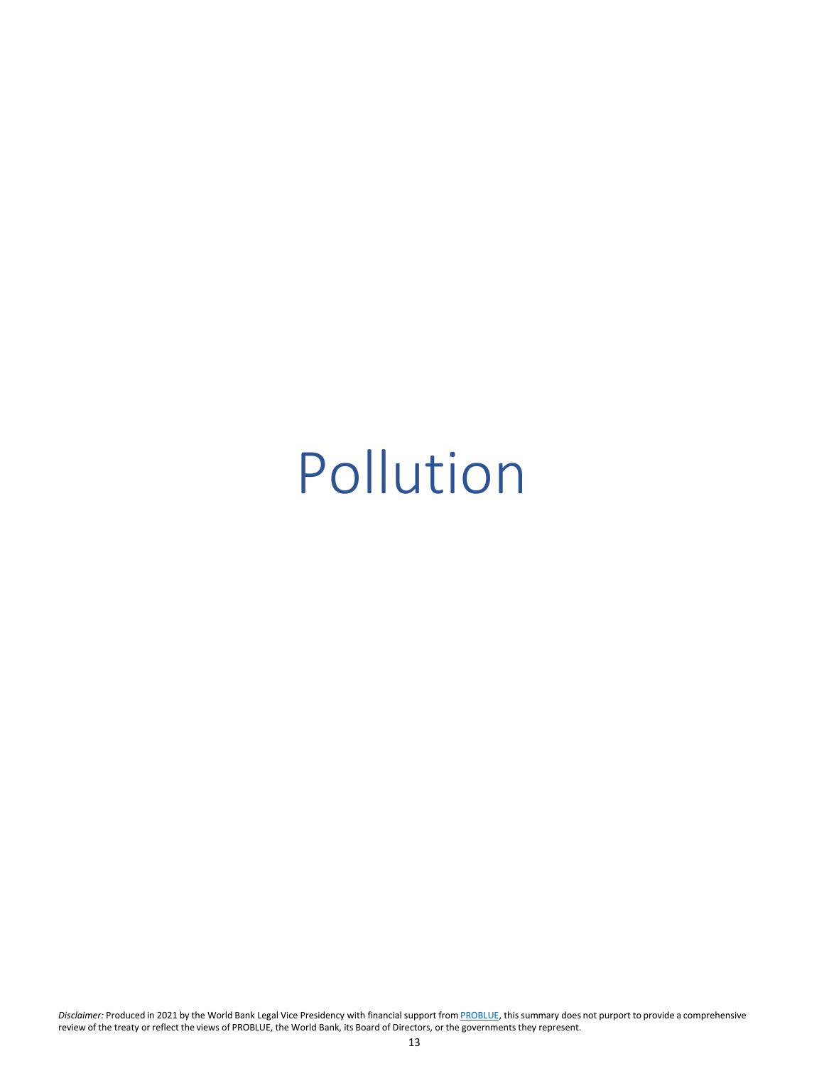# Pollution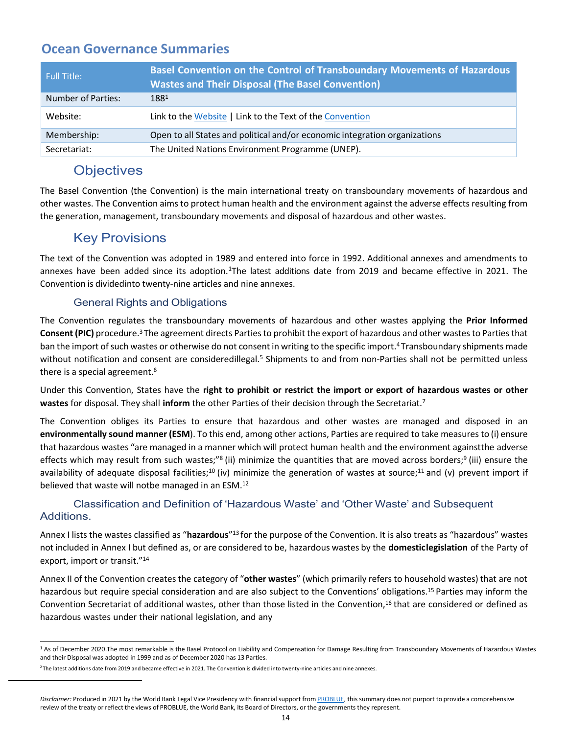# Ocean Governance Summaries

| Full Title: | **Basel Convention on the Control of Transboundary Movements of Hazardous Wastes and Their Disposal (The Basel Convention)** |
|---|---|
| Number of Parties: | 188[1] |
| Website: | Link to the Website \| Link to the Text of the Convention |
| Membership: | Open to all States and political and/or economic integration organizations |
| Secretariat: | The United Nations Environment Programme (UNEP). |

## Objectives

The Basel Convention (the Convention) is the main international treaty on transboundary movements of hazardous and other wastes. The Convention aims to protect human health and the environment against the adverse effects resulting from the generation, management, transboundary movements and disposal of hazardous and other wastes.

## Key Provisions

The text of the Convention was adopted in 1989 and entered into force in 1992. Additional annexes and amendments to annexes have been added since its adoption.[1]The latest additions date from 2019 and became effective in 2021. The Convention is dividedinto twenty-nine articles and nine annexes.

### General Rights and Obligations

The Convention regulates the transboundary movements of hazardous and other wastes applying the **Prior Informed Consent (PIC)** procedure.[3] The agreement directs Parties to prohibit the export of hazardous and other wastes to Parties that ban the import of such wastes or otherwise do not consent in writing to the specific import.[4] Transboundary shipments made without notification and consent are consideredillegal.[5] Shipments to and from non-Parties shall not be permitted unless there is a special agreement.[6]

Under this Convention, States have the **right to prohibit or restrict the import or export of hazardous wastes or other wastes** for disposal. They shall **inform** the other Parties of their decision through the Secretariat.[7]

The Convention obliges its Parties to ensure that hazardous and other wastes are managed and disposed in an **environmentally sound manner (ESM**). To this end, among other actions, Parties are required to take measures to (i) ensure that hazardous wastes "are managed in a manner which will protect human health and the environment againstthe adverse effects which may result from such wastes;"[8] (ii) minimize the quantities that are moved across borders;[9] (iii) ensure the availability of adequate disposal facilities;[10] (iv) minimize the generation of wastes at source;[11] and (v) prevent import if believed that waste will notbe managed in an ESM.[12]

### Classification and Definition of 'Hazardous Waste' and 'Other Waste' and Subsequent Additions.

Annex I lists the wastes classified as "**hazardous**"[13] for the purpose of the Convention. It is also treats as "hazardous" wastes not included in Annex I but defined as, or are considered to be, hazardous wastes by the **domesticlegislation** of the Party of export, import or transit."[14]

Annex II of the Convention creates the category of "**other wastes**" (which primarily refers to household wastes) that are not hazardous but require special consideration and are also subject to the Conventions' obligations.[15] Parties may inform the Convention Secretariat of additional wastes, other than those listed in the Convention,[16] that are considered or defined as hazardous wastes under their national legislation, and any

---

[1] As of December 2020.The most remarkable is the Basel Protocol on Liability and Compensation for Damage Resulting from Transboundary Movements of Hazardous Wastes and their Disposal was adopted in 1999 and as of December 2020 has 13 Parties.

[2] The latest additions date from 2019 and became effective in 2021. The Convention is divided into twenty-nine articles and nine annexes.

*Disclaimer:* Produced in 2021 by the World Bank Legal Vice Presidency with financial support from PROBLUE, this summary does not purport to provide a comprehensive review of the treaty or reflect the views of PROBLUE, the World Bank, its Board of Directors, or the governments they represent.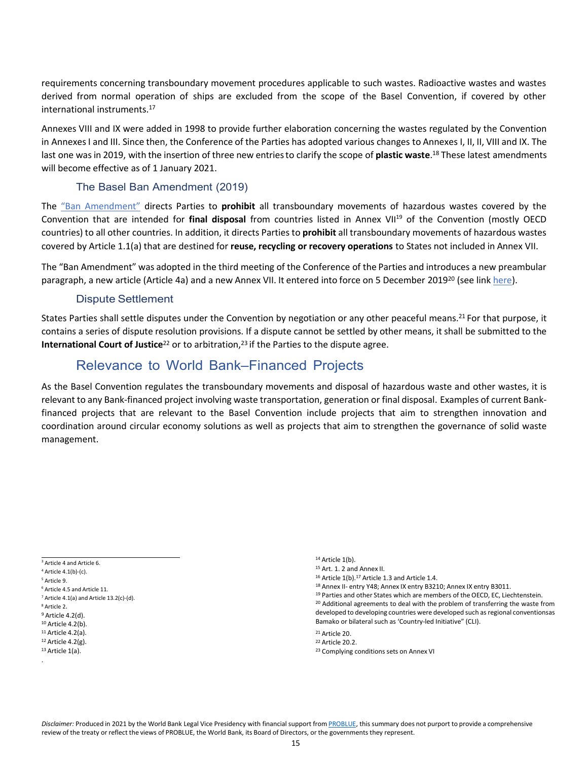requirements concerning transboundary movement procedures applicable to such wastes. Radioactive wastes and wastes derived from normal operation of ships are excluded from the scope of the Basel Convention, if covered by other international instruments.[17]

Annexes VIII and IX were added in 1998 to provide further elaboration concerning the wastes regulated by the Convention in Annexes I and III. Since then, the Conference of the Parties has adopted various changes to Annexes I, II, II, VIII and IX. The last one was in 2019, with the insertion of three new entries to clarify the scope of **plastic waste**.[18] These latest amendments will become effective as of 1 January 2021.

### The Basel Ban Amendment (2019)

The "Ban Amendment" directs Parties to **prohibit** all transboundary movements of hazardous wastes covered by the Convention that are intended for **final disposal** from countries listed in Annex VII[19] of the Convention (mostly OECD countries) to all other countries. In addition, it directs Parties to **prohibit** all transboundary movements of hazardous wastes covered by Article 1.1(a) that are destined for **reuse, recycling or recovery operations** to States not included in Annex VII.

The "Ban Amendment" was adopted in the third meeting of the Conference of the Parties and introduces a new preambular paragraph, a new article (Article 4a) and a new Annex VII. It entered into force on 5 December 2019[20] (see link here).

### Dispute Settlement

States Parties shall settle disputes under the Convention by negotiation or any other peaceful means.[21] For that purpose, it contains a series of dispute resolution provisions. If a dispute cannot be settled by other means, it shall be submitted to the **International Court of Justice**[22] or to arbitration,[23] if the Parties to the dispute agree.

## Relevance to World Bank–Financed Projects

As the Basel Convention regulates the transboundary movements and disposal of hazardous waste and other wastes, it is relevant to any Bank-financed project involving waste transportation, generation or final disposal. Examples of current Bank-financed projects that are relevant to the Basel Convention include projects that aim to strengthen innovation and coordination around circular economy solutions as well as projects that aim to strengthen the governance of solid waste management.

---

[3] Article 4 and Article 6.
[4] Article 4.1(b)-(c).
[5] Article 9.
[6] Article 4.5 and Article 11.
[7] Article 4.1(a) and Article 13.2(c)-(d).
[8] Article 2.
[9] Article 4.2(d).
[10] Article 4.2(b).
[11] Article 4.2(a).
[12] Article 4.2(g).
[13] Article 1(a).
[14] Article 1(b).
[15] Art. 1. 2 and Annex II.
[16] Article 1(b).[17] Article 1.3 and Article 1.4.
[18] Annex II- entry Y48; Annex IX entry B3210; Annex IX entry B3011.
[19] Parties and other States which are members of the OECD, EC, Liechtenstein.
[20] Additional agreements to deal with the problem of transferring the waste from developed to developing countries were developed such as regional conventionsas Bamako or bilateral such as 'Country-led Initiative" (CLI).
[21] Article 20.
[22] Article 20.2.
[23] Complying conditions sets on Annex VI

*Disclaimer:* Produced in 2021 by the World Bank Legal Vice Presidency with financial support from PROBLUE, this summary does not purport to provide a comprehensive review of the treaty or reflect the views of PROBLUE, the World Bank, its Board of Directors, or the governments they represent.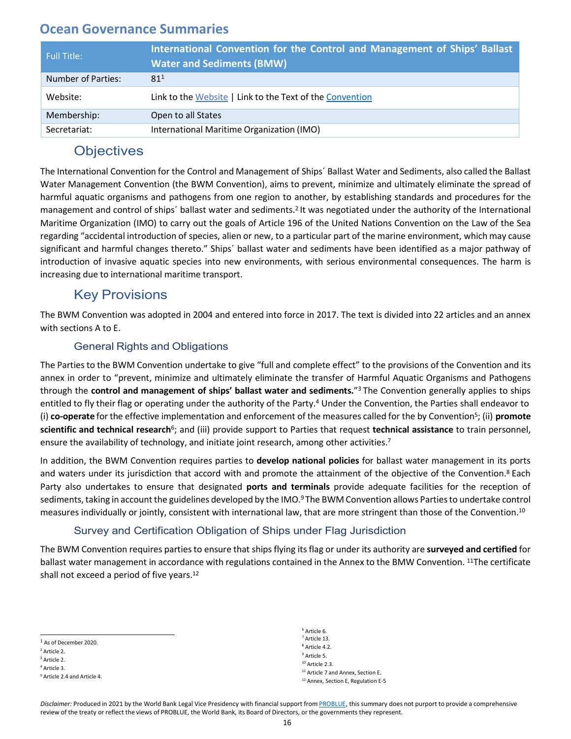# Ocean Governance Summaries

| Full Title: | **International Convention for the Control and Management of Ships' Ballast Water and Sediments (BMW)** |
|---|---|
| Number of Parties: | 81[1] |
| Website: | Link to the Website \| Link to the Text of the Convention |
| Membership: | Open to all States |
| Secretariat: | International Maritime Organization (IMO) |

## Objectives

The International Convention for the Control and Management of Ships´ Ballast Water and Sediments, also called the Ballast Water Management Convention (the BWM Convention), aims to prevent, minimize and ultimately eliminate the spread of harmful aquatic organisms and pathogens from one region to another, by establishing standards and procedures for the management and control of ships´ ballast water and sediments.[2] It was negotiated under the authority of the International Maritime Organization (IMO) to carry out the goals of Article 196 of the United Nations Convention on the Law of the Sea regarding "accidental introduction of species, alien or new, to a particular part of the marine environment, which may cause significant and harmful changes thereto." Ships´ ballast water and sediments have been identified as a major pathway of introduction of invasive aquatic species into new environments, with serious environmental consequences. The harm is increasing due to international maritime transport.

## Key Provisions

The BWM Convention was adopted in 2004 and entered into force in 2017. The text is divided into 22 articles and an annex with sections A to E.

### General Rights and Obligations

The Parties to the BWM Convention undertake to give "full and complete effect" to the provisions of the Convention and its annex in order to "prevent, minimize and ultimately eliminate the transfer of Harmful Aquatic Organisms and Pathogens through the **control and management of ships' ballast water and sediments.**"[3] The Convention generally applies to ships entitled to fly their flag or operating under the authority of the Party.[4] Under the Convention, the Parties shall endeavor to (i) **co-operate** for the effective implementation and enforcement of the measures called for the by Convention[5]; (ii) **promote scientific and technical research**[6]; and (iii) provide support to Parties that request **technical assistance** to train personnel, ensure the availability of technology, and initiate joint research, among other activities.[7]

In addition, the BWM Convention requires parties to **develop national policies** for ballast water management in its ports and waters under its jurisdiction that accord with and promote the attainment of the objective of the Convention.[8] Each Party also undertakes to ensure that designated **ports and terminals** provide adequate facilities for the reception of sediments, taking in account the guidelines developed by the IMO.[9] The BWM Convention allows Parties to undertake control measures individually or jointly, consistent with international law, that are more stringent than those of the Convention.[10]

### Survey and Certification Obligation of Ships under Flag Jurisdiction

The BWM Convention requires parties to ensure that ships flying its flag or under its authority are **surveyed and certified** for ballast water management in accordance with regulations contained in the Annex to the BMW Convention. [11]The certificate shall not exceed a period of five years.[12]

---

[1] As of December 2020.
[2] Article 2.
[3] Article 2.
[4] Article 3.
[5] Article 2.4 and Article 4.
[6] Article 6.
[7] Article 13.
[8] Article 4.2.
[9] Article 5.
[10] Article 2.3.
[11] Article 7 and Annex, Section E.
[12] Annex, Section E, Regulation E-5

*Disclaimer:* Produced in 2021 by the World Bank Legal Vice Presidency with financial support from PROBLUE, this summary does not purport to provide a comprehensive review of the treaty or reflect the views of PROBLUE, the World Bank, its Board of Directors, or the governments they represent.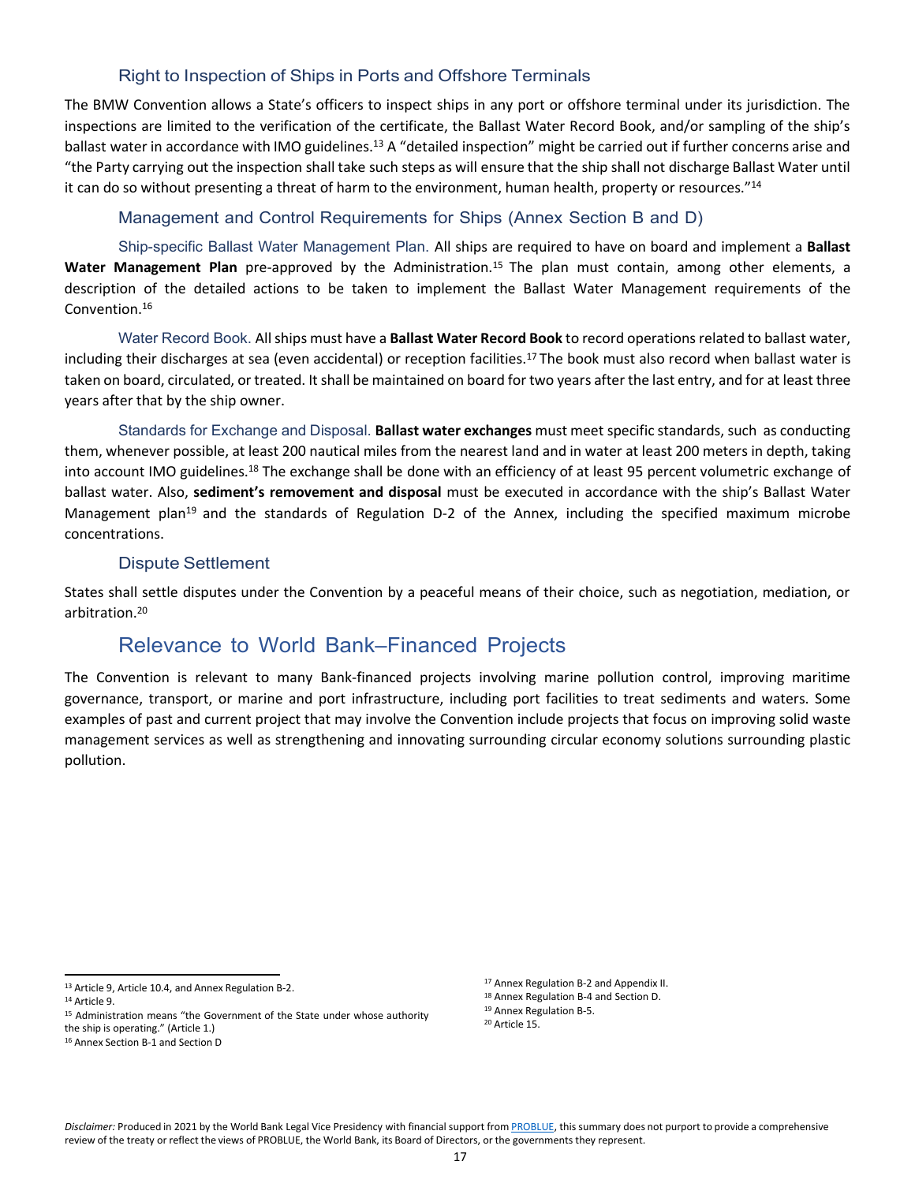### Right to Inspection of Ships in Ports and Offshore Terminals

The BMW Convention allows a State's officers to inspect ships in any port or offshore terminal under its jurisdiction. The inspections are limited to the verification of the certificate, the Ballast Water Record Book, and/or sampling of the ship's ballast water in accordance with IMO guidelines.[13] A "detailed inspection" might be carried out if further concerns arise and "the Party carrying out the inspection shall take such steps as will ensure that the ship shall not discharge Ballast Water until it can do so without presenting a threat of harm to the environment, human health, property or resources."[14]

### Management and Control Requirements for Ships (Annex Section B and D)

Ship-specific Ballast Water Management Plan. All ships are required to have on board and implement a **Ballast Water Management Plan** pre-approved by the Administration.[15] The plan must contain, among other elements, a description of the detailed actions to be taken to implement the Ballast Water Management requirements of the Convention.[16]

Water Record Book. All ships must have a **Ballast Water Record Book** to record operations related to ballast water, including their discharges at sea (even accidental) or reception facilities.[17] The book must also record when ballast water is taken on board, circulated, or treated. It shall be maintained on board for two years after the last entry, and for at least three years after that by the ship owner.

Standards for Exchange and Disposal. **Ballast water exchanges** must meet specific standards, such as conducting them, whenever possible, at least 200 nautical miles from the nearest land and in water at least 200 meters in depth, taking into account IMO guidelines.[18] The exchange shall be done with an efficiency of at least 95 percent volumetric exchange of ballast water. Also, **sediment's removement and disposal** must be executed in accordance with the ship's Ballast Water Management plan[19] and the standards of Regulation D-2 of the Annex, including the specified maximum microbe concentrations.

### Dispute Settlement

States shall settle disputes under the Convention by a peaceful means of their choice, such as negotiation, mediation, or arbitration.[20]

## Relevance to World Bank–Financed Projects

The Convention is relevant to many Bank-financed projects involving marine pollution control, improving maritime governance, transport, or marine and port infrastructure, including port facilities to treat sediments and waters. Some examples of past and current project that may involve the Convention include projects that focus on improving solid waste management services as well as strengthening and innovating surrounding circular economy solutions surrounding plastic pollution.

---

[13] Article 9, Article 10.4, and Annex Regulation B-2.

[14] Article 9.

[15] Administration means "the Government of the State under whose authority the ship is operating." (Article 1.)

[16] Annex Section B-1 and Section D

[17] Annex Regulation B-2 and Appendix II.

[18] Annex Regulation B-4 and Section D.

[19] Annex Regulation B-5.

[20] Article 15.

*Disclaimer:* Produced in 2021 by the World Bank Legal Vice Presidency with financial support from PROBLUE, this summary does not purport to provide a comprehensive review of the treaty or reflect the views of PROBLUE, the World Bank, its Board of Directors, or the governments they represent.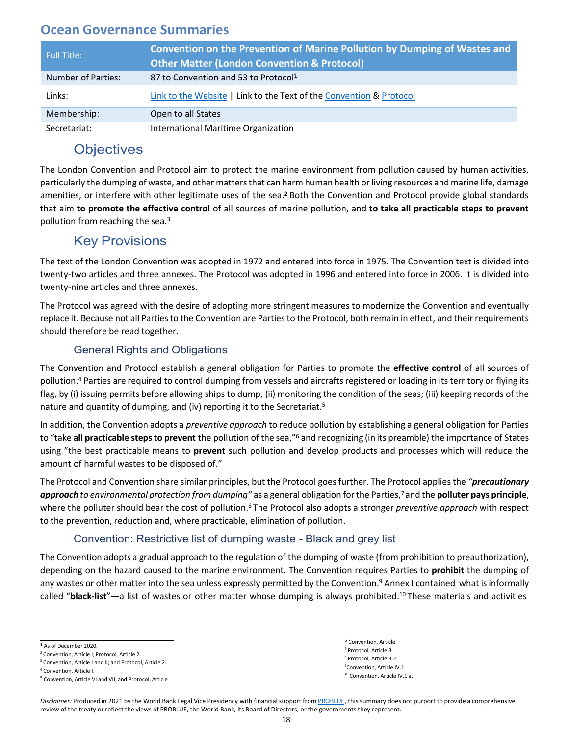# Ocean Governance Summaries

| Full Title: | **Convention on the Prevention of Marine Pollution by Dumping of Wastes and Other Matter (London Convention & Protocol)** |
| --- | --- |
| Number of Parties: | 87 to Convention and 53 to Protocol[1] |
| Links: | Link to the Website \| Link to the Text of the Convention & Protocol |
| Membership: | Open to all States |
| Secretariat: | International Maritime Organization |

## Objectives

The London Convention and Protocol aim to protect the marine environment from pollution caused by human activities, particularly the dumping of waste, and other matters that can harm human health or living resources and marine life, damage amenities, or interfere with other legitimate uses of the sea.[2] Both the Convention and Protocol provide global standards that aim **to promote the effective control** of all sources of marine pollution, and **to take all practicable steps to prevent** pollution from reaching the sea.[3]

## Key Provisions

The text of the London Convention was adopted in 1972 and entered into force in 1975. The Convention text is divided into twenty-two articles and three annexes. The Protocol was adopted in 1996 and entered into force in 2006. It is divided into twenty-nine articles and three annexes.

The Protocol was agreed with the desire of adopting more stringent measures to modernize the Convention and eventually replace it. Because not all Parties to the Convention are Parties to the Protocol, both remain in effect, and their requirements should therefore be read together.

### General Rights and Obligations

The Convention and Protocol establish a general obligation for Parties to promote the **effective control** of all sources of pollution.[4] Parties are required to control dumping from vessels and aircrafts registered or loading in its territory or flying its flag, by (i) issuing permits before allowing ships to dump, (ii) monitoring the condition of the seas; (iii) keeping records of the nature and quantity of dumping, and (iv) reporting it to the Secretariat.[5]

In addition, the Convention adopts a *preventive approach* to reduce pollution by establishing a general obligation for Parties to "take **all practicable steps to prevent** the pollution of the sea,"[6] and recognizing (in its preamble) the importance of States using "the best practicable means to **prevent** such pollution and develop products and processes which will reduce the amount of harmful wastes to be disposed of."

The Protocol and Convention share similar principles, but the Protocol goes further. The Protocol applies the *"**precautionary approach** to environmental protection from dumping"* as a general obligation for the Parties,[7] and the **polluter pays principle**, where the polluter should bear the cost of pollution.[8] The Protocol also adopts a stronger *preventive approach* with respect to the prevention, reduction and, where practicable, elimination of pollution.

### Convention: Restrictive list of dumping waste - Black and grey list

The Convention adopts a gradual approach to the regulation of the dumping of waste (from prohibition to preauthorization), depending on the hazard caused to the marine environment. The Convention requires Parties to **prohibit** the dumping of any wastes or other matter into the sea unless expressly permitted by the Convention.[9] Annex I contained what is informally called "**black-list**"—a list of wastes or other matter whose dumping is always prohibited.[10] These materials and activities

---

[1] As of December 2020.
[2] Convention, Article I; Protocol, Article 2.
[3] Convention, Article I and II; and Protocol, Article 2.
[4] Convention, Article I.
[5] Convention, Article VI and VII; and Protocol, Article
[6] Convention, Article
[7] Protocol, Article 3.
[8] Protocol, Article 3.2.
[9] Convention, Article IV.1.
[10] Convention, Article IV.1 a.

*Disclaimer:* Produced in 2021 by the World Bank Legal Vice Presidency with financial support from PROBLUE, this summary does not purport to provide a comprehensive review of the treaty or reflect the views of PROBLUE, the World Bank, its Board of Directors, or the governments they represent.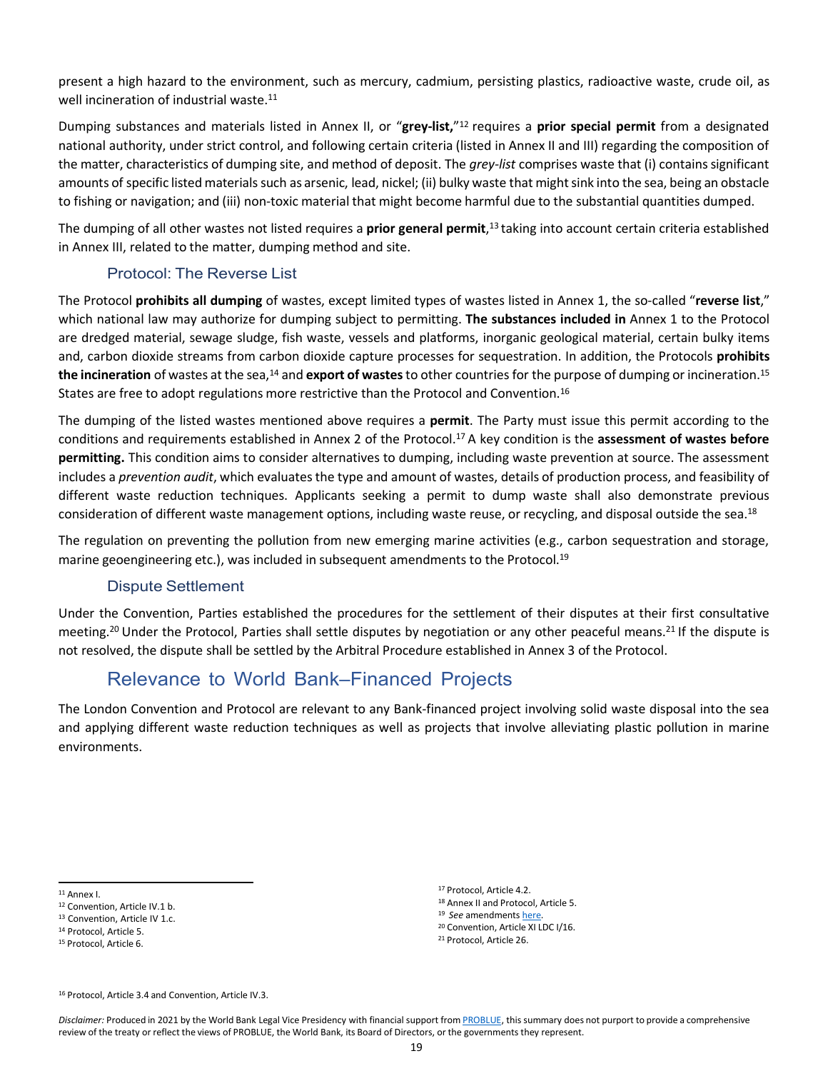present a high hazard to the environment, such as mercury, cadmium, persisting plastics, radioactive waste, crude oil, as well incineration of industrial waste.[11]

Dumping substances and materials listed in Annex II, or "**grey-list,**"[12] requires a **prior special permit** from a designated national authority, under strict control, and following certain criteria (listed in Annex II and III) regarding the composition of the matter, characteristics of dumping site, and method of deposit. The *grey-list* comprises waste that (i) contains significant amounts of specific listed materials such as arsenic, lead, nickel; (ii) bulky waste that might sink into the sea, being an obstacle to fishing or navigation; and (iii) non-toxic material that might become harmful due to the substantial quantities dumped.

The dumping of all other wastes not listed requires a **prior general permit**,[13] taking into account certain criteria established in Annex III, related to the matter, dumping method and site.

### Protocol: The Reverse List

The Protocol **prohibits all dumping** of wastes, except limited types of wastes listed in Annex 1, the so-called "**reverse list**," which national law may authorize for dumping subject to permitting. **The substances included in** Annex 1 to the Protocol are dredged material, sewage sludge, fish waste, vessels and platforms, inorganic geological material, certain bulky items and, carbon dioxide streams from carbon dioxide capture processes for sequestration. In addition, the Protocols **prohibits the incineration** of wastes at the sea,[14] and **export of wastes** to other countries for the purpose of dumping or incineration.[15] States are free to adopt regulations more restrictive than the Protocol and Convention.[16]

The dumping of the listed wastes mentioned above requires a **permit**. The Party must issue this permit according to the conditions and requirements established in Annex 2 of the Protocol.[17] A key condition is the **assessment of wastes before permitting.** This condition aims to consider alternatives to dumping, including waste prevention at source. The assessment includes a *prevention audit*, which evaluates the type and amount of wastes, details of production process, and feasibility of different waste reduction techniques. Applicants seeking a permit to dump waste shall also demonstrate previous consideration of different waste management options, including waste reuse, or recycling, and disposal outside the sea.[18]

The regulation on preventing the pollution from new emerging marine activities (e.g., carbon sequestration and storage, marine geoengineering etc.), was included in subsequent amendments to the Protocol.[19]

### Dispute Settlement

Under the Convention, Parties established the procedures for the settlement of their disputes at their first consultative meeting.[20] Under the Protocol, Parties shall settle disputes by negotiation or any other peaceful means.[21] If the dispute is not resolved, the dispute shall be settled by the Arbitral Procedure established in Annex 3 of the Protocol.

## Relevance to World Bank–Financed Projects

The London Convention and Protocol are relevant to any Bank-financed project involving solid waste disposal into the sea and applying different waste reduction techniques as well as projects that involve alleviating plastic pollution in marine environments.

---

[11] Annex I.
[12] Convention, Article IV.1 b.
[13] Convention, Article IV 1.c.
[14] Protocol, Article 5.
[15] Protocol, Article 6.
[16] Protocol, Article 3.4 and Convention, Article IV.3.
[17] Protocol, Article 4.2.
[18] Annex II and Protocol, Article 5.
[19] *See* amendments here.
[20] Convention, Article XI LDC I/16.
[21] Protocol, Article 26.

*Disclaimer:* Produced in 2021 by the World Bank Legal Vice Presidency with financial support from PROBLUE, this summary does not purport to provide a comprehensive review of the treaty or reflect the views of PROBLUE, the World Bank, its Board of Directors, or the governments they represent.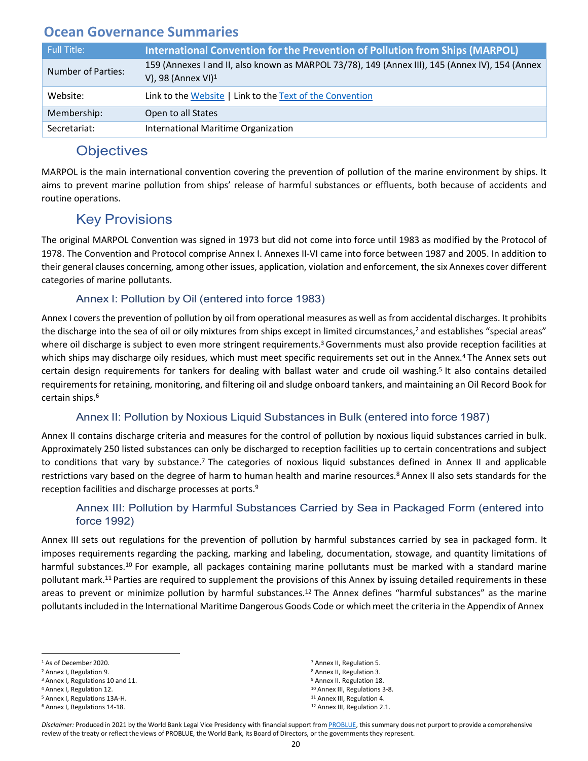## Ocean Governance Summaries

| Full Title: | **International Convention for the Prevention of Pollution from Ships (MARPOL)** |
|---|---|
| Number of Parties: | 159 (Annexes I and II, also known as MARPOL 73/78), 149 (Annex III), 145 (Annex IV), 154 (Annex V), 98 (Annex VI)[1] |
| Website: | Link to the Website \| Link to the Text of the Convention |
| Membership: | Open to all States |
| Secretariat: | International Maritime Organization |

### Objectives

MARPOL is the main international convention covering the prevention of pollution of the marine environment by ships. It aims to prevent marine pollution from ships' release of harmful substances or effluents, both because of accidents and routine operations.

### Key Provisions

The original MARPOL Convention was signed in 1973 but did not come into force until 1983 as modified by the Protocol of 1978. The Convention and Protocol comprise Annex I. Annexes II-VI came into force between 1987 and 2005. In addition to their general clauses concerning, among other issues, application, violation and enforcement, the six Annexes cover different categories of marine pollutants.

#### Annex I: Pollution by Oil (entered into force 1983)

Annex I covers the prevention of pollution by oil from operational measures as well as from accidental discharges. It prohibits the discharge into the sea of oil or oily mixtures from ships except in limited circumstances,[2] and establishes "special areas" where oil discharge is subject to even more stringent requirements.[3] Governments must also provide reception facilities at which ships may discharge oily residues, which must meet specific requirements set out in the Annex.[4] The Annex sets out certain design requirements for tankers for dealing with ballast water and crude oil washing.[5] It also contains detailed requirements for retaining, monitoring, and filtering oil and sludge onboard tankers, and maintaining an Oil Record Book for certain ships.[6]

#### Annex II: Pollution by Noxious Liquid Substances in Bulk (entered into force 1987)

Annex II contains discharge criteria and measures for the control of pollution by noxious liquid substances carried in bulk. Approximately 250 listed substances can only be discharged to reception facilities up to certain concentrations and subject to conditions that vary by substance.[7] The categories of noxious liquid substances defined in Annex II and applicable restrictions vary based on the degree of harm to human health and marine resources.[8] Annex II also sets standards for the reception facilities and discharge processes at ports.[9]

#### Annex III: Pollution by Harmful Substances Carried by Sea in Packaged Form (entered into force 1992)

Annex III sets out regulations for the prevention of pollution by harmful substances carried by sea in packaged form. It imposes requirements regarding the packing, marking and labeling, documentation, stowage, and quantity limitations of harmful substances.[10] For example, all packages containing marine pollutants must be marked with a standard marine pollutant mark.[11] Parties are required to supplement the provisions of this Annex by issuing detailed requirements in these areas to prevent or minimize pollution by harmful substances.[12] The Annex defines "harmful substances" as the marine pollutants included in the International Maritime Dangerous Goods Code or which meet the criteria in the Appendix of Annex

---

[1] As of December 2020.
[2] Annex I, Regulation 9.
[3] Annex I, Regulations 10 and 11.
[4] Annex I, Regulation 12.
[5] Annex I, Regulations 13A-H.
[6] Annex I, Regulations 14-18.
[7] Annex II, Regulation 5.
[8] Annex II, Regulation 3.
[9] Annex II. Regulation 18.
[10] Annex III, Regulations 3-8.
[11] Annex III, Regulation 4.
[12] Annex III, Regulation 2.1.

*Disclaimer:* Produced in 2021 by the World Bank Legal Vice Presidency with financial support from PROBLUE, this summary does not purport to provide a comprehensive review of the treaty or reflect the views of PROBLUE, the World Bank, its Board of Directors, or the governments they represent.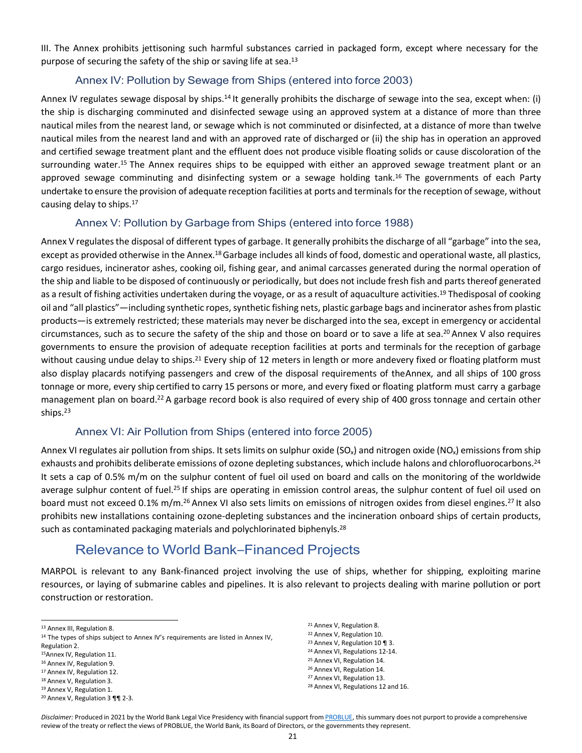III. The Annex prohibits jettisoning such harmful substances carried in packaged form, except where necessary for the purpose of securing the safety of the ship or saving life at sea.[13]

### Annex IV: Pollution by Sewage from Ships (entered into force 2003)

Annex IV regulates sewage disposal by ships.[14] It generally prohibits the discharge of sewage into the sea, except when: (i) the ship is discharging comminuted and disinfected sewage using an approved system at a distance of more than three nautical miles from the nearest land, or sewage which is not comminuted or disinfected, at a distance of more than twelve nautical miles from the nearest land and with an approved rate of discharged or (ii) the ship has in operation an approved and certified sewage treatment plant and the effluent does not produce visible floating solids or cause discoloration of the surrounding water.[15] The Annex requires ships to be equipped with either an approved sewage treatment plant or an approved sewage comminuting and disinfecting system or a sewage holding tank.[16] The governments of each Party undertake to ensure the provision of adequate reception facilities at ports and terminals for the reception of sewage, without causing delay to ships.[17]

### Annex V: Pollution by Garbage from Ships (entered into force 1988)

Annex V regulates the disposal of different types of garbage. It generally prohibits the discharge of all "garbage" into the sea, except as provided otherwise in the Annex.[18] Garbage includes all kinds of food, domestic and operational waste, all plastics, cargo residues, incinerator ashes, cooking oil, fishing gear, and animal carcasses generated during the normal operation of the ship and liable to be disposed of continuously or periodically, but does not include fresh fish and parts thereof generated as a result of fishing activities undertaken during the voyage, or as a result of aquaculture activities.[19] Thedisposal of cooking oil and "all plastics"—including synthetic ropes, synthetic fishing nets, plastic garbage bags and incinerator ashes from plastic products—is extremely restricted; these materials may never be discharged into the sea, except in emergency or accidental circumstances, such as to secure the safety of the ship and those on board or to save a life at sea.[20] Annex V also requires governments to ensure the provision of adequate reception facilities at ports and terminals for the reception of garbage without causing undue delay to ships.[21] Every ship of 12 meters in length or more andevery fixed or floating platform must also display placards notifying passengers and crew of the disposal requirements of theAnnex, and all ships of 100 gross tonnage or more, every ship certified to carry 15 persons or more, and every fixed or floating platform must carry a garbage management plan on board.[22] A garbage record book is also required of every ship of 400 gross tonnage and certain other ships.[23]

### Annex VI: Air Pollution from Ships (entered into force 2005)

Annex VI regulates air pollution from ships. It sets limits on sulphur oxide ($SO_x$) and nitrogen oxide ($NO_x$) emissions from ship exhausts and prohibits deliberate emissions of ozone depleting substances, which include halons and chlorofluorocarbons.[24] It sets a cap of 0.5% m/m on the sulphur content of fuel oil used on board and calls on the monitoring of the worldwide average sulphur content of fuel.[25] If ships are operating in emission control areas, the sulphur content of fuel oil used on board must not exceed 0.1% m/m.[26] Annex VI also sets limits on emissions of nitrogen oxides from diesel engines.[27] It also prohibits new installations containing ozone-depleting substances and the incineration onboard ships of certain products, such as contaminated packaging materials and polychlorinated biphenyls.[28]

## Relevance to World Bank–Financed Projects

MARPOL is relevant to any Bank-financed project involving the use of ships, whether for shipping, exploiting marine resources, or laying of submarine cables and pipelines. It is also relevant to projects dealing with marine pollution or port construction or restoration.

---

[13] Annex III, Regulation 8.
[14] The types of ships subject to Annex IV's requirements are listed in Annex IV, Regulation 2.
[15] Annex IV, Regulation 11.
[16] Annex IV, Regulation 9.
[17] Annex IV, Regulation 12.
[18] Annex V, Regulation 3.
[19] Annex V, Regulation 1.
[20] Annex V, Regulation 3 ¶¶ 2-3.
[21] Annex V, Regulation 8.
[22] Annex V, Regulation 10.
[23] Annex V, Regulation 10 ¶ 3.
[24] Annex VI, Regulations 12-14.
[25] Annex VI, Regulation 14.
[26] Annex VI, Regulation 14.
[27] Annex VI, Regulation 13.
[28] Annex VI, Regulations 12 and 16.

*Disclaimer:* Produced in 2021 by the World Bank Legal Vice Presidency with financial support from PROBLUE, this summary does not purport to provide a comprehensive review of the treaty or reflect the views of PROBLUE, the World Bank, its Board of Directors, or the governments they represent.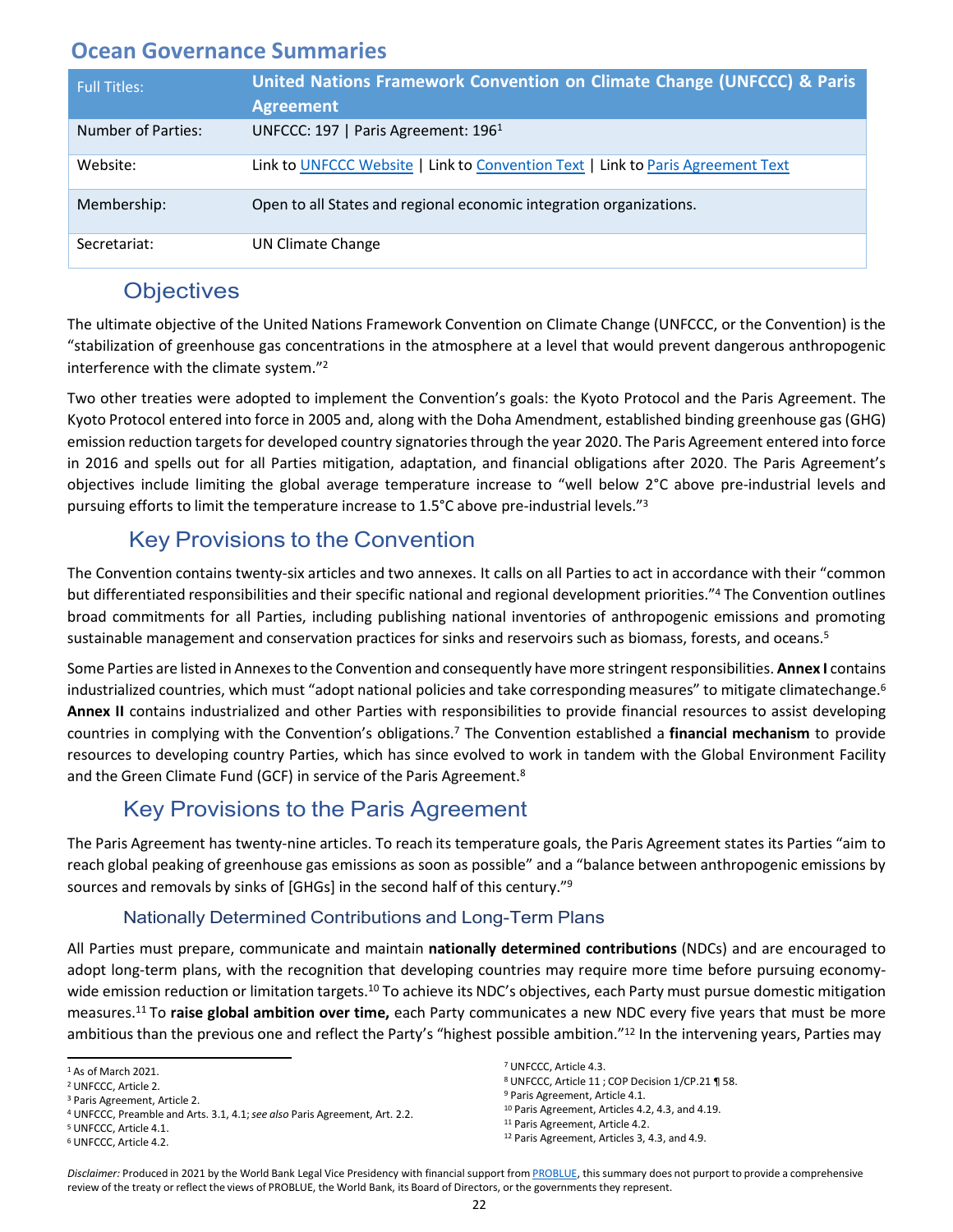## Ocean Governance Summaries

| Full Titles: | United Nations Framework Convention on Climate Change (UNFCCC) & Paris Agreement |
|---|---|
| Number of Parties: | UNFCCC: 197 \| Paris Agreement: 196[1] |
| Website: | Link to UNFCCC Website \| Link to Convention Text \| Link to Paris Agreement Text |
| Membership: | Open to all States and regional economic integration organizations. |
| Secretariat: | UN Climate Change |

### Objectives

The ultimate objective of the United Nations Framework Convention on Climate Change (UNFCCC, or the Convention) is the "stabilization of greenhouse gas concentrations in the atmosphere at a level that would prevent dangerous anthropogenic interference with the climate system."[2]

Two other treaties were adopted to implement the Convention's goals: the Kyoto Protocol and the Paris Agreement. The Kyoto Protocol entered into force in 2005 and, along with the Doha Amendment, established binding greenhouse gas (GHG) emission reduction targets for developed country signatories through the year 2020. The Paris Agreement entered into force in 2016 and spells out for all Parties mitigation, adaptation, and financial obligations after 2020. The Paris Agreement's objectives include limiting the global average temperature increase to "well below 2°C above pre-industrial levels and pursuing efforts to limit the temperature increase to 1.5°C above pre-industrial levels."[3]

### Key Provisions to the Convention

The Convention contains twenty-six articles and two annexes. It calls on all Parties to act in accordance with their "common but differentiated responsibilities and their specific national and regional development priorities."[4] The Convention outlines broad commitments for all Parties, including publishing national inventories of anthropogenic emissions and promoting sustainable management and conservation practices for sinks and reservoirs such as biomass, forests, and oceans.[5]

Some Parties are listed in Annexes to the Convention and consequently have more stringent responsibilities. **Annex I** contains industrialized countries, which must "adopt national policies and take corresponding measures" to mitigate climatechange.[6] **Annex II** contains industrialized and other Parties with responsibilities to provide financial resources to assist developing countries in complying with the Convention's obligations.[7] The Convention established a **financial mechanism** to provide resources to developing country Parties, which has since evolved to work in tandem with the Global Environment Facility and the Green Climate Fund (GCF) in service of the Paris Agreement.[8]

### Key Provisions to the Paris Agreement

The Paris Agreement has twenty-nine articles. To reach its temperature goals, the Paris Agreement states its Parties "aim to reach global peaking of greenhouse gas emissions as soon as possible" and a "balance between anthropogenic emissions by sources and removals by sinks of [GHGs] in the second half of this century."[9]

#### Nationally Determined Contributions and Long-Term Plans

All Parties must prepare, communicate and maintain **nationally determined contributions** (NDCs) and are encouraged to adopt long-term plans, with the recognition that developing countries may require more time before pursuing economy-wide emission reduction or limitation targets.[10] To achieve its NDC's objectives, each Party must pursue domestic mitigation measures.[11] To **raise global ambition over time,** each Party communicates a new NDC every five years that must be more ambitious than the previous one and reflect the Party's "highest possible ambition."[12] In the intervening years, Parties may

---

[1] As of March 2021.
[2] UNFCCC, Article 2.
[3] Paris Agreement, Article 2.
[4] UNFCCC, Preamble and Arts. 3.1, 4.1; *see also* Paris Agreement, Art. 2.2.
[5] UNFCCC, Article 4.1.
[6] UNFCCC, Article 4.2.
[7] UNFCCC, Article 4.3.
[8] UNFCCC, Article 11 ; COP Decision 1/CP.21 ¶ 58.
[9] Paris Agreement, Article 4.1.
[10] Paris Agreement, Articles 4.2, 4.3, and 4.19.
[11] Paris Agreement, Article 4.2.
[12] Paris Agreement, Articles 3, 4.3, and 4.9.

*Disclaimer:* Produced in 2021 by the World Bank Legal Vice Presidency with financial support from PROBLUE, this summary does not purport to provide a comprehensive review of the treaty or reflect the views of PROBLUE, the World Bank, its Board of Directors, or the governments they represent.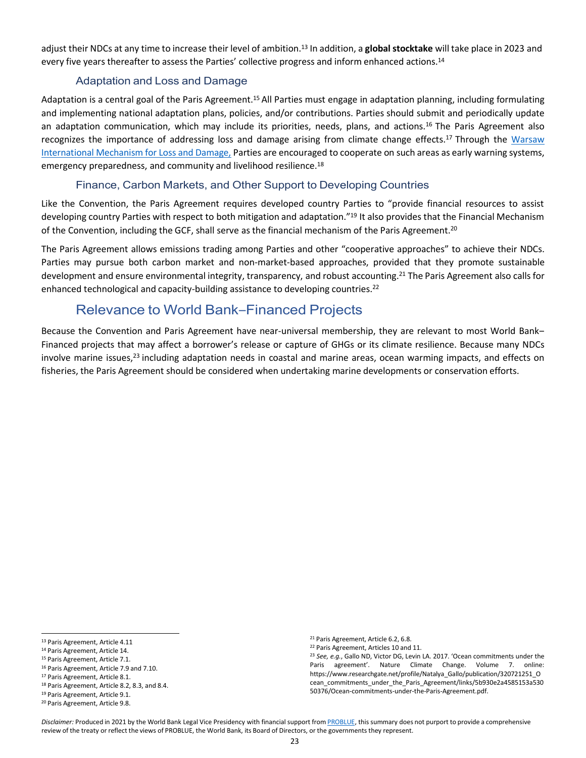adjust their NDCs at any time to increase their level of ambition.[13] In addition, a **global stocktake** will take place in 2023 and every five years thereafter to assess the Parties' collective progress and inform enhanced actions.[14]

### Adaptation and Loss and Damage

Adaptation is a central goal of the Paris Agreement.[15] All Parties must engage in adaptation planning, including formulating and implementing national adaptation plans, policies, and/or contributions. Parties should submit and periodically update an adaptation communication, which may include its priorities, needs, plans, and actions.[16] The Paris Agreement also recognizes the importance of addressing loss and damage arising from climate change effects.[17] Through the Warsaw International Mechanism for Loss and Damage, Parties are encouraged to cooperate on such areas as early warning systems, emergency preparedness, and community and livelihood resilience.[18]

### Finance, Carbon Markets, and Other Support to Developing Countries

Like the Convention, the Paris Agreement requires developed country Parties to "provide financial resources to assist developing country Parties with respect to both mitigation and adaptation."[19] It also provides that the Financial Mechanism of the Convention, including the GCF, shall serve as the financial mechanism of the Paris Agreement.[20]

The Paris Agreement allows emissions trading among Parties and other "cooperative approaches" to achieve their NDCs. Parties may pursue both carbon market and non-market-based approaches, provided that they promote sustainable development and ensure environmental integrity, transparency, and robust accounting.[21] The Paris Agreement also calls for enhanced technological and capacity-building assistance to developing countries.[22]

## Relevance to World Bank–Financed Projects

Because the Convention and Paris Agreement have near-universal membership, they are relevant to most World Bank–Financed projects that may affect a borrower's release or capture of GHGs or its climate resilience. Because many NDCs involve marine issues,[23] including adaptation needs in coastal and marine areas, ocean warming impacts, and effects on fisheries, the Paris Agreement should be considered when undertaking marine developments or conservation efforts.

---

[13] Paris Agreement, Article 4.11

[14] Paris Agreement, Article 14.

[15] Paris Agreement, Article 7.1.

[16] Paris Agreement, Article 7.9 and 7.10.

[17] Paris Agreement, Article 8.1.

[18] Paris Agreement, Article 8.2, 8.3, and 8.4.

[19] Paris Agreement, Article 9.1.

[20] Paris Agreement, Article 9.8.

[21] Paris Agreement, Article 6.2, 6.8.

[22] Paris Agreement, Articles 10 and 11.

[23] *See, e.g.*, Gallo ND, Victor DG, Levin LA. 2017. 'Ocean commitments under the Paris agreement'. Nature Climate Change. Volume 7. online: https://www.researchgate.net/profile/Natalya_Gallo/publication/320721251_Ocean_commitments_under_the_Paris_Agreement/links/5b930e2a4585153a53050376/Ocean-commitments-under-the-Paris-Agreement.pdf.

*Disclaimer:* Produced in 2021 by the World Bank Legal Vice Presidency with financial support from PROBLUE, this summary does not purport to provide a comprehensive review of the treaty or reflect the views of PROBLUE, the World Bank, its Board of Directors, or the governments they represent.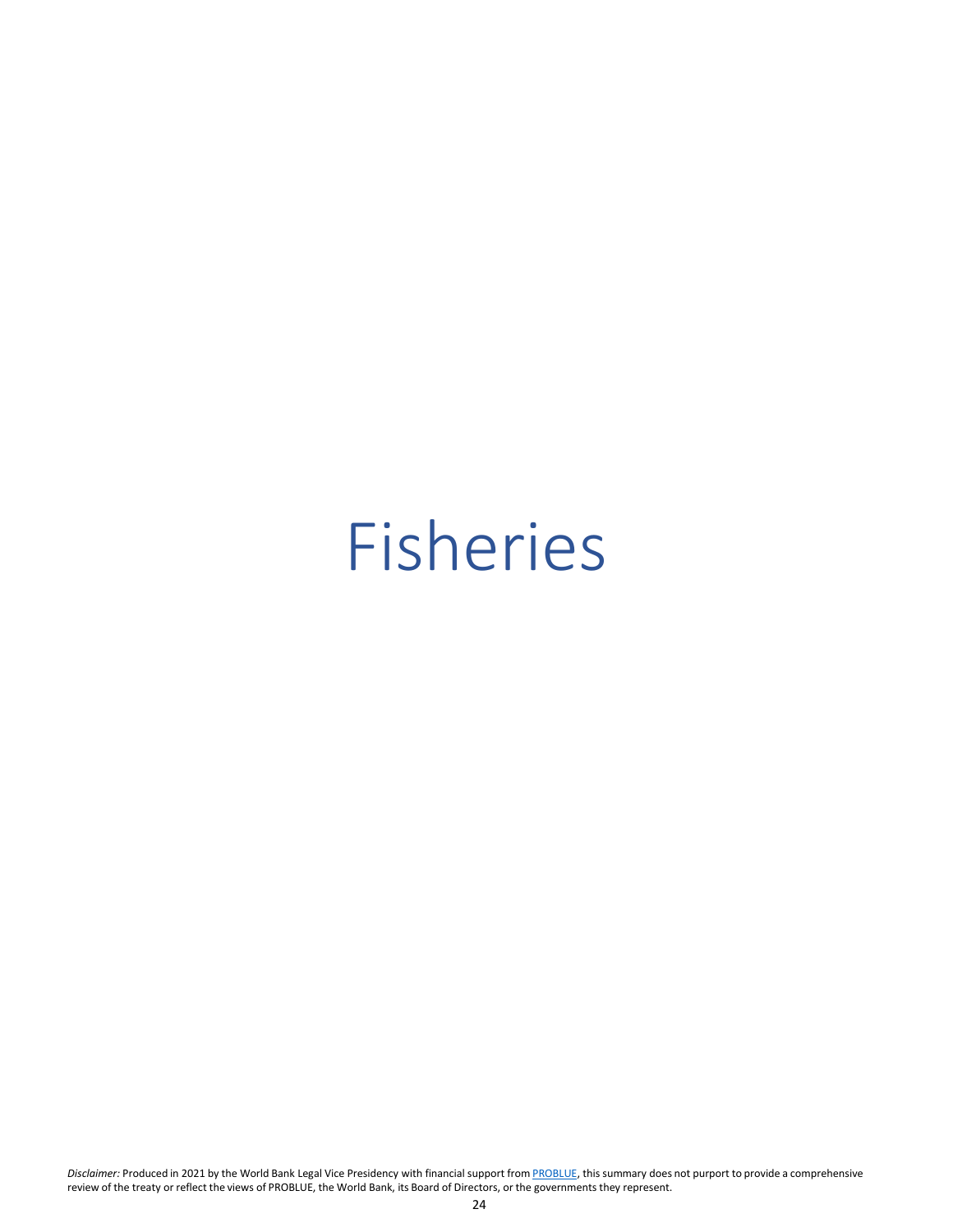# Fisheries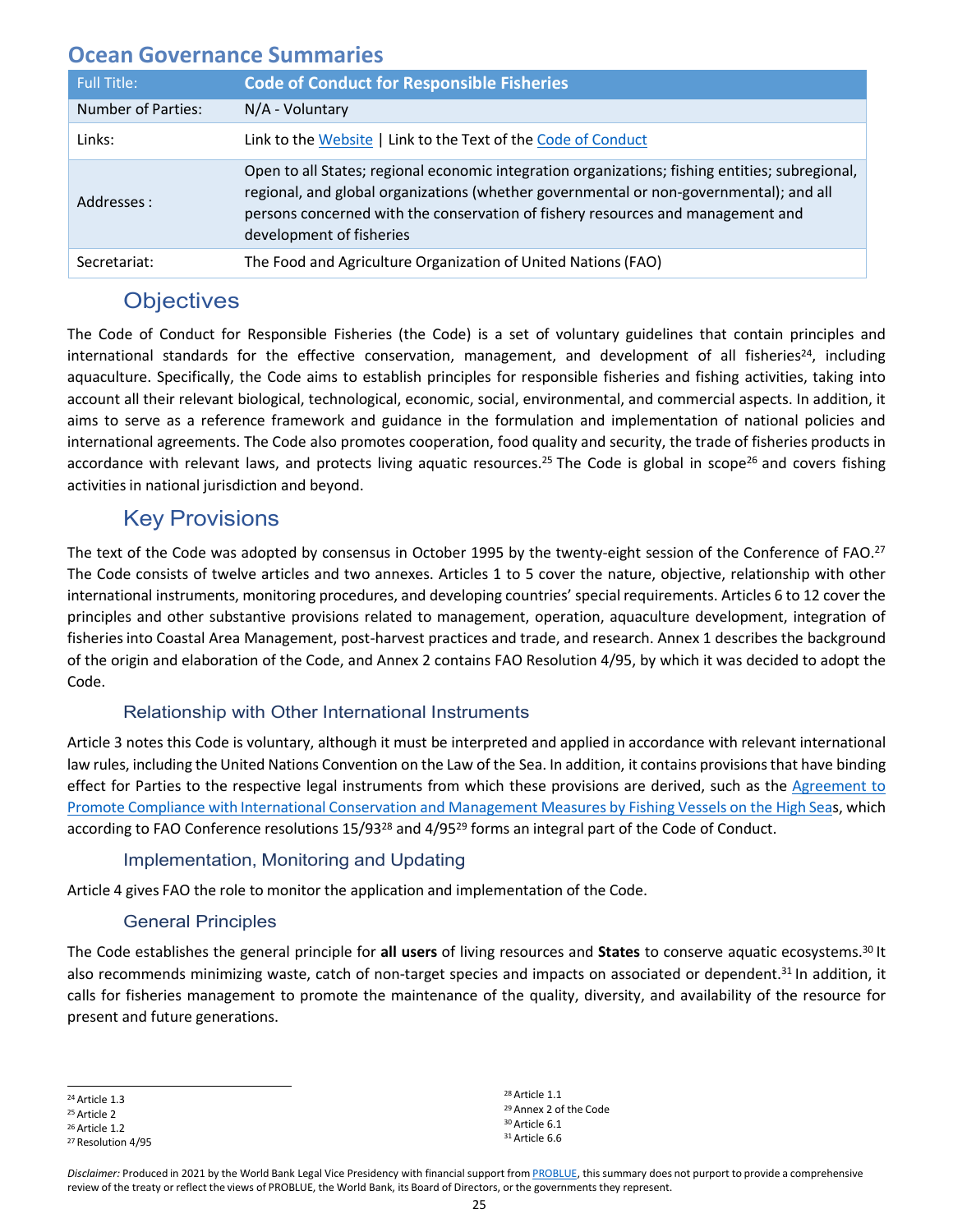## Ocean Governance Summaries

| Full Title: | **Code of Conduct for Responsible Fisheries** |
| --- | --- |
| Number of Parties: | N/A - Voluntary |
| Links: | Link to the Website \| Link to the Text of the Code of Conduct |
| Addresses : | Open to all States; regional economic integration organizations; fishing entities; subregional, regional, and global organizations (whether governmental or non-governmental); and all persons concerned with the conservation of fishery resources and management and development of fisheries |
| Secretariat: | The Food and Agriculture Organization of United Nations (FAO) |

### Objectives

The Code of Conduct for Responsible Fisheries (the Code) is a set of voluntary guidelines that contain principles and international standards for the effective conservation, management, and development of all fisheries[24], including aquaculture. Specifically, the Code aims to establish principles for responsible fisheries and fishing activities, taking into account all their relevant biological, technological, economic, social, environmental, and commercial aspects. In addition, it aims to serve as a reference framework and guidance in the formulation and implementation of national policies and international agreements. The Code also promotes cooperation, food quality and security, the trade of fisheries products in accordance with relevant laws, and protects living aquatic resources.[25] The Code is global in scope[26] and covers fishing activities in national jurisdiction and beyond.

### Key Provisions

The text of the Code was adopted by consensus in October 1995 by the twenty-eight session of the Conference of FAO.[27] The Code consists of twelve articles and two annexes. Articles 1 to 5 cover the nature, objective, relationship with other international instruments, monitoring procedures, and developing countries' special requirements. Articles 6 to 12 cover the principles and other substantive provisions related to management, operation, aquaculture development, integration of fisheries into Coastal Area Management, post-harvest practices and trade, and research. Annex 1 describes the background of the origin and elaboration of the Code, and Annex 2 contains FAO Resolution 4/95, by which it was decided to adopt the Code.

#### Relationship with Other International Instruments

Article 3 notes this Code is voluntary, although it must be interpreted and applied in accordance with relevant international law rules, including the United Nations Convention on the Law of the Sea. In addition, it contains provisions that have binding effect for Parties to the respective legal instruments from which these provisions are derived, such as the Agreement to Promote Compliance with International Conservation and Management Measures by Fishing Vessels on the High Seas, which according to FAO Conference resolutions 15/93[28] and 4/95[29] forms an integral part of the Code of Conduct.

#### Implementation, Monitoring and Updating

Article 4 gives FAO the role to monitor the application and implementation of the Code.

#### General Principles

The Code establishes the general principle for **all users** of living resources and **States** to conserve aquatic ecosystems.[30] It also recommends minimizing waste, catch of non-target species and impacts on associated or dependent.[31] In addition, it calls for fisheries management to promote the maintenance of the quality, diversity, and availability of the resource for present and future generations.

---

[24] Article 1.3
[25] Article 2
[26] Article 1.2
[27] Resolution 4/95
[28] Article 1.1
[29] Annex 2 of the Code
[30] Article 6.1
[31] Article 6.6

*Disclaimer:* Produced in 2021 by the World Bank Legal Vice Presidency with financial support from PROBLUE, this summary does not purport to provide a comprehensive review of the treaty or reflect the views of PROBLUE, the World Bank, its Board of Directors, or the governments they represent.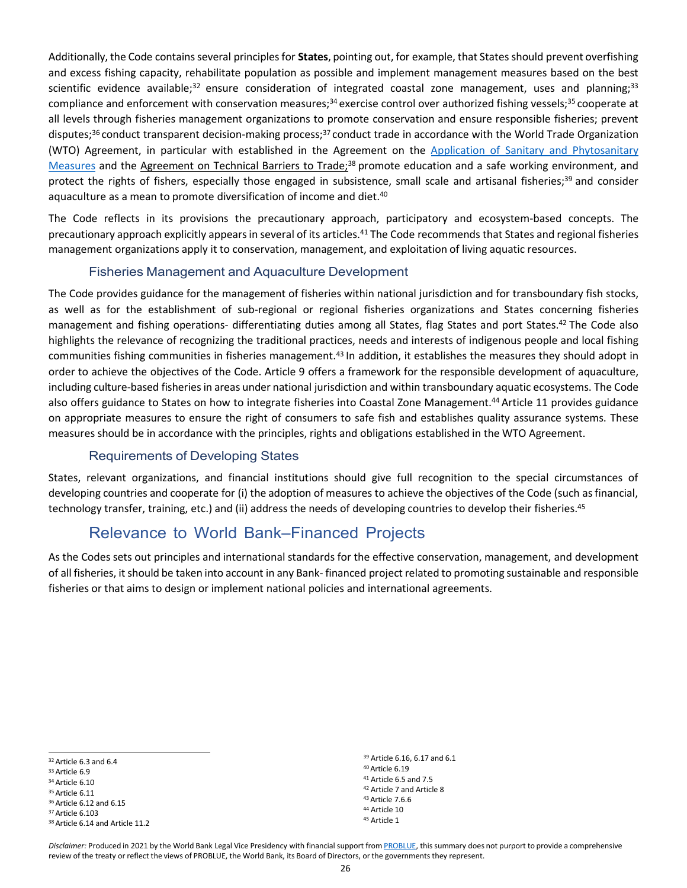Additionally, the Code contains several principles for **States**, pointing out, for example, that States should prevent overfishing and excess fishing capacity, rehabilitate population as possible and implement management measures based on the best scientific evidence available;[32] ensure consideration of integrated coastal zone management, uses and planning;[33] compliance and enforcement with conservation measures;[34] exercise control over authorized fishing vessels;[35] cooperate at all levels through fisheries management organizations to promote conservation and ensure responsible fisheries; prevent disputes;[36] conduct transparent decision-making process;[37] conduct trade in accordance with the World Trade Organization (WTO) Agreement, in particular with established in the Agreement on the Application of Sanitary and Phytosanitary Measures and the Agreement on Technical Barriers to Trade;[38] promote education and a safe working environment, and protect the rights of fishers, especially those engaged in subsistence, small scale and artisanal fisheries;[39] and consider aquaculture as a mean to promote diversification of income and diet.[40]

The Code reflects in its provisions the precautionary approach, participatory and ecosystem-based concepts. The precautionary approach explicitly appears in several of its articles.[41] The Code recommends that States and regional fisheries management organizations apply it to conservation, management, and exploitation of living aquatic resources.

### Fisheries Management and Aquaculture Development

The Code provides guidance for the management of fisheries within national jurisdiction and for transboundary fish stocks, as well as for the establishment of sub-regional or regional fisheries organizations and States concerning fisheries management and fishing operations- differentiating duties among all States, flag States and port States.[42] The Code also highlights the relevance of recognizing the traditional practices, needs and interests of indigenous people and local fishing communities fishing communities in fisheries management.[43] In addition, it establishes the measures they should adopt in order to achieve the objectives of the Code. Article 9 offers a framework for the responsible development of aquaculture, including culture-based fisheries in areas under national jurisdiction and within transboundary aquatic ecosystems. The Code also offers guidance to States on how to integrate fisheries into Coastal Zone Management.[44] Article 11 provides guidance on appropriate measures to ensure the right of consumers to safe fish and establishes quality assurance systems. These measures should be in accordance with the principles, rights and obligations established in the WTO Agreement.

### Requirements of Developing States

States, relevant organizations, and financial institutions should give full recognition to the special circumstances of developing countries and cooperate for (i) the adoption of measures to achieve the objectives of the Code (such as financial, technology transfer, training, etc.) and (ii) address the needs of developing countries to develop their fisheries.[45]

## Relevance to World Bank–Financed Projects

As the Codes sets out principles and international standards for the effective conservation, management, and development of all fisheries, it should be taken into account in any Bank- financed project related to promoting sustainable and responsible fisheries or that aims to design or implement national policies and international agreements.

---

[32] Article 6.3 and 6.4
[33] Article 6.9
[34] Article 6.10
[35] Article 6.11
[36] Article 6.12 and 6.15
[37] Article 6.103
[38] Article 6.14 and Article 11.2
[39] Article 6.16, 6.17 and 6.1
[40] Article 6.19
[41] Article 6.5 and 7.5
[42] Article 7 and Article 8
[43] Article 7.6.6
[44] Article 10
[45] Article 1

*Disclaimer:* Produced in 2021 by the World Bank Legal Vice Presidency with financial support from PROBLUE, this summary does not purport to provide a comprehensive review of the treaty or reflect the views of PROBLUE, the World Bank, its Board of Directors, or the governments they represent.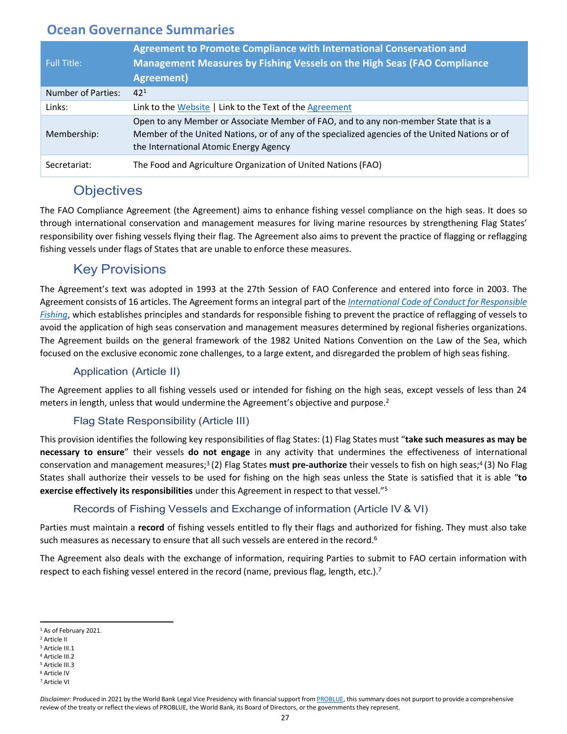## Ocean Governance Summaries

| Full Title: | **Agreement to Promote Compliance with International Conservation and Management Measures by Fishing Vessels on the High Seas (FAO Compliance Agreement)** |
|---|---|
| Number of Parties: | 42[1] |
| Links: | Link to the Website \| Link to the Text of the Agreement |
| Membership: | Open to any Member or Associate Member of FAO, and to any non-member State that is a Member of the United Nations, or of any of the specialized agencies of the United Nations or of the International Atomic Energy Agency |
| Secretariat: | The Food and Agriculture Organization of United Nations (FAO) |

### Objectives

The FAO Compliance Agreement (the Agreement) aims to enhance fishing vessel compliance on the high seas. It does so through international conservation and management measures for living marine resources by strengthening Flag States' responsibility over fishing vessels flying their flag. The Agreement also aims to prevent the practice of flagging or reflagging fishing vessels under flags of States that are unable to enforce these measures.

### Key Provisions

The Agreement's text was adopted in 1993 at the 27th Session of FAO Conference and entered into force in 2003. The Agreement consists of 16 articles. The Agreement forms an integral part of the *International Code of Conduct for Responsible Fishing*, which establishes principles and standards for responsible fishing to prevent the practice of reflagging of vessels to avoid the application of high seas conservation and management measures determined by regional fisheries organizations. The Agreement builds on the general framework of the 1982 United Nations Convention on the Law of the Sea, which focused on the exclusive economic zone challenges, to a large extent, and disregarded the problem of high seas fishing.

#### Application (Article II)

The Agreement applies to all fishing vessels used or intended for fishing on the high seas, except vessels of less than 24 meters in length, unless that would undermine the Agreement's objective and purpose.[2]

#### Flag State Responsibility (Article III)

This provision identifies the following key responsibilities of flag States: (1) Flag States must "**take such measures as may be necessary to ensure**" their vessels **do not engage** in any activity that undermines the effectiveness of international conservation and management measures;[3] (2) Flag States **must pre-authorize** their vessels to fish on high seas;[4] (3) No Flag States shall authorize their vessels to be used for fishing on the high seas unless the State is satisfied that it is able "**to exercise effectively its responsibilities** under this Agreement in respect to that vessel."[5]

#### Records of Fishing Vessels and Exchange of information (Article IV & VI)

Parties must maintain a **record** of fishing vessels entitled to fly their flags and authorized for fishing. They must also take such measures as necessary to ensure that all such vessels are entered in the record.[6]

The Agreement also deals with the exchange of information, requiring Parties to submit to FAO certain information with respect to each fishing vessel entered in the record (name, previous flag, length, etc.).[7]

---

[1] As of February 2021.
[2] Article II
[3] Article III.1
[4] Article III.2
[5] Article III.3
[6] Article IV
[7] Article VI

*Disclaimer:* Produced in 2021 by the World Bank Legal Vice Presidency with financial support from PROBLUE, this summary does not purport to provide a comprehensive review of the treaty or reflect the views of PROBLUE, the World Bank, its Board of Directors, or the governments they represent.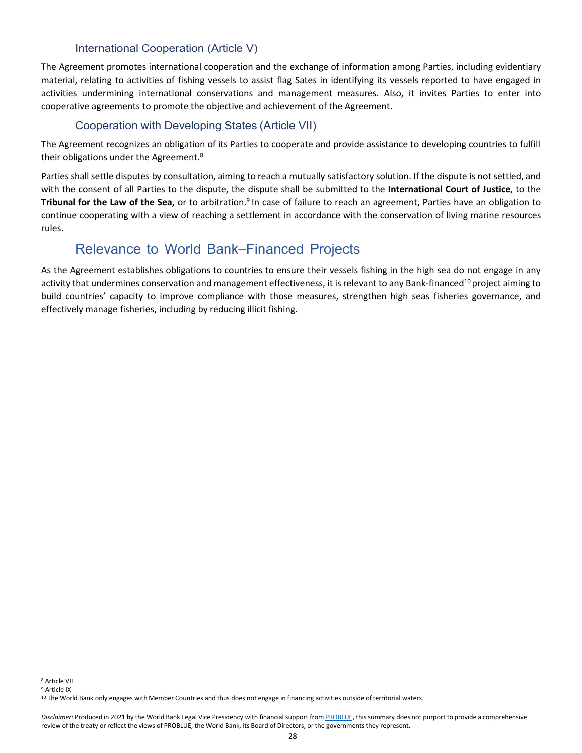### International Cooperation (Article V)

The Agreement promotes international cooperation and the exchange of information among Parties, including evidentiary material, relating to activities of fishing vessels to assist flag Sates in identifying its vessels reported to have engaged in activities undermining international conservations and management measures. Also, it invites Parties to enter into cooperative agreements to promote the objective and achievement of the Agreement.

### Cooperation with Developing States (Article VII)

The Agreement recognizes an obligation of its Parties to cooperate and provide assistance to developing countries to fulfill their obligations under the Agreement.[8]

Parties shall settle disputes by consultation, aiming to reach a mutually satisfactory solution. If the dispute is not settled, and with the consent of all Parties to the dispute, the dispute shall be submitted to the **International Court of Justice**, to the **Tribunal for the Law of the Sea,** or to arbitration.[9] In case of failure to reach an agreement, Parties have an obligation to continue cooperating with a view of reaching a settlement in accordance with the conservation of living marine resources rules.

## Relevance to World Bank–Financed Projects

As the Agreement establishes obligations to countries to ensure their vessels fishing in the high sea do not engage in any activity that undermines conservation and management effectiveness, it is relevant to any Bank-financed[10] project aiming to build countries' capacity to improve compliance with those measures, strengthen high seas fisheries governance, and effectively manage fisheries, including by reducing illicit fishing.

[8] Article VII

[9] Article IX

[10] The World Bank only engages with Member Countries and thus does not engage in financing activities outside of territorial waters.

*Disclaimer:* Produced in 2021 by the World Bank Legal Vice Presidency with financial support from PROBLUE, this summary does not purport to provide a comprehensive review of the treaty or reflect the views of PROBLUE, the World Bank, its Board of Directors, or the governments they represent.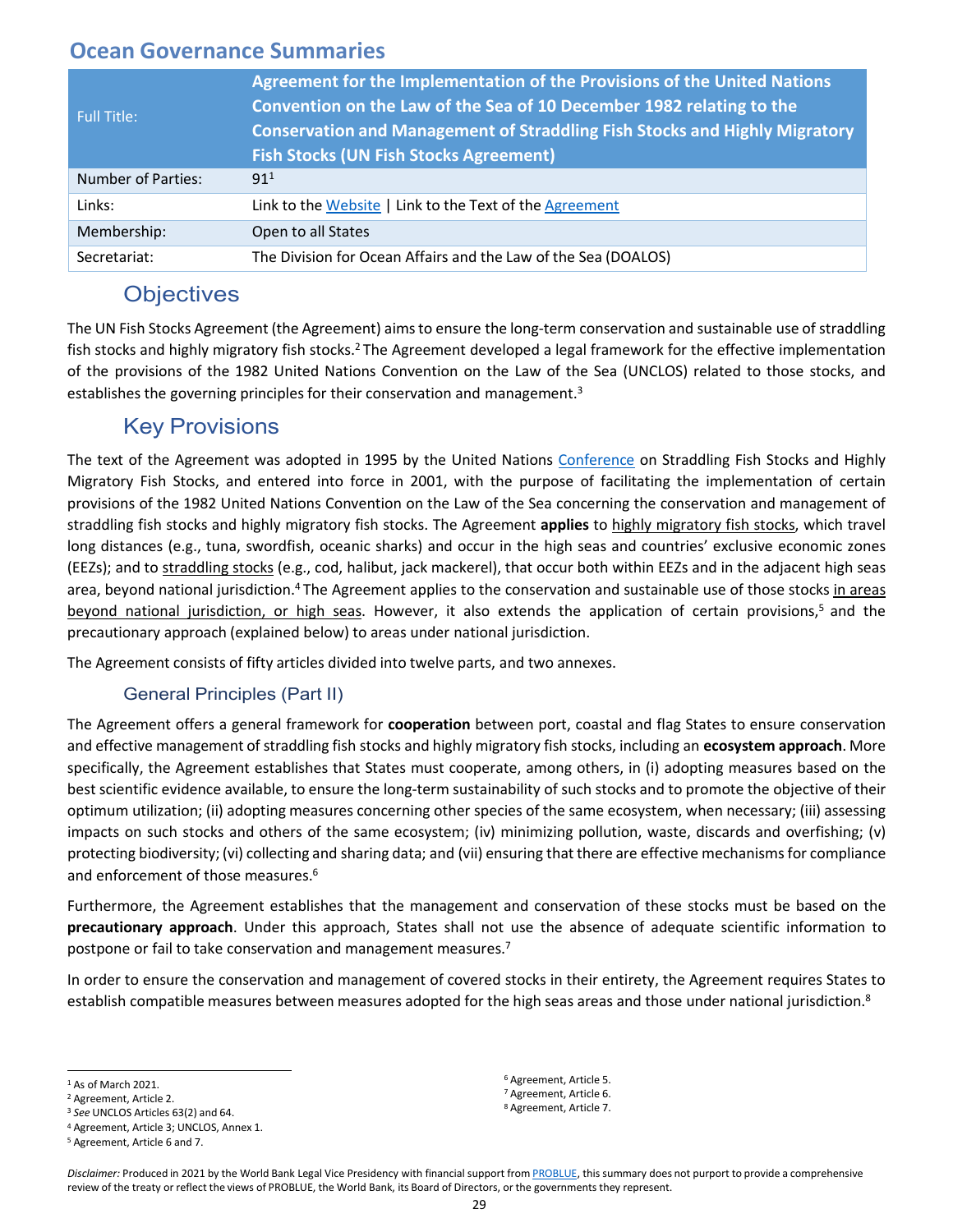## Ocean Governance Summaries

| Full Title: | **Agreement for the Implementation of the Provisions of the United Nations Convention on the Law of the Sea of 10 December 1982 relating to the Conservation and Management of Straddling Fish Stocks and Highly Migratory Fish Stocks (UN Fish Stocks Agreement)** |
|---|---|
| Number of Parties: | 91[1] |
| Links: | Link to the Website \| Link to the Text of the Agreement |
| Membership: | Open to all States |
| Secretariat: | The Division for Ocean Affairs and the Law of the Sea (DOALOS) |

# Objectives

The UN Fish Stocks Agreement (the Agreement) aims to ensure the long-term conservation and sustainable use of straddling fish stocks and highly migratory fish stocks.[2] The Agreement developed a legal framework for the effective implementation of the provisions of the 1982 United Nations Convention on the Law of the Sea (UNCLOS) related to those stocks, and establishes the governing principles for their conservation and management.[3]

# Key Provisions

The text of the Agreement was adopted in 1995 by the United Nations Conference on Straddling Fish Stocks and Highly Migratory Fish Stocks, and entered into force in 2001, with the purpose of facilitating the implementation of certain provisions of the 1982 United Nations Convention on the Law of the Sea concerning the conservation and management of straddling fish stocks and highly migratory fish stocks. The Agreement **applies** to highly migratory fish stocks, which travel long distances (e.g., tuna, swordfish, oceanic sharks) and occur in the high seas and countries' exclusive economic zones (EEZs); and to straddling stocks (e.g., cod, halibut, jack mackerel), that occur both within EEZs and in the adjacent high seas area, beyond national jurisdiction.[4] The Agreement applies to the conservation and sustainable use of those stocks in areas beyond national jurisdiction, or high seas. However, it also extends the application of certain provisions,[5] and the precautionary approach (explained below) to areas under national jurisdiction.

The Agreement consists of fifty articles divided into twelve parts, and two annexes.

## General Principles (Part II)

The Agreement offers a general framework for **cooperation** between port, coastal and flag States to ensure conservation and effective management of straddling fish stocks and highly migratory fish stocks, including an **ecosystem approach**. More specifically, the Agreement establishes that States must cooperate, among others, in (i) adopting measures based on the best scientific evidence available, to ensure the long-term sustainability of such stocks and to promote the objective of their optimum utilization; (ii) adopting measures concerning other species of the same ecosystem, when necessary; (iii) assessing impacts on such stocks and others of the same ecosystem; (iv) minimizing pollution, waste, discards and overfishing; (v) protecting biodiversity; (vi) collecting and sharing data; and (vii) ensuring that there are effective mechanisms for compliance and enforcement of those measures.[6]

Furthermore, the Agreement establishes that the management and conservation of these stocks must be based on the **precautionary approach**. Under this approach, States shall not use the absence of adequate scientific information to postpone or fail to take conservation and management measures.[7]

In order to ensure the conservation and management of covered stocks in their entirety, the Agreement requires States to establish compatible measures between measures adopted for the high seas areas and those under national jurisdiction.[8]

---

[1] As of March 2021.
[2] Agreement, Article 2.
[3] *See* UNCLOS Articles 63(2) and 64.
[4] Agreement, Article 3; UNCLOS, Annex 1.
[5] Agreement, Article 6 and 7.
[6] Agreement, Article 5.
[7] Agreement, Article 6.
[8] Agreement, Article 7.

*Disclaimer:* Produced in 2021 by the World Bank Legal Vice Presidency with financial support from PROBLUE, this summary does not purport to provide a comprehensive review of the treaty or reflect the views of PROBLUE, the World Bank, its Board of Directors, or the governments they represent.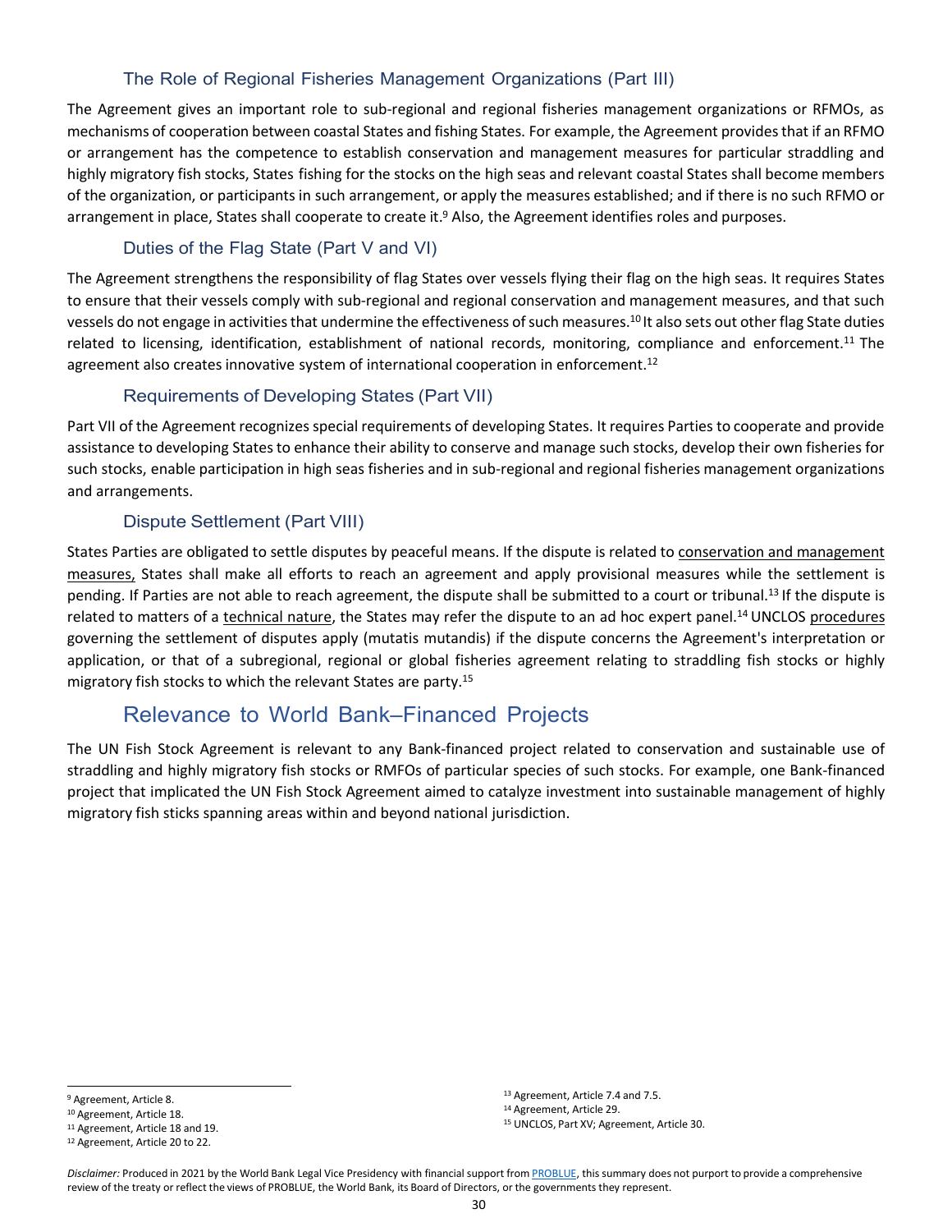### The Role of Regional Fisheries Management Organizations (Part III)

The Agreement gives an important role to sub-regional and regional fisheries management organizations or RFMOs, as mechanisms of cooperation between coastal States and fishing States. For example, the Agreement provides that if an RFMO or arrangement has the competence to establish conservation and management measures for particular straddling and highly migratory fish stocks, States fishing for the stocks on the high seas and relevant coastal States shall become members of the organization, or participants in such arrangement, or apply the measures established; and if there is no such RFMO or arrangement in place, States shall cooperate to create it.[9] Also, the Agreement identifies roles and purposes.

### Duties of the Flag State (Part V and VI)

The Agreement strengthens the responsibility of flag States over vessels flying their flag on the high seas. It requires States to ensure that their vessels comply with sub-regional and regional conservation and management measures, and that such vessels do not engage in activities that undermine the effectiveness of such measures.[10] It also sets out other flag State duties related to licensing, identification, establishment of national records, monitoring, compliance and enforcement.[11] The agreement also creates innovative system of international cooperation in enforcement.[12]

### Requirements of Developing States (Part VII)

Part VII of the Agreement recognizes special requirements of developing States. It requires Parties to cooperate and provide assistance to developing States to enhance their ability to conserve and manage such stocks, develop their own fisheries for such stocks, enable participation in high seas fisheries and in sub-regional and regional fisheries management organizations and arrangements.

### Dispute Settlement (Part VIII)

States Parties are obligated to settle disputes by peaceful means. If the dispute is related to conservation and management measures, States shall make all efforts to reach an agreement and apply provisional measures while the settlement is pending. If Parties are not able to reach agreement, the dispute shall be submitted to a court or tribunal.[13] If the dispute is related to matters of a technical nature, the States may refer the dispute to an ad hoc expert panel.[14] UNCLOS procedures governing the settlement of disputes apply (mutatis mutandis) if the dispute concerns the Agreement's interpretation or application, or that of a subregional, regional or global fisheries agreement relating to straddling fish stocks or highly migratory fish stocks to which the relevant States are party.[15]

## Relevance to World Bank–Financed Projects

The UN Fish Stock Agreement is relevant to any Bank-financed project related to conservation and sustainable use of straddling and highly migratory fish stocks or RMFOs of particular species of such stocks. For example, one Bank-financed project that implicated the UN Fish Stock Agreement aimed to catalyze investment into sustainable management of highly migratory fish sticks spanning areas within and beyond national jurisdiction.

---

[9] Agreement, Article 8.
[10] Agreement, Article 18.
[11] Agreement, Article 18 and 19.
[12] Agreement, Article 20 to 22.
[13] Agreement, Article 7.4 and 7.5.
[14] Agreement, Article 29.
[15] UNCLOS, Part XV; Agreement, Article 30.

*Disclaimer:* Produced in 2021 by the World Bank Legal Vice Presidency with financial support from PROBLUE, this summary does not purport to provide a comprehensive review of the treaty or reflect the views of PROBLUE, the World Bank, its Board of Directors, or the governments they represent.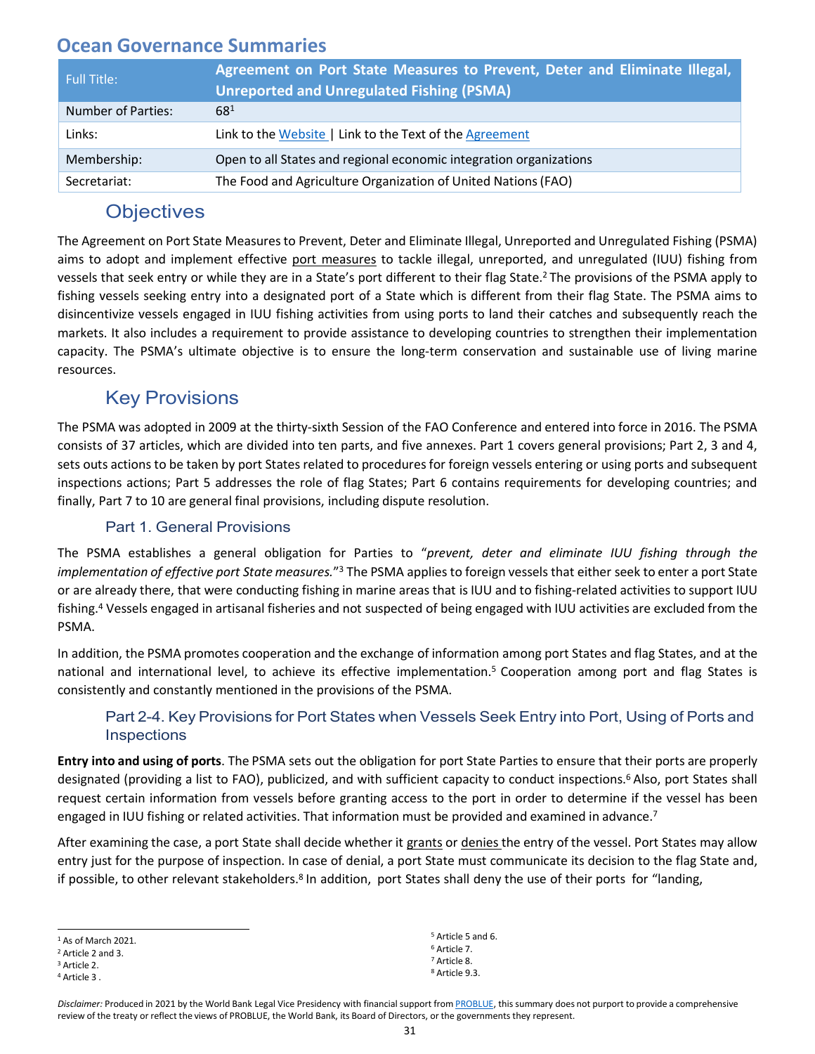## Ocean Governance Summaries

| Full Title: | **Agreement on Port State Measures to Prevent, Deter and Eliminate Illegal, Unreported and Unregulated Fishing (PSMA)** |
|---|---|
| Number of Parties: | 68[1] |
| Links: | Link to the Website \| Link to the Text of the Agreement |
| Membership: | Open to all States and regional economic integration organizations |
| Secretariat: | The Food and Agriculture Organization of United Nations (FAO) |

### Objectives

The Agreement on Port State Measures to Prevent, Deter and Eliminate Illegal, Unreported and Unregulated Fishing (PSMA) aims to adopt and implement effective port measures to tackle illegal, unreported, and unregulated (IUU) fishing from vessels that seek entry or while they are in a State's port different to their flag State.[2] The provisions of the PSMA apply to fishing vessels seeking entry into a designated port of a State which is different from their flag State. The PSMA aims to disincentivize vessels engaged in IUU fishing activities from using ports to land their catches and subsequently reach the markets. It also includes a requirement to provide assistance to developing countries to strengthen their implementation capacity. The PSMA's ultimate objective is to ensure the long-term conservation and sustainable use of living marine resources.

### Key Provisions

The PSMA was adopted in 2009 at the thirty-sixth Session of the FAO Conference and entered into force in 2016. The PSMA consists of 37 articles, which are divided into ten parts, and five annexes. Part 1 covers general provisions; Part 2, 3 and 4, sets outs actions to be taken by port States related to procedures for foreign vessels entering or using ports and subsequent inspections actions; Part 5 addresses the role of flag States; Part 6 contains requirements for developing countries; and finally, Part 7 to 10 are general final provisions, including dispute resolution.

#### Part 1. General Provisions

The PSMA establishes a general obligation for Parties to "*prevent, deter and eliminate IUU fishing through the implementation of effective port State measures.*"[3] The PSMA applies to foreign vessels that either seek to enter a port State or are already there, that were conducting fishing in marine areas that is IUU and to fishing-related activities to support IUU fishing.[4] Vessels engaged in artisanal fisheries and not suspected of being engaged with IUU activities are excluded from the PSMA.

In addition, the PSMA promotes cooperation and the exchange of information among port States and flag States, and at the national and international level, to achieve its effective implementation.[5] Cooperation among port and flag States is consistently and constantly mentioned in the provisions of the PSMA.

#### Part 2-4. Key Provisions for Port States when Vessels Seek Entry into Port, Using of Ports and Inspections

**Entry into and using of ports**. The PSMA sets out the obligation for port State Parties to ensure that their ports are properly designated (providing a list to FAO), publicized, and with sufficient capacity to conduct inspections.[6] Also, port States shall request certain information from vessels before granting access to the port in order to determine if the vessel has been engaged in IUU fishing or related activities. That information must be provided and examined in advance.[7]

After examining the case, a port State shall decide whether it grants or denies the entry of the vessel. Port States may allow entry just for the purpose of inspection. In case of denial, a port State must communicate its decision to the flag State and, if possible, to other relevant stakeholders.[8] In addition, port States shall deny the use of their ports for "landing,

---

[1] As of March 2021.
[2] Article 2 and 3.
[3] Article 2.
[4] Article 3 .
[5] Article 5 and 6.
[6] Article 7.
[7] Article 8.
[8] Article 9.3.

*Disclaimer:* Produced in 2021 by the World Bank Legal Vice Presidency with financial support from PROBLUE, this summary does not purport to provide a comprehensive review of the treaty or reflect the views of PROBLUE, the World Bank, its Board of Directors, or the governments they represent.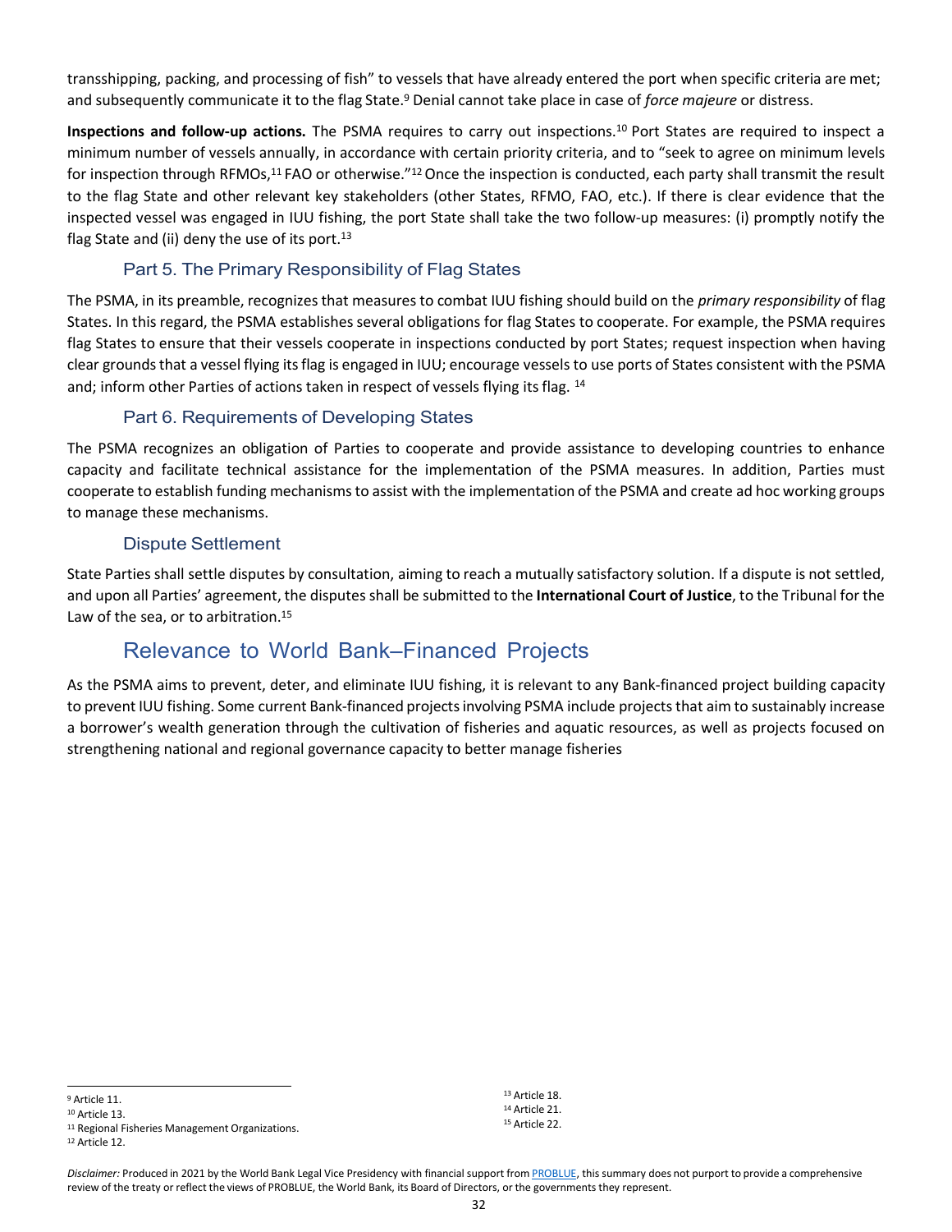transshipping, packing, and processing of fish" to vessels that have already entered the port when specific criteria are met; and subsequently communicate it to the flag State.[9] Denial cannot take place in case of *force majeure* or distress.

**Inspections and follow-up actions.** The PSMA requires to carry out inspections.[10] Port States are required to inspect a minimum number of vessels annually, in accordance with certain priority criteria, and to "seek to agree on minimum levels for inspection through RFMOs,[11] FAO or otherwise."[12] Once the inspection is conducted, each party shall transmit the result to the flag State and other relevant key stakeholders (other States, RFMO, FAO, etc.). If there is clear evidence that the inspected vessel was engaged in IUU fishing, the port State shall take the two follow-up measures: (i) promptly notify the flag State and (ii) deny the use of its port.[13]

### Part 5. The Primary Responsibility of Flag States

The PSMA, in its preamble, recognizes that measures to combat IUU fishing should build on the *primary responsibility* of flag States. In this regard, the PSMA establishes several obligations for flag States to cooperate. For example, the PSMA requires flag States to ensure that their vessels cooperate in inspections conducted by port States; request inspection when having clear grounds that a vessel flying its flag is engaged in IUU; encourage vessels to use ports of States consistent with the PSMA and; inform other Parties of actions taken in respect of vessels flying its flag. [14]

### Part 6. Requirements of Developing States

The PSMA recognizes an obligation of Parties to cooperate and provide assistance to developing countries to enhance capacity and facilitate technical assistance for the implementation of the PSMA measures. In addition, Parties must cooperate to establish funding mechanisms to assist with the implementation of the PSMA and create ad hoc working groups to manage these mechanisms.

### Dispute Settlement

State Parties shall settle disputes by consultation, aiming to reach a mutually satisfactory solution. If a dispute is not settled, and upon all Parties' agreement, the disputes shall be submitted to the **International Court of Justice**, to the Tribunal for the Law of the sea, or to arbitration.[15]

## Relevance to World Bank–Financed Projects

As the PSMA aims to prevent, deter, and eliminate IUU fishing, it is relevant to any Bank-financed project building capacity to prevent IUU fishing. Some current Bank-financed projects involving PSMA include projects that aim to sustainably increase a borrower's wealth generation through the cultivation of fisheries and aquatic resources, as well as projects focused on strengthening national and regional governance capacity to better manage fisheries

---

[9] Article 11.
[10] Article 13.
[11] Regional Fisheries Management Organizations.
[12] Article 12.
[13] Article 18.
[14] Article 21.
[15] Article 22.

*Disclaimer:* Produced in 2021 by the World Bank Legal Vice Presidency with financial support from PROBLUE, this summary does not purport to provide a comprehensive review of the treaty or reflect the views of PROBLUE, the World Bank, its Board of Directors, or the governments they represent.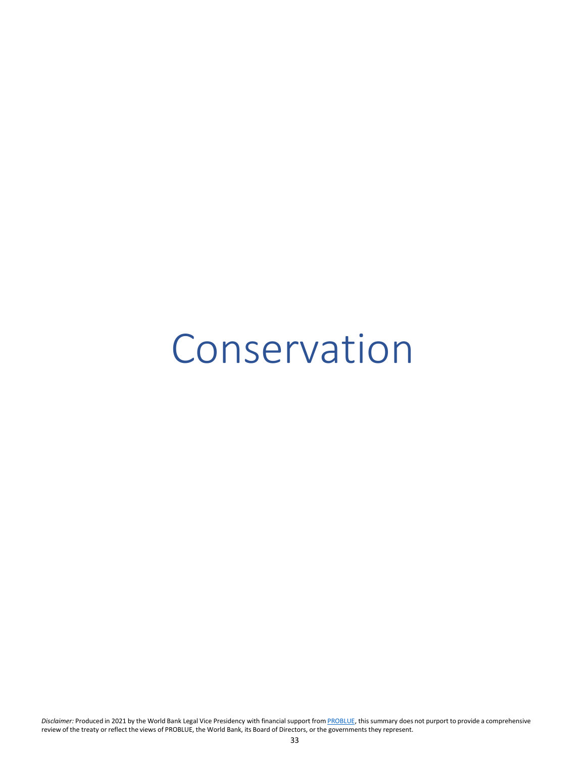# Conservation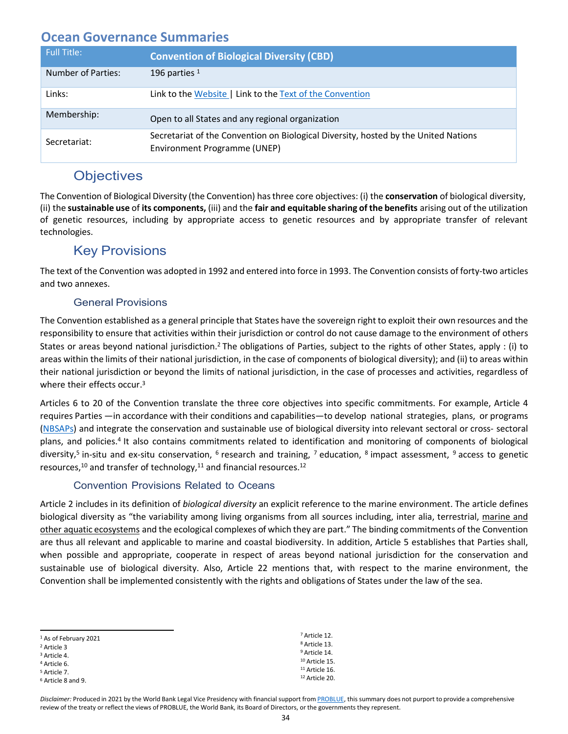# Ocean Governance Summaries

| Full Title: | **Convention of Biological Diversity (CBD)** |
|---|---|
| Number of Parties: | 196 parties [1] |
| Links: | Link to the Website \| Link to the Text of the Convention |
| Membership: | Open to all States and any regional organization |
| Secretariat: | Secretariat of the Convention on Biological Diversity, hosted by the United Nations Environment Programme (UNEP) |

## Objectives

The Convention of Biological Diversity (the Convention) has three core objectives: (i) the **conservation** of biological diversity, (ii) the **sustainable use** of **its components,** (iii) and the **fair and equitable sharing of the benefits** arising out of the utilization of genetic resources, including by appropriate access to genetic resources and by appropriate transfer of relevant technologies.

## Key Provisions

The text of the Convention was adopted in 1992 and entered into force in 1993. The Convention consists of forty-two articles and two annexes.

### General Provisions

The Convention established as a general principle that States have the sovereign right to exploit their own resources and the responsibility to ensure that activities within their jurisdiction or control do not cause damage to the environment of others States or areas beyond national jurisdiction.[2] The obligations of Parties, subject to the rights of other States, apply : (i) to areas within the limits of their national jurisdiction, in the case of components of biological diversity); and (ii) to areas within their national jurisdiction or beyond the limits of national jurisdiction, in the case of processes and activities, regardless of where their effects occur.[3]

Articles 6 to 20 of the Convention translate the three core objectives into specific commitments. For example, Article 4 requires Parties —in accordance with their conditions and capabilities—to develop national strategies, plans, or programs (NBSAPs) and integrate the conservation and sustainable use of biological diversity into relevant sectoral or cross- sectoral plans, and policies.[4] It also contains commitments related to identification and monitoring of components of biological diversity,[5] in-situ and ex-situ conservation, [6] research and training, [7] education, [8] impact assessment, [9] access to genetic resources,[10] and transfer of technology,[11] and financial resources.[12]

### Convention Provisions Related to Oceans

Article 2 includes in its definition of *biological diversity* an explicit reference to the marine environment. The article defines biological diversity as "the variability among living organisms from all sources including, inter alia, terrestrial, marine and other aquatic ecosystems and the ecological complexes of which they are part." The binding commitments of the Convention are thus all relevant and applicable to marine and coastal biodiversity. In addition, Article 5 establishes that Parties shall, when possible and appropriate, cooperate in respect of areas beyond national jurisdiction for the conservation and sustainable use of biological diversity. Also, Article 22 mentions that, with respect to the marine environment, the Convention shall be implemented consistently with the rights and obligations of States under the law of the sea.

---

[1] As of February 2021
[2] Article 3
[3] Article 4.
[4] Article 6.
[5] Article 7.
[6] Article 8 and 9.
[7] Article 12.
[8] Article 13.
[9] Article 14.
[10] Article 15.
[11] Article 16.
[12] Article 20.

*Disclaimer:* Produced in 2021 by the World Bank Legal Vice Presidency with financial support from PROBLUE, this summary does not purport to provide a comprehensive review of the treaty or reflect the views of PROBLUE, the World Bank, its Board of Directors, or the governments they represent.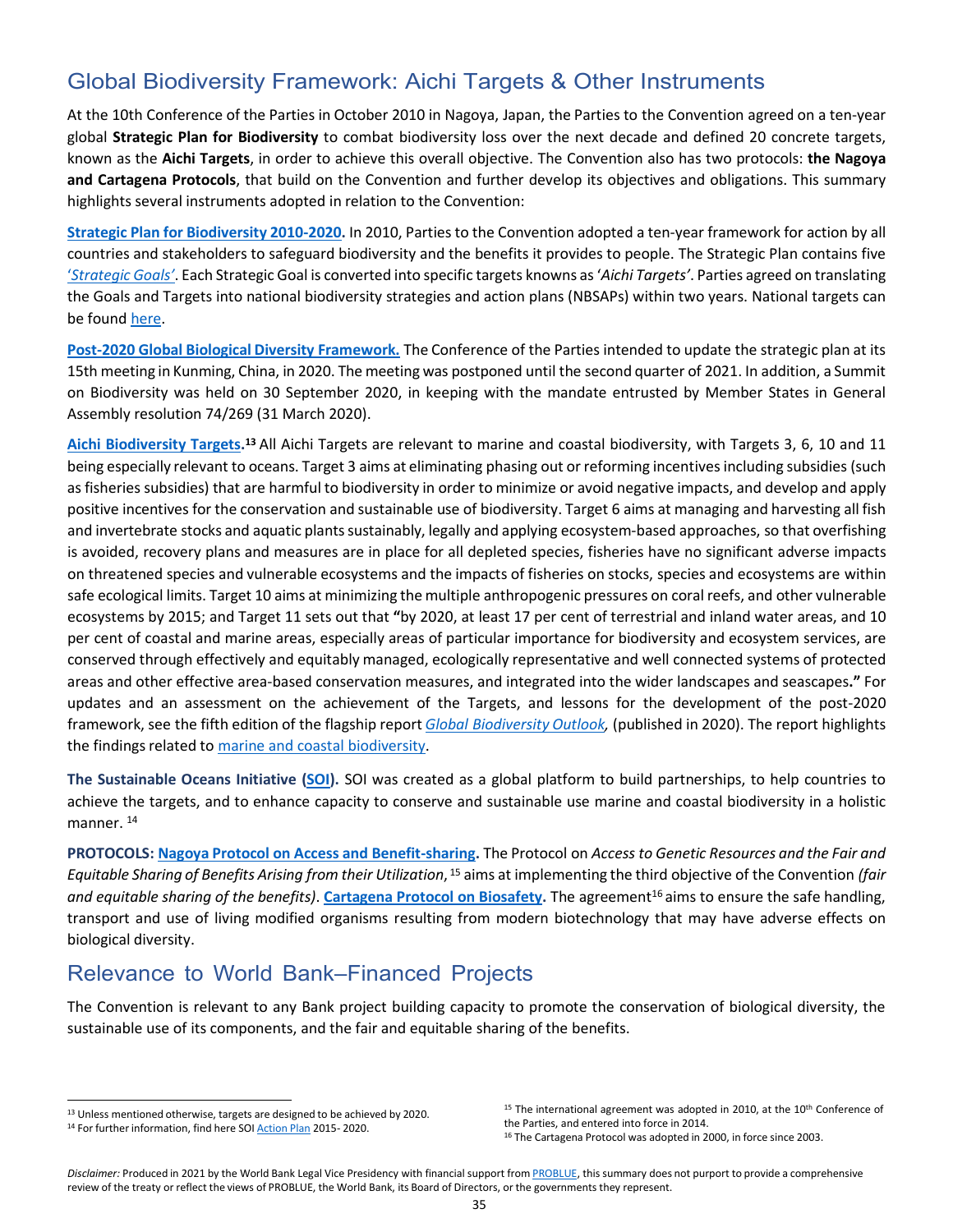## Global Biodiversity Framework: Aichi Targets & Other Instruments

At the 10th Conference of the Parties in October 2010 in Nagoya, Japan, the Parties to the Convention agreed on a ten-year global **Strategic Plan for Biodiversity** to combat biodiversity loss over the next decade and defined 20 concrete targets, known as the **Aichi Targets**, in order to achieve this overall objective. The Convention also has two protocols: **the Nagoya and Cartagena Protocols**, that build on the Convention and further develop its objectives and obligations. This summary highlights several instruments adopted in relation to the Convention:

**Strategic Plan for Biodiversity 2010-2020.** In 2010, Parties to the Convention adopted a ten-year framework for action by all countries and stakeholders to safeguard biodiversity and the benefits it provides to people. The Strategic Plan contains five '*Strategic Goals*'. Each Strategic Goal is converted into specific targets knowns as '*Aichi Targets*'. Parties agreed on translating the Goals and Targets into national biodiversity strategies and action plans (NBSAPs) within two years. National targets can be found here.

**Post-2020 Global Biological Diversity Framework.** The Conference of the Parties intended to update the strategic plan at its 15th meeting in Kunming, China, in 2020. The meeting was postponed until the second quarter of 2021. In addition, a Summit on Biodiversity was held on 30 September 2020, in keeping with the mandate entrusted by Member States in General Assembly resolution 74/269 (31 March 2020).

**Aichi Biodiversity Targets.**[13] All Aichi Targets are relevant to marine and coastal biodiversity, with Targets 3, 6, 10 and 11 being especially relevant to oceans. Target 3 aims at eliminating phasing out or reforming incentives including subsidies (such as fisheries subsidies) that are harmful to biodiversity in order to minimize or avoid negative impacts, and develop and apply positive incentives for the conservation and sustainable use of biodiversity. Target 6 aims at managing and harvesting all fish and invertebrate stocks and aquatic plants sustainably, legally and applying ecosystem-based approaches, so that overfishing is avoided, recovery plans and measures are in place for all depleted species, fisheries have no significant adverse impacts on threatened species and vulnerable ecosystems and the impacts of fisheries on stocks, species and ecosystems are within safe ecological limits. Target 10 aims at minimizing the multiple anthropogenic pressures on coral reefs, and other vulnerable ecosystems by 2015; and Target 11 sets out that **"**by 2020, at least 17 per cent of terrestrial and inland water areas, and 10 per cent of coastal and marine areas, especially areas of particular importance for biodiversity and ecosystem services, are conserved through effectively and equitably managed, ecologically representative and well connected systems of protected areas and other effective area-based conservation measures, and integrated into the wider landscapes and seascapes.**"** For updates and an assessment on the achievement of the Targets, and lessons for the development of the post-2020 framework, see the fifth edition of the flagship report *Global Biodiversity Outlook,* (published in 2020). The report highlights the findings related to marine and coastal biodiversity.

**The Sustainable Oceans Initiative (SOI).** SOI was created as a global platform to build partnerships, to help countries to achieve the targets, and to enhance capacity to conserve and sustainable use marine and coastal biodiversity in a holistic manner. [14]

**PROTOCOLS: Nagoya Protocol on Access and Benefit-sharing.** The Protocol on *Access to Genetic Resources and the Fair and Equitable Sharing of Benefits Arising from their Utilization*,[15] aims at implementing the third objective of the Convention *(fair and equitable sharing of the benefits)*. **Cartagena Protocol on Biosafety.** The agreement[16] aims to ensure the safe handling, transport and use of living modified organisms resulting from modern biotechnology that may have adverse effects on biological diversity.

## Relevance to World Bank–Financed Projects

The Convention is relevant to any Bank project building capacity to promote the conservation of biological diversity, the sustainable use of its components, and the fair and equitable sharing of the benefits.

---

[13] Unless mentioned otherwise, targets are designed to be achieved by 2020.

[14] For further information, find here SOI Action Plan 2015- 2020.

[15] The international agreement was adopted in 2010, at the 10th Conference of the Parties, and entered into force in 2014.

[16] The Cartagena Protocol was adopted in 2000, in force since 2003.

*Disclaimer:* Produced in 2021 by the World Bank Legal Vice Presidency with financial support from PROBLUE, this summary does not purport to provide a comprehensive review of the treaty or reflect the views of PROBLUE, the World Bank, its Board of Directors, or the governments they represent.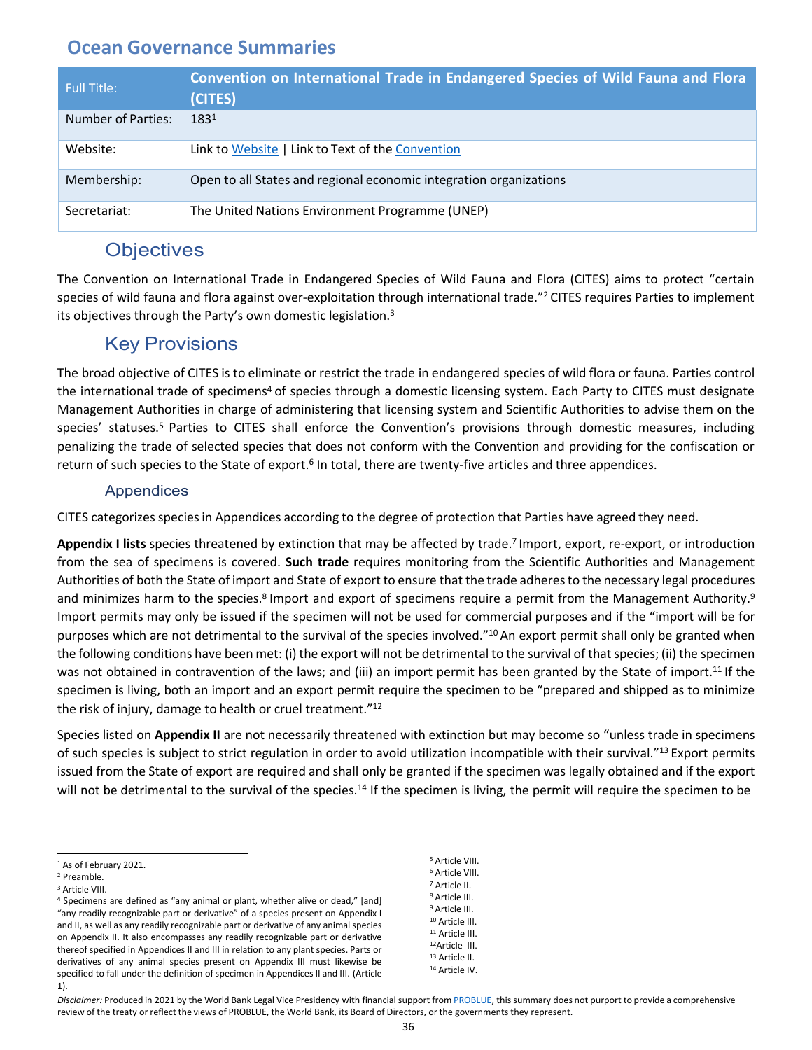## Ocean Governance Summaries

| Full Title: | **Convention on International Trade in Endangered Species of Wild Fauna and Flora (CITES)** |
|---|---|
| Number of Parties: | 183[1] |
| Website: | Link to Website \| Link to Text of the Convention |
| Membership: | Open to all States and regional economic integration organizations |
| Secretariat: | The United Nations Environment Programme (UNEP) |

### Objectives

The Convention on International Trade in Endangered Species of Wild Fauna and Flora (CITES) aims to protect "certain species of wild fauna and flora against over-exploitation through international trade."[2] CITES requires Parties to implement its objectives through the Party's own domestic legislation.[3]

### Key Provisions

The broad objective of CITES is to eliminate or restrict the trade in endangered species of wild flora or fauna. Parties control the international trade of specimens[4] of species through a domestic licensing system. Each Party to CITES must designate Management Authorities in charge of administering that licensing system and Scientific Authorities to advise them on the species' statuses.[5] Parties to CITES shall enforce the Convention's provisions through domestic measures, including penalizing the trade of selected species that does not conform with the Convention and providing for the confiscation or return of such species to the State of export.[6] In total, there are twenty-five articles and three appendices.

#### Appendices

CITES categorizes species in Appendices according to the degree of protection that Parties have agreed they need.

**Appendix I lists** species threatened by extinction that may be affected by trade.[7] Import, export, re-export, or introduction from the sea of specimens is covered. **Such trade** requires monitoring from the Scientific Authorities and Management Authorities of both the State of import and State of export to ensure that the trade adheres to the necessary legal procedures and minimizes harm to the species.[8] Import and export of specimens require a permit from the Management Authority.[9] Import permits may only be issued if the specimen will not be used for commercial purposes and if the "import will be for purposes which are not detrimental to the survival of the species involved."[10] An export permit shall only be granted when the following conditions have been met: (i) the export will not be detrimental to the survival of that species; (ii) the specimen was not obtained in contravention of the laws; and (iii) an import permit has been granted by the State of import.[11] If the specimen is living, both an import and an export permit require the specimen to be "prepared and shipped as to minimize the risk of injury, damage to health or cruel treatment."[12]

Species listed on **Appendix II** are not necessarily threatened with extinction but may become so "unless trade in specimens of such species is subject to strict regulation in order to avoid utilization incompatible with their survival."[13] Export permits issued from the State of export are required and shall only be granted if the specimen was legally obtained and if the export will not be detrimental to the survival of the species.[14] If the specimen is living, the permit will require the specimen to be

---

[1] As of February 2021.
[2] Preamble.
[3] Article VIII.
[4] Specimens are defined as "any animal or plant, whether alive or dead," [and] "any readily recognizable part or derivative" of a species present on Appendix I and II, as well as any readily recognizable part or derivative of any animal species on Appendix II. It also encompasses any readily recognizable part or derivative thereof specified in Appendices II and III in relation to any plant species. Parts or derivatives of any animal species present on Appendix III must likewise be specified to fall under the definition of specimen in Appendices II and III. (Article 1).
[5] Article VIII.
[6] Article VIII.
[7] Article II.
[8] Article III.
[9] Article III.
[10] Article III.
[11] Article III.
[12] Article III.
[13] Article II.
[14] Article IV.

*Disclaimer:* Produced in 2021 by the World Bank Legal Vice Presidency with financial support from PROBLUE, this summary does not purport to provide a comprehensive review of the treaty or reflect the views of PROBLUE, the World Bank, its Board of Directors, or the governments they represent.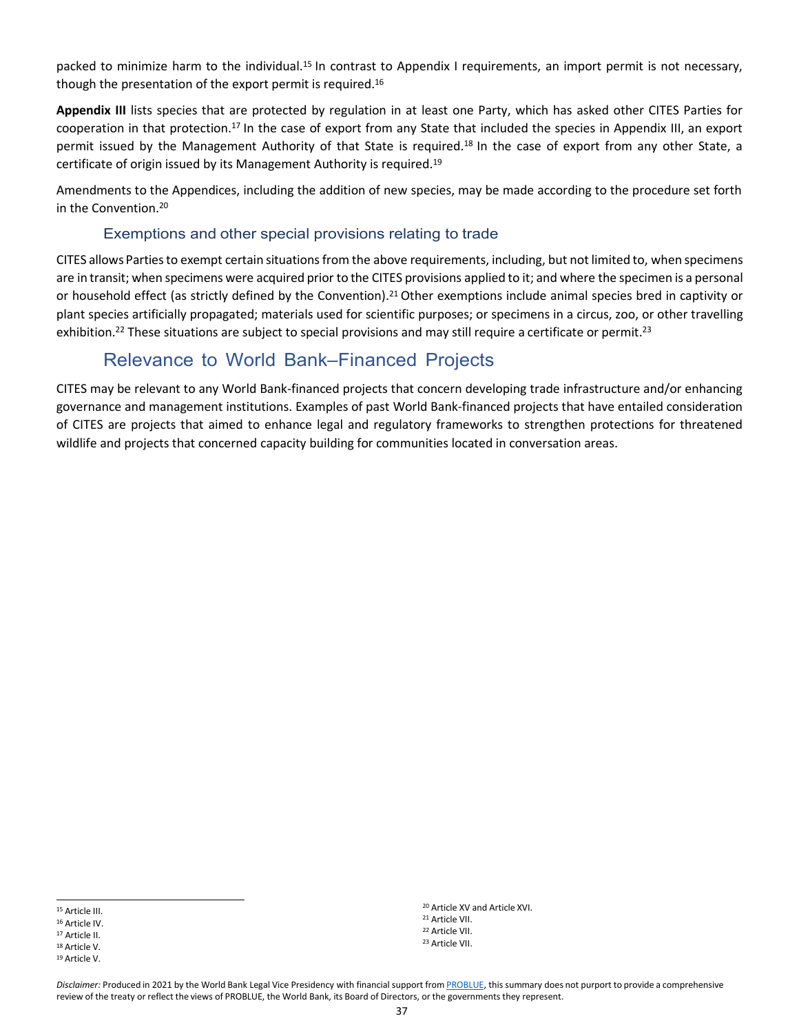packed to minimize harm to the individual.[15] In contrast to Appendix I requirements, an import permit is not necessary, though the presentation of the export permit is required.[16]

**Appendix III** lists species that are protected by regulation in at least one Party, which has asked other CITES Parties for cooperation in that protection.[17] In the case of export from any State that included the species in Appendix III, an export permit issued by the Management Authority of that State is required.[18] In the case of export from any other State, a certificate of origin issued by its Management Authority is required.[19]

Amendments to the Appendices, including the addition of new species, may be made according to the procedure set forth in the Convention.[20]

### Exemptions and other special provisions relating to trade

CITES allows Parties to exempt certain situations from the above requirements, including, but not limited to, when specimens are in transit; when specimens were acquired prior to the CITES provisions applied to it; and where the specimen is a personal or household effect (as strictly defined by the Convention).[21] Other exemptions include animal species bred in captivity or plant species artificially propagated; materials used for scientific purposes; or specimens in a circus, zoo, or other travelling exhibition.[22] These situations are subject to special provisions and may still require a certificate or permit.[23]

## Relevance to World Bank–Financed Projects

CITES may be relevant to any World Bank-financed projects that concern developing trade infrastructure and/or enhancing governance and management institutions. Examples of past World Bank-financed projects that have entailed consideration of CITES are projects that aimed to enhance legal and regulatory frameworks to strengthen protections for threatened wildlife and projects that concerned capacity building for communities located in conversation areas.

---

[15] Article III.
[16] Article IV.
[17] Article II.
[18] Article V.
[19] Article V.
[20] Article XV and Article XVI.
[21] Article VII.
[22] Article VII.
[23] Article VII.

*Disclaimer:* Produced in 2021 by the World Bank Legal Vice Presidency with financial support from PROBLUE, this summary does not purport to provide a comprehensive review of the treaty or reflect the views of PROBLUE, the World Bank, its Board of Directors, or the governments they represent.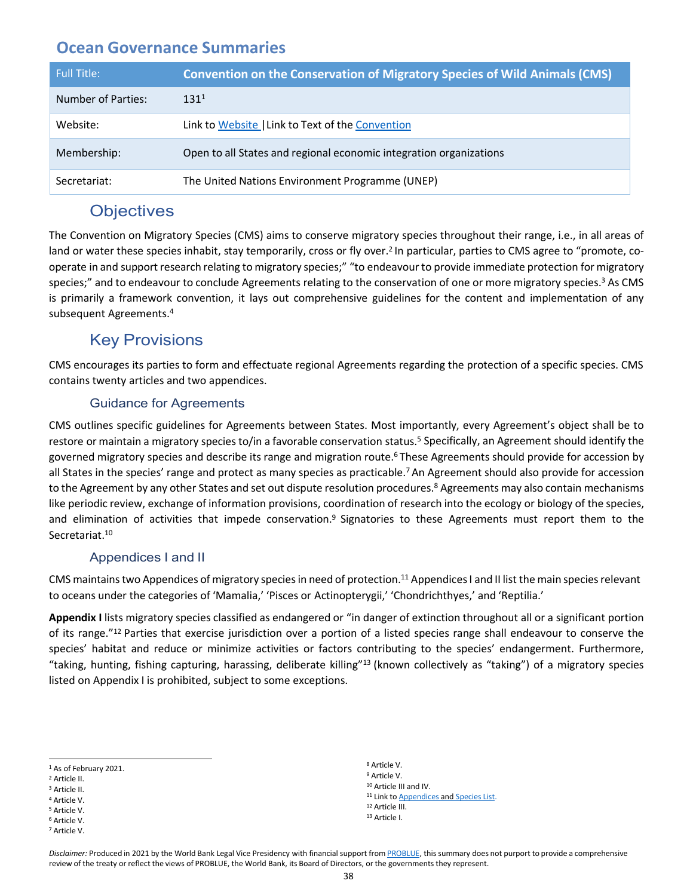# Ocean Governance Summaries

| Full Title: | Convention on the Conservation of Migratory Species of Wild Animals (CMS) |
|---|---|
| Number of Parties: | 131[1] |
| Website: | Link to Website \|Link to Text of the Convention |
| Membership: | Open to all States and regional economic integration organizations |
| Secretariat: | The United Nations Environment Programme (UNEP) |

## Objectives

The Convention on Migratory Species (CMS) aims to conserve migratory species throughout their range, i.e., in all areas of land or water these species inhabit, stay temporarily, cross or fly over.[2] In particular, parties to CMS agree to "promote, co-operate in and support research relating to migratory species;" "to endeavour to provide immediate protection for migratory species;" and to endeavour to conclude Agreements relating to the conservation of one or more migratory species.[3] As CMS is primarily a framework convention, it lays out comprehensive guidelines for the content and implementation of any subsequent Agreements.[4]

## Key Provisions

CMS encourages its parties to form and effectuate regional Agreements regarding the protection of a specific species. CMS contains twenty articles and two appendices.

### Guidance for Agreements

CMS outlines specific guidelines for Agreements between States. Most importantly, every Agreement's object shall be to restore or maintain a migratory species to/in a favorable conservation status.[5] Specifically, an Agreement should identify the governed migratory species and describe its range and migration route.[6] These Agreements should provide for accession by all States in the species' range and protect as many species as practicable.[7] An Agreement should also provide for accession to the Agreement by any other States and set out dispute resolution procedures.[8] Agreements may also contain mechanisms like periodic review, exchange of information provisions, coordination of research into the ecology or biology of the species, and elimination of activities that impede conservation.[9] Signatories to these Agreements must report them to the Secretariat.[10]

### Appendices I and II

CMS maintains two Appendices of migratory species in need of protection.[11] Appendices I and II list the main species relevant to oceans under the categories of 'Mamalia,' 'Pisces or Actinopterygii,' 'Chondrichthyes,' and 'Reptilia.'

**Appendix I** lists migratory species classified as endangered or "in danger of extinction throughout all or a significant portion of its range."[12] Parties that exercise jurisdiction over a portion of a listed species range shall endeavour to conserve the species' habitat and reduce or minimize activities or factors contributing to the species' endangerment. Furthermore, "taking, hunting, fishing capturing, harassing, deliberate killing"[13] (known collectively as "taking") of a migratory species listed on Appendix I is prohibited, subject to some exceptions.

---

[1] As of February 2021.
[2] Article II.
[3] Article II.
[4] Article V.
[5] Article V.
[6] Article V.
[7] Article V.
[8] Article V.
[9] Article V.
[10] Article III and IV.
[11] Link to Appendices and Species List.
[12] Article III.
[13] Article I.

*Disclaimer:* Produced in 2021 by the World Bank Legal Vice Presidency with financial support from PROBLUE, this summary does not purport to provide a comprehensive review of the treaty or reflect the views of PROBLUE, the World Bank, its Board of Directors, or the governments they represent.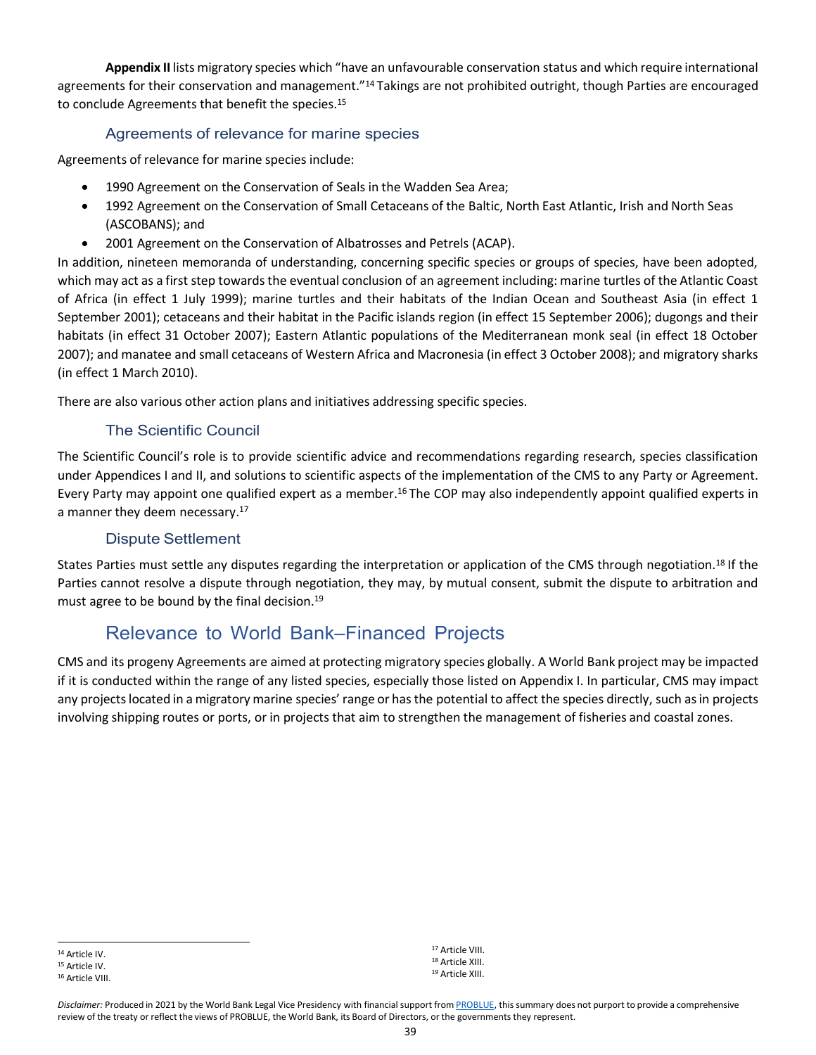**Appendix II** lists migratory species which "have an unfavourable conservation status and which require international agreements for their conservation and management."[14] Takings are not prohibited outright, though Parties are encouraged to conclude Agreements that benefit the species.[15]

### Agreements of relevance for marine species

Agreements of relevance for marine species include:

- 1990 Agreement on the Conservation of Seals in the Wadden Sea Area;
- 1992 Agreement on the Conservation of Small Cetaceans of the Baltic, North East Atlantic, Irish and North Seas (ASCOBANS); and
- 2001 Agreement on the Conservation of Albatrosses and Petrels (ACAP).

In addition, nineteen memoranda of understanding, concerning specific species or groups of species, have been adopted, which may act as a first step towards the eventual conclusion of an agreement including: marine turtles of the Atlantic Coast of Africa (in effect 1 July 1999); marine turtles and their habitats of the Indian Ocean and Southeast Asia (in effect 1 September 2001); cetaceans and their habitat in the Pacific islands region (in effect 15 September 2006); dugongs and their habitats (in effect 31 October 2007); Eastern Atlantic populations of the Mediterranean monk seal (in effect 18 October 2007); and manatee and small cetaceans of Western Africa and Macronesia (in effect 3 October 2008); and migratory sharks (in effect 1 March 2010).

There are also various other action plans and initiatives addressing specific species.

### The Scientific Council

The Scientific Council's role is to provide scientific advice and recommendations regarding research, species classification under Appendices I and II, and solutions to scientific aspects of the implementation of the CMS to any Party or Agreement. Every Party may appoint one qualified expert as a member.[16] The COP may also independently appoint qualified experts in a manner they deem necessary.[17]

### Dispute Settlement

States Parties must settle any disputes regarding the interpretation or application of the CMS through negotiation.[18] If the Parties cannot resolve a dispute through negotiation, they may, by mutual consent, submit the dispute to arbitration and must agree to be bound by the final decision.[19]

## Relevance to World Bank–Financed Projects

CMS and its progeny Agreements are aimed at protecting migratory species globally. A World Bank project may be impacted if it is conducted within the range of any listed species, especially those listed on Appendix I. In particular, CMS may impact any projects located in a migratory marine species' range or has the potential to affect the species directly, such as in projects involving shipping routes or ports, or in projects that aim to strengthen the management of fisheries and coastal zones.

[14] Article IV.
[15] Article IV.
[16] Article VIII.
[17] Article VIII.
[18] Article XIII.
[19] Article XIII.

*Disclaimer:* Produced in 2021 by the World Bank Legal Vice Presidency with financial support from PROBLUE, this summary does not purport to provide a comprehensive review of the treaty or reflect the views of PROBLUE, the World Bank, its Board of Directors, or the governments they represent.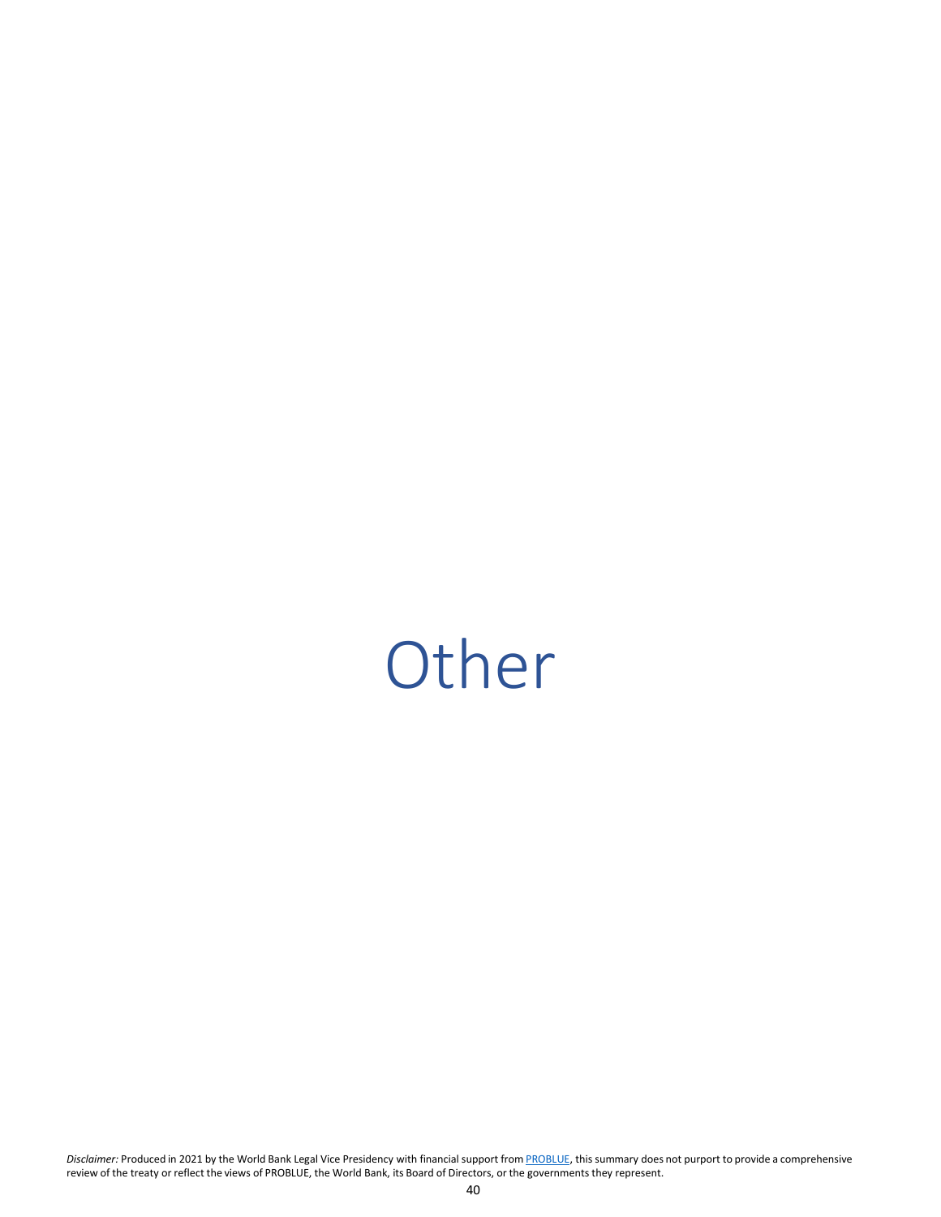# Other

*Disclaimer:* Produced in 2021 by the World Bank Legal Vice Presidency with financial support from PROBLUE, this summary does not purport to provide a comprehensive review of the treaty or reflect the views of PROBLUE, the World Bank, its Board of Directors, or the governments they represent.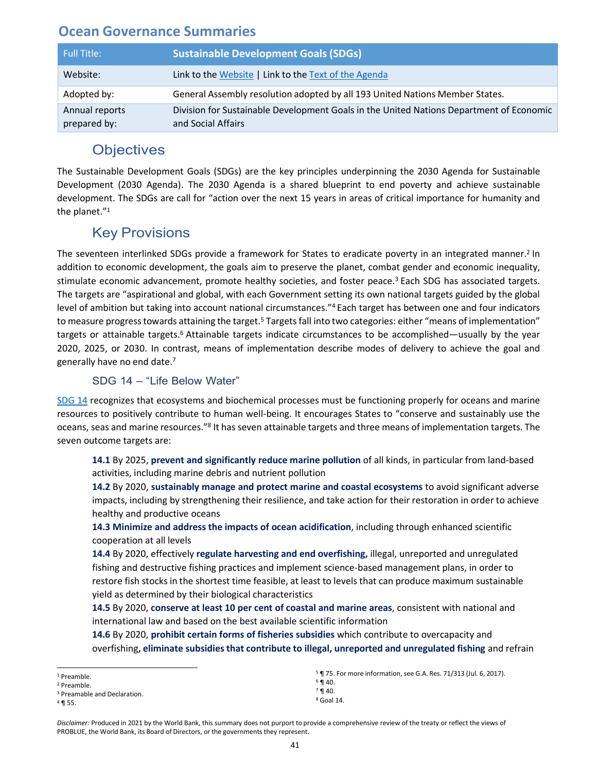## Ocean Governance Summaries

| Full Title: | Sustainable Development Goals (SDGs) |
|---|---|
| Website: | Link to the Website \| Link to the Text of the Agenda |
| Adopted by: | General Assembly resolution adopted by all 193 United Nations Member States. |
| Annual reports prepared by: | Division for Sustainable Development Goals in the United Nations Department of Economic and Social Affairs |

### Objectives

The Sustainable Development Goals (SDGs) are the key principles underpinning the 2030 Agenda for Sustainable Development (2030 Agenda). The 2030 Agenda is a shared blueprint to end poverty and achieve sustainable development. The SDGs are call for "action over the next 15 years in areas of critical importance for humanity and the planet."[1]

### Key Provisions

The seventeen interlinked SDGs provide a framework for States to eradicate poverty in an integrated manner.[2] In addition to economic development, the goals aim to preserve the planet, combat gender and economic inequality, stimulate economic advancement, promote healthy societies, and foster peace.[3] Each SDG has associated targets. The targets are "aspirational and global, with each Government setting its own national targets guided by the global level of ambition but taking into account national circumstances."[4] Each target has between one and four indicators to measure progress towards attaining the target.[5] Targets fall into two categories: either "means of implementation" targets or attainable targets.[6] Attainable targets indicate circumstances to be accomplished—usually by the year 2020, 2025, or 2030. In contrast, means of implementation describe modes of delivery to achieve the goal and generally have no end date.[7]

#### SDG 14 – "Life Below Water"

SDG 14 recognizes that ecosystems and biochemical processes must be functioning properly for oceans and marine resources to positively contribute to human well-being. It encourages States to "conserve and sustainably use the oceans, seas and marine resources."[8] It has seven attainable targets and three means of implementation targets. The seven outcome targets are:

**14.1** By 2025, **prevent and significantly reduce marine pollution** of all kinds, in particular from land-based activities, including marine debris and nutrient pollution

**14.2** By 2020, **sustainably manage and protect marine and coastal ecosystems** to avoid significant adverse impacts, including by strengthening their resilience, and take action for their restoration in order to achieve healthy and productive oceans

**14.3 Minimize and address the impacts of ocean acidification**, including through enhanced scientific cooperation at all levels

**14.4** By 2020, effectively **regulate harvesting and end overfishing,** illegal, unreported and unregulated fishing and destructive fishing practices and implement science-based management plans, in order to restore fish stocks in the shortest time feasible, at least to levels that can produce maximum sustainable yield as determined by their biological characteristics

**14.5** By 2020, **conserve at least 10 per cent of coastal and marine areas**, consistent with national and international law and based on the best available scientific information

**14.6** By 2020, **prohibit certain forms of fisheries subsidies** which contribute to overcapacity and overfishing**, eliminate subsidies that contribute to illegal, unreported and unregulated fishing** and refrain

---

[1] Preamble.
[2] Preamble.
[3] Preamble and Declaration.
[4] ¶ 55.
[5] ¶ 75. For more information, see G.A. Res. 71/313 (Jul. 6, 2017).
[6] ¶ 40.
[7] ¶ 40.
[8] Goal 14.

*Disclaimer:* Produced in 2021 by the World Bank, this summary does not purport to provide a comprehensive review of the treaty or reflect the views of PROBLUE, the World Bank, its Board of Directors, or the governments they represent.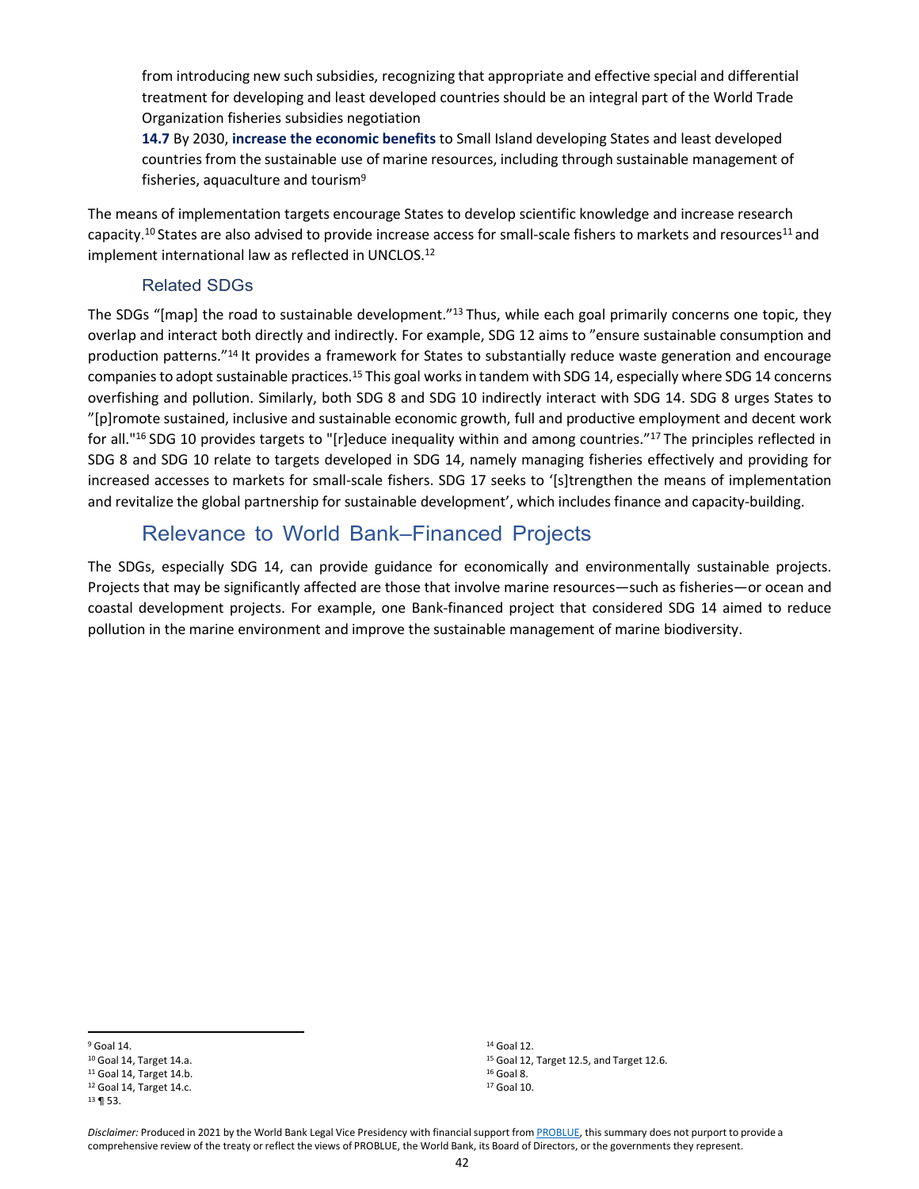from introducing new such subsidies, recognizing that appropriate and effective special and differential treatment for developing and least developed countries should be an integral part of the World Trade Organization fisheries subsidies negotiation

**14.7** By 2030, **increase the economic benefits** to Small Island developing States and least developed countries from the sustainable use of marine resources, including through sustainable management of fisheries, aquaculture and tourism[9]

The means of implementation targets encourage States to develop scientific knowledge and increase research capacity.[10] States are also advised to provide increase access for small-scale fishers to markets and resources[11] and implement international law as reflected in UNCLOS.[12]

### Related SDGs

The SDGs "[map] the road to sustainable development."[13] Thus, while each goal primarily concerns one topic, they overlap and interact both directly and indirectly. For example, SDG 12 aims to "ensure sustainable consumption and production patterns."[14] It provides a framework for States to substantially reduce waste generation and encourage companies to adopt sustainable practices.[15] This goal works in tandem with SDG 14, especially where SDG 14 concerns overfishing and pollution. Similarly, both SDG 8 and SDG 10 indirectly interact with SDG 14. SDG 8 urges States to "[p]romote sustained, inclusive and sustainable economic growth, full and productive employment and decent work for all."[16] SDG 10 provides targets to "[r]educe inequality within and among countries."[17] The principles reflected in SDG 8 and SDG 10 relate to targets developed in SDG 14, namely managing fisheries effectively and providing for increased accesses to markets for small-scale fishers. SDG 17 seeks to '[s]trengthen the means of implementation and revitalize the global partnership for sustainable development', which includes finance and capacity-building.

## Relevance to World Bank–Financed Projects

The SDGs, especially SDG 14, can provide guidance for economically and environmentally sustainable projects. Projects that may be significantly affected are those that involve marine resources—such as fisheries—or ocean and coastal development projects. For example, one Bank-financed project that considered SDG 14 aimed to reduce pollution in the marine environment and improve the sustainable management of marine biodiversity.

---

[9] Goal 14.
[10] Goal 14, Target 14.a.
[11] Goal 14, Target 14.b.
[12] Goal 14, Target 14.c.
[13] ¶ 53.
[14] Goal 12.
[15] Goal 12, Target 12.5, and Target 12.6.
[16] Goal 8.
[17] Goal 10.

*Disclaimer:* Produced in 2021 by the World Bank Legal Vice Presidency with financial support from PROBLUE, this summary does not purport to provide a comprehensive review of the treaty or reflect the views of PROBLUE, the World Bank, its Board of Directors, or the governments they represent.